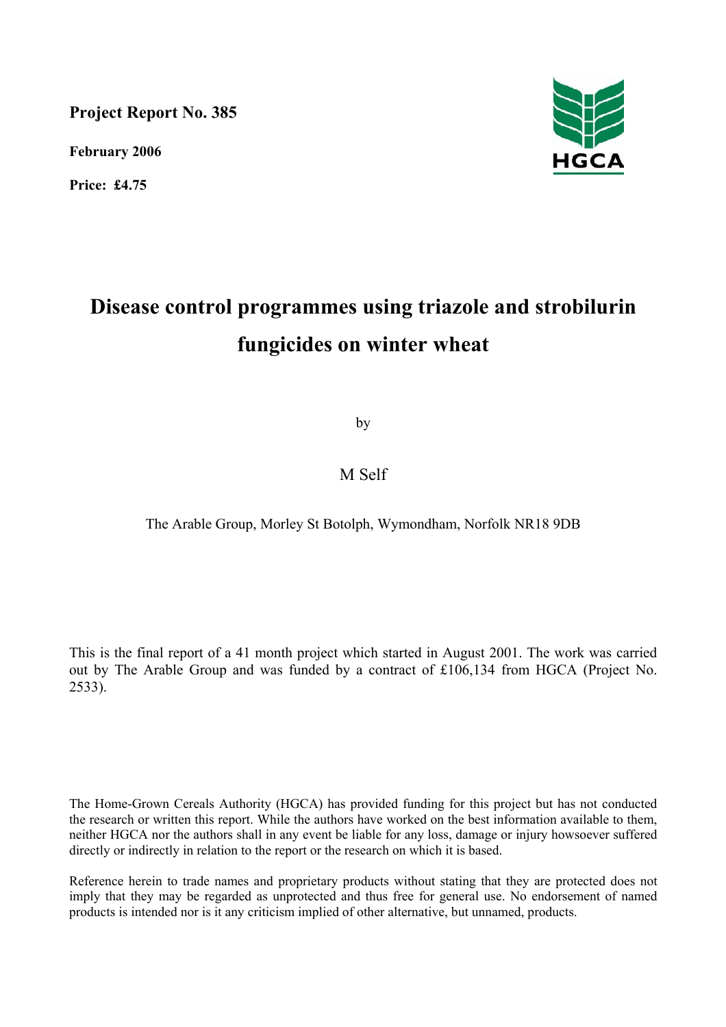**Project Report No. 385**

**February 2006**

**Price: £4.75**

HGCA

# Disease control programmes using triazole and strobilurin fungicides on winter wheat

by

M Self

The Arable Group, Morley St Botolph, Wymondham, Norfolk NR18 9DB

This is the final report of a 41 month project which started in August 2001. The work was carried out by The Arable Group and was funded by a contract of £106,134 from HGCA (Project No. 2533).

The Home-Grown Cereals Authority (HGCA) has provided funding for this project but has not conducted the research or written this report. While the authors have worked on the best information available to them, neither HGCA nor the authors shall in any event be liable for any loss, damage or injury howsoever suffered directly or indirectly in relation to the report or the research on which it is based.

Reference herein to trade names and proprietary products without stating that they are protected does not imply that they may be regarded as unprotected and thus free for general use. No endorsement of named products is intended nor is it any criticism implied of other alternative, but unnamed, products.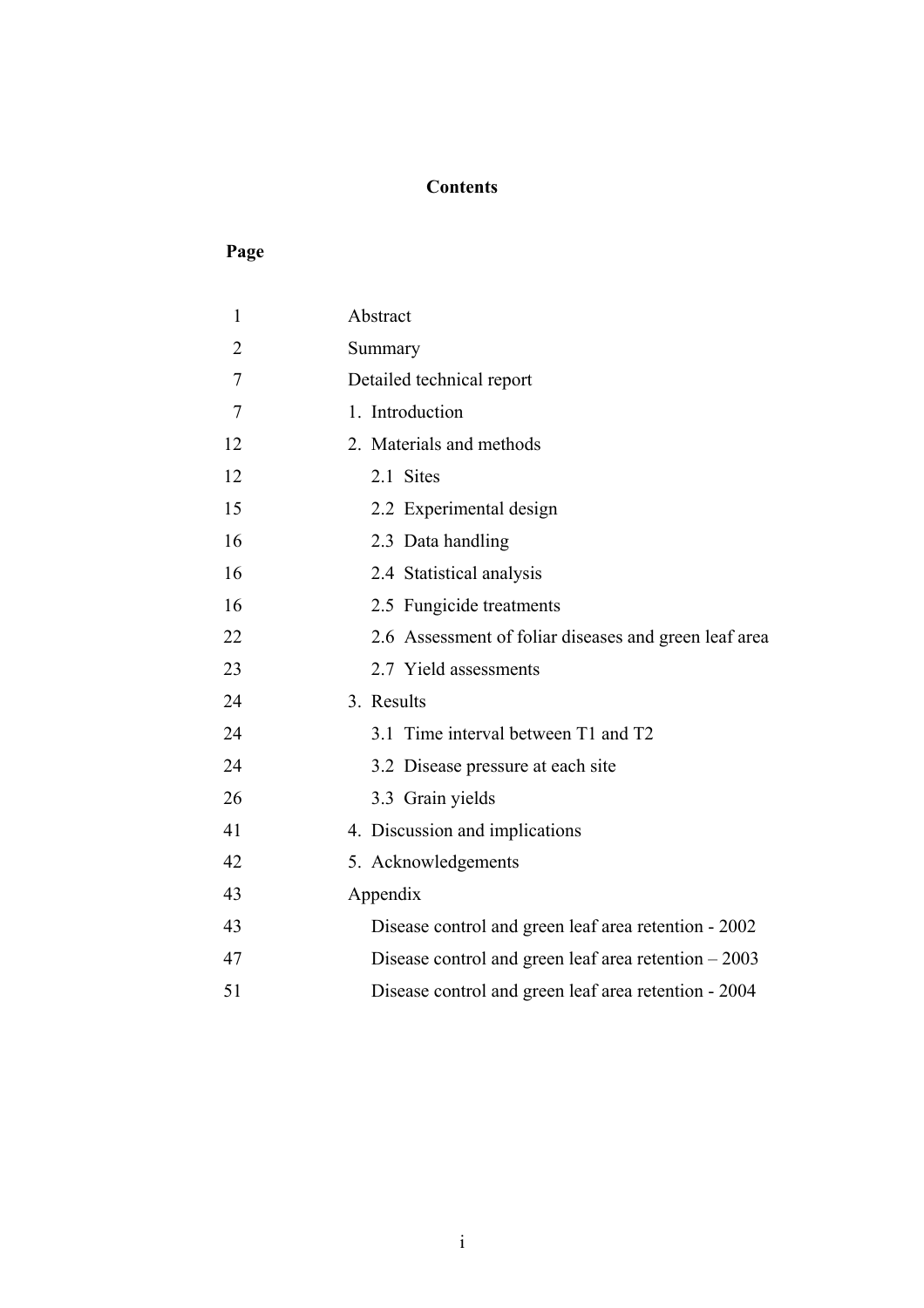# Contents

| Page | |
|---|---|
| 1 | Abstract |
| 2 | Summary |
| 7 | Detailed technical report |
| 7 | 1. Introduction |
| 12 | 2. Materials and methods |
| 12 | 2.1 Sites |
| 15 | 2.2 Experimental design |
| 16 | 2.3 Data handling |
| 16 | 2.4 Statistical analysis |
| 16 | 2.5 Fungicide treatments |
| 22 | 2.6 Assessment of foliar diseases and green leaf area |
| 23 | 2.7 Yield assessments |
| 24 | 3. Results |
| 24 | 3.1 Time interval between T1 and T2 |
| 24 | 3.2 Disease pressure at each site |
| 26 | 3.3 Grain yields |
| 41 | 4. Discussion and implications |
| 42 | 5. Acknowledgements |
| 43 | Appendix |
| 43 | Disease control and green leaf area retention - 2002 |
| 47 | Disease control and green leaf area retention – 2003 |
| 51 | Disease control and green leaf area retention - 2004 |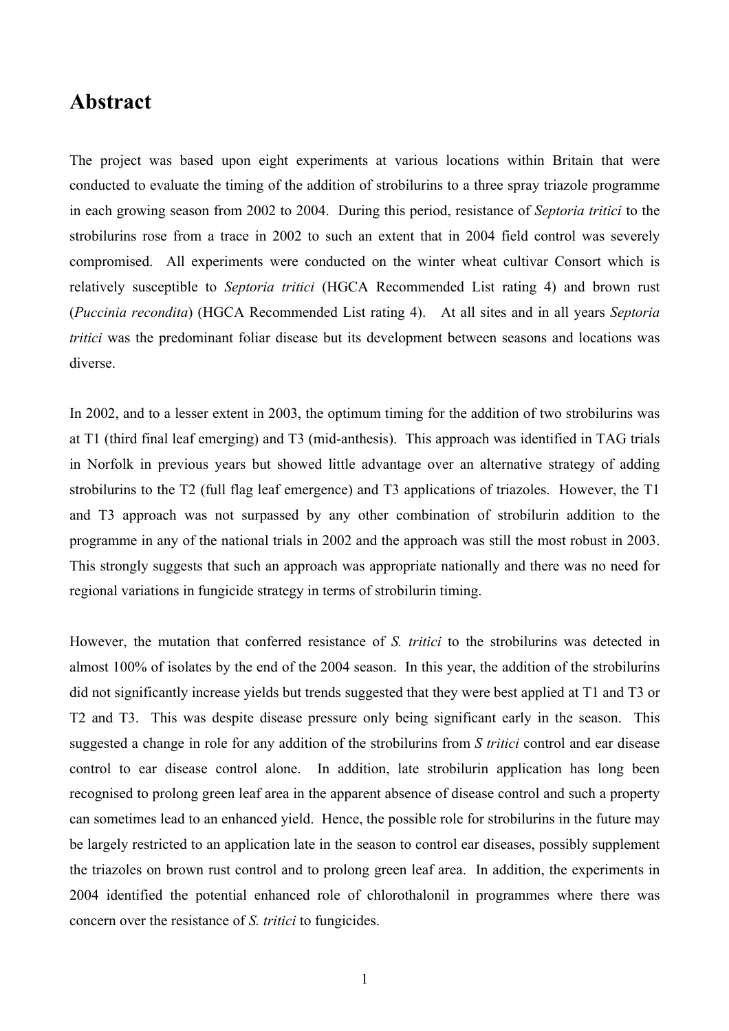# Abstract

The project was based upon eight experiments at various locations within Britain that were conducted to evaluate the timing of the addition of strobilurins to a three spray triazole programme in each growing season from 2002 to 2004. During this period, resistance of *Septoria tritici* to the strobilurins rose from a trace in 2002 to such an extent that in 2004 field control was severely compromised. All experiments were conducted on the winter wheat cultivar Consort which is relatively susceptible to *Septoria tritici* (HGCA Recommended List rating 4) and brown rust (*Puccinia recondita*) (HGCA Recommended List rating 4). At all sites and in all years *Septoria tritici* was the predominant foliar disease but its development between seasons and locations was diverse.

In 2002, and to a lesser extent in 2003, the optimum timing for the addition of two strobilurins was at T1 (third final leaf emerging) and T3 (mid-anthesis). This approach was identified in TAG trials in Norfolk in previous years but showed little advantage over an alternative strategy of adding strobilurins to the T2 (full flag leaf emergence) and T3 applications of triazoles. However, the T1 and T3 approach was not surpassed by any other combination of strobilurin addition to the programme in any of the national trials in 2002 and the approach was still the most robust in 2003. This strongly suggests that such an approach was appropriate nationally and there was no need for regional variations in fungicide strategy in terms of strobilurin timing.

However, the mutation that conferred resistance of *S. tritici* to the strobilurins was detected in almost 100% of isolates by the end of the 2004 season. In this year, the addition of the strobilurins did not significantly increase yields but trends suggested that they were best applied at T1 and T3 or T2 and T3. This was despite disease pressure only being significant early in the season. This suggested a change in role for any addition of the strobilurins from *S tritici* control and ear disease control to ear disease control alone. In addition, late strobilurin application has long been recognised to prolong green leaf area in the apparent absence of disease control and such a property can sometimes lead to an enhanced yield. Hence, the possible role for strobilurins in the future may be largely restricted to an application late in the season to control ear diseases, possibly supplement the triazoles on brown rust control and to prolong green leaf area. In addition, the experiments in 2004 identified the potential enhanced role of chlorothalonil in programmes where there was concern over the resistance of *S. tritici* to fungicides.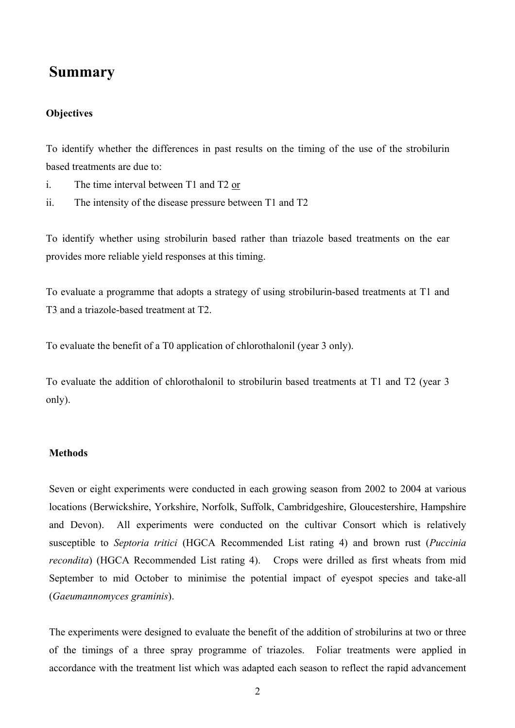# Summary

**Objectives**

To identify whether the differences in past results on the timing of the use of the strobilurin based treatments are due to:

i. The time interval between T1 and T2 <u>or</u>

ii. The intensity of the disease pressure between T1 and T2

To identify whether using strobilurin based rather than triazole based treatments on the ear provides more reliable yield responses at this timing.

To evaluate a programme that adopts a strategy of using strobilurin-based treatments at T1 and T3 and a triazole-based treatment at T2.

To evaluate the benefit of a T0 application of chlorothalonil (year 3 only).

To evaluate the addition of chlorothalonil to strobilurin based treatments at T1 and T2 (year 3 only).

**Methods**

Seven or eight experiments were conducted in each growing season from 2002 to 2004 at various locations (Berwickshire, Yorkshire, Norfolk, Suffolk, Cambridgeshire, Gloucestershire, Hampshire and Devon). All experiments were conducted on the cultivar Consort which is relatively susceptible to *Septoria tritici* (HGCA Recommended List rating 4) and brown rust (*Puccinia recondita*) (HGCA Recommended List rating 4). Crops were drilled as first wheats from mid September to mid October to minimise the potential impact of eyespot species and take-all (*Gaeumannomyces graminis*).

The experiments were designed to evaluate the benefit of the addition of strobilurins at two or three of the timings of a three spray programme of triazoles. Foliar treatments were applied in accordance with the treatment list which was adapted each season to reflect the rapid advancement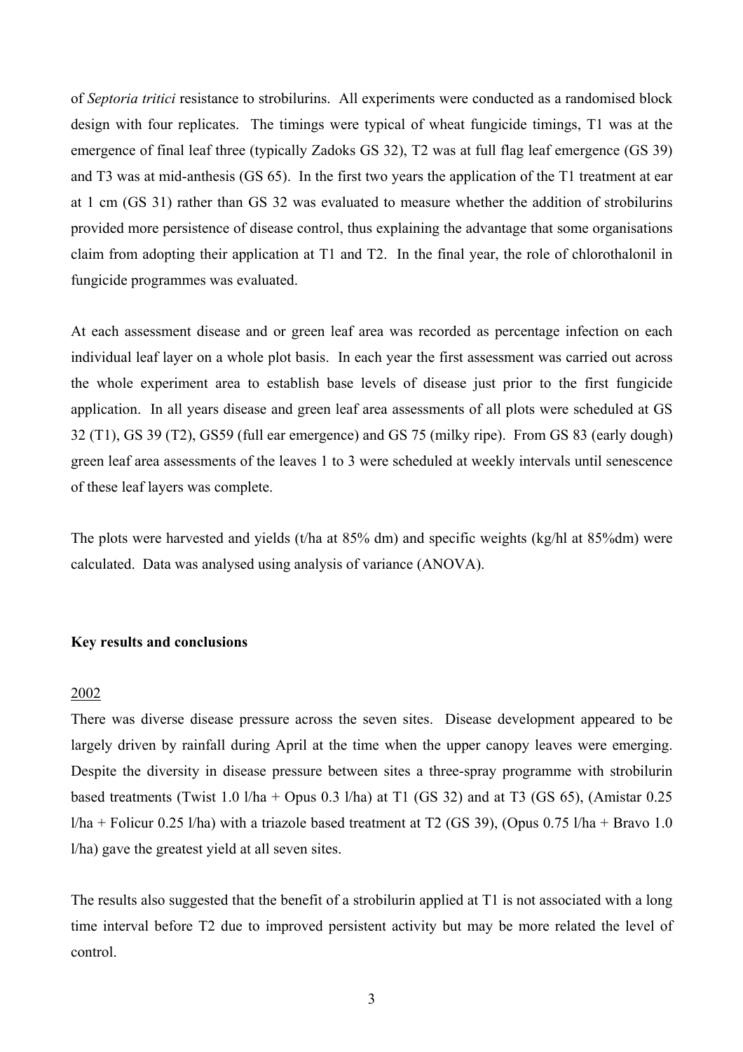of *Septoria tritici* resistance to strobilurins. All experiments were conducted as a randomised block design with four replicates. The timings were typical of wheat fungicide timings, T1 was at the emergence of final leaf three (typically Zadoks GS 32), T2 was at full flag leaf emergence (GS 39) and T3 was at mid-anthesis (GS 65). In the first two years the application of the T1 treatment at ear at 1 cm (GS 31) rather than GS 32 was evaluated to measure whether the addition of strobilurins provided more persistence of disease control, thus explaining the advantage that some organisations claim from adopting their application at T1 and T2. In the final year, the role of chlorothalonil in fungicide programmes was evaluated.

At each assessment disease and or green leaf area was recorded as percentage infection on each individual leaf layer on a whole plot basis. In each year the first assessment was carried out across the whole experiment area to establish base levels of disease just prior to the first fungicide application. In all years disease and green leaf area assessments of all plots were scheduled at GS 32 (T1), GS 39 (T2), GS59 (full ear emergence) and GS 75 (milky ripe). From GS 83 (early dough) green leaf area assessments of the leaves 1 to 3 were scheduled at weekly intervals until senescence of these leaf layers was complete.

The plots were harvested and yields (t/ha at 85% dm) and specific weights (kg/hl at 85%dm) were calculated. Data was analysed using analysis of variance (ANOVA).

**Key results and conclusions**

2002

There was diverse disease pressure across the seven sites. Disease development appeared to be largely driven by rainfall during April at the time when the upper canopy leaves were emerging. Despite the diversity in disease pressure between sites a three-spray programme with strobilurin based treatments (Twist 1.0 l/ha + Opus 0.3 l/ha) at T1 (GS 32) and at T3 (GS 65), (Amistar 0.25 l/ha + Folicur 0.25 l/ha) with a triazole based treatment at T2 (GS 39), (Opus 0.75 l/ha + Bravo 1.0 l/ha) gave the greatest yield at all seven sites.

The results also suggested that the benefit of a strobilurin applied at T1 is not associated with a long time interval before T2 due to improved persistent activity but may be more related the level of control.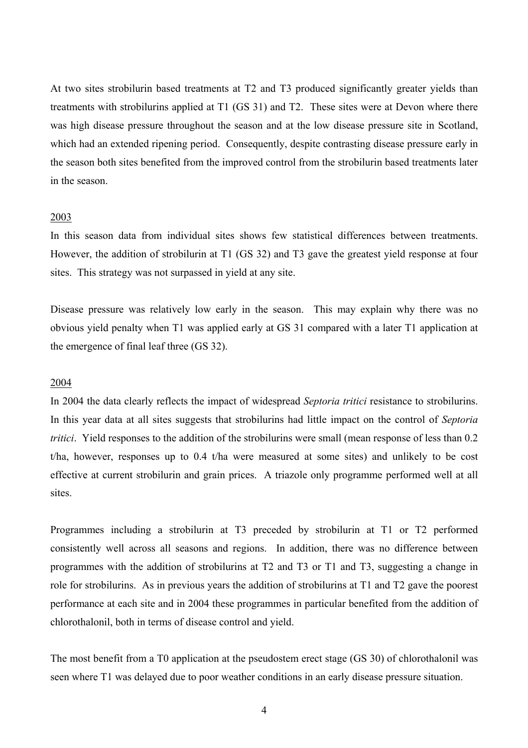At two sites strobilurin based treatments at T2 and T3 produced significantly greater yields than treatments with strobilurins applied at T1 (GS 31) and T2. These sites were at Devon where there was high disease pressure throughout the season and at the low disease pressure site in Scotland, which had an extended ripening period. Consequently, despite contrasting disease pressure early in the season both sites benefited from the improved control from the strobilurin based treatments later in the season.

<u>2003</u>

In this season data from individual sites shows few statistical differences between treatments. However, the addition of strobilurin at T1 (GS 32) and T3 gave the greatest yield response at four sites. This strategy was not surpassed in yield at any site.

Disease pressure was relatively low early in the season. This may explain why there was no obvious yield penalty when T1 was applied early at GS 31 compared with a later T1 application at the emergence of final leaf three (GS 32).

<u>2004</u>

In 2004 the data clearly reflects the impact of widespread *Septoria tritici* resistance to strobilurins. In this year data at all sites suggests that strobilurins had little impact on the control of *Septoria tritici*. Yield responses to the addition of the strobilurins were small (mean response of less than 0.2 t/ha, however, responses up to 0.4 t/ha were measured at some sites) and unlikely to be cost effective at current strobilurin and grain prices. A triazole only programme performed well at all sites.

Programmes including a strobilurin at T3 preceded by strobilurin at T1 or T2 performed consistently well across all seasons and regions. In addition, there was no difference between programmes with the addition of strobilurins at T2 and T3 or T1 and T3, suggesting a change in role for strobilurins. As in previous years the addition of strobilurins at T1 and T2 gave the poorest performance at each site and in 2004 these programmes in particular benefited from the addition of chlorothalonil, both in terms of disease control and yield.

The most benefit from a T0 application at the pseudostem erect stage (GS 30) of chlorothalonil was seen where T1 was delayed due to poor weather conditions in an early disease pressure situation.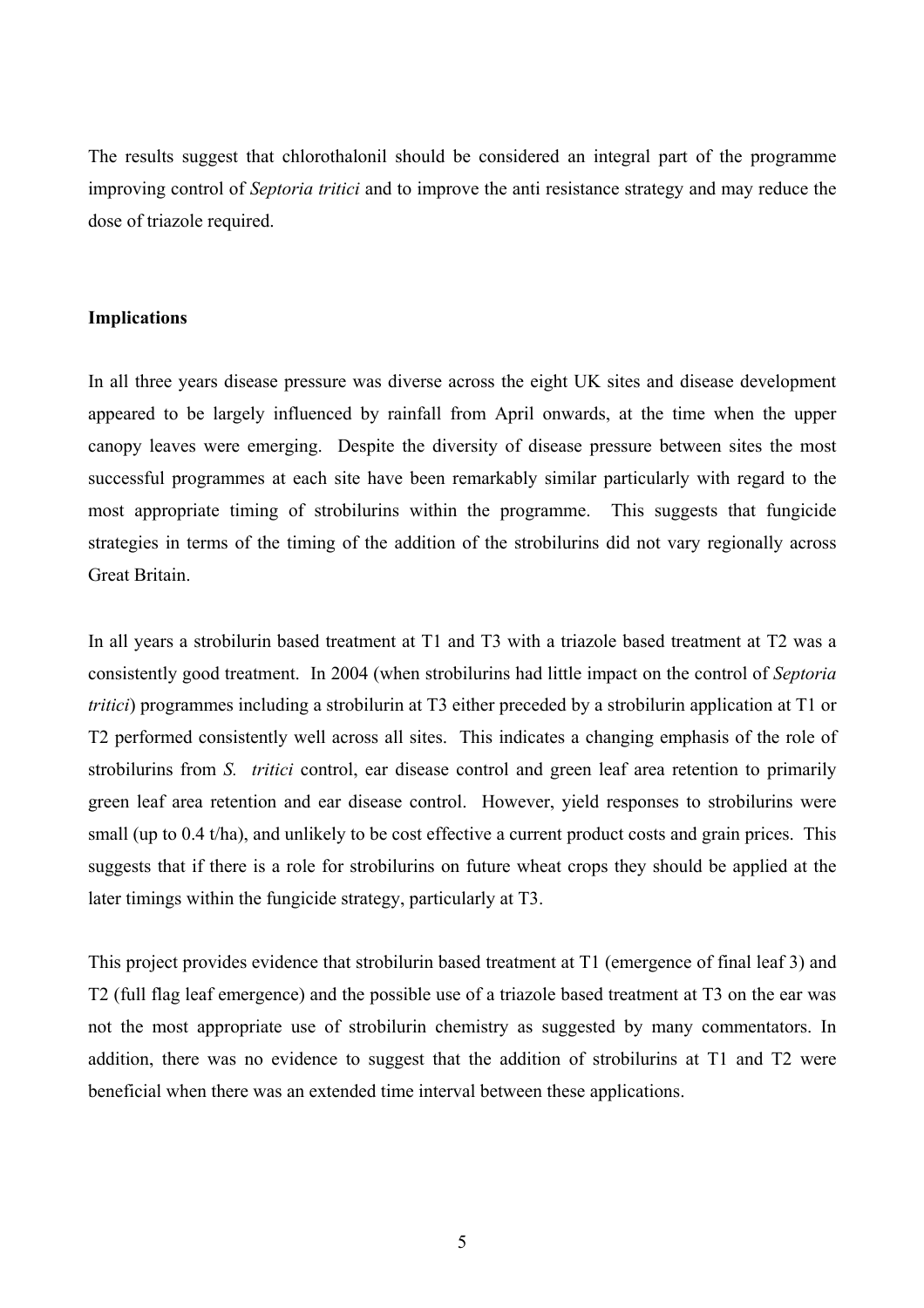The results suggest that chlorothalonil should be considered an integral part of the programme improving control of *Septoria tritici* and to improve the anti resistance strategy and may reduce the dose of triazole required.

**Implications**

In all three years disease pressure was diverse across the eight UK sites and disease development appeared to be largely influenced by rainfall from April onwards, at the time when the upper canopy leaves were emerging. Despite the diversity of disease pressure between sites the most successful programmes at each site have been remarkably similar particularly with regard to the most appropriate timing of strobilurins within the programme. This suggests that fungicide strategies in terms of the timing of the addition of the strobilurins did not vary regionally across Great Britain.

In all years a strobilurin based treatment at T1 and T3 with a triazole based treatment at T2 was a consistently good treatment. In 2004 (when strobilurins had little impact on the control of *Septoria tritici*) programmes including a strobilurin at T3 either preceded by a strobilurin application at T1 or T2 performed consistently well across all sites. This indicates a changing emphasis of the role of strobilurins from *S. tritici* control, ear disease control and green leaf area retention to primarily green leaf area retention and ear disease control. However, yield responses to strobilurins were small (up to 0.4 t/ha), and unlikely to be cost effective a current product costs and grain prices. This suggests that if there is a role for strobilurins on future wheat crops they should be applied at the later timings within the fungicide strategy, particularly at T3.

This project provides evidence that strobilurin based treatment at T1 (emergence of final leaf 3) and T2 (full flag leaf emergence) and the possible use of a triazole based treatment at T3 on the ear was not the most appropriate use of strobilurin chemistry as suggested by many commentators. In addition, there was no evidence to suggest that the addition of strobilurins at T1 and T2 were beneficial when there was an extended time interval between these applications.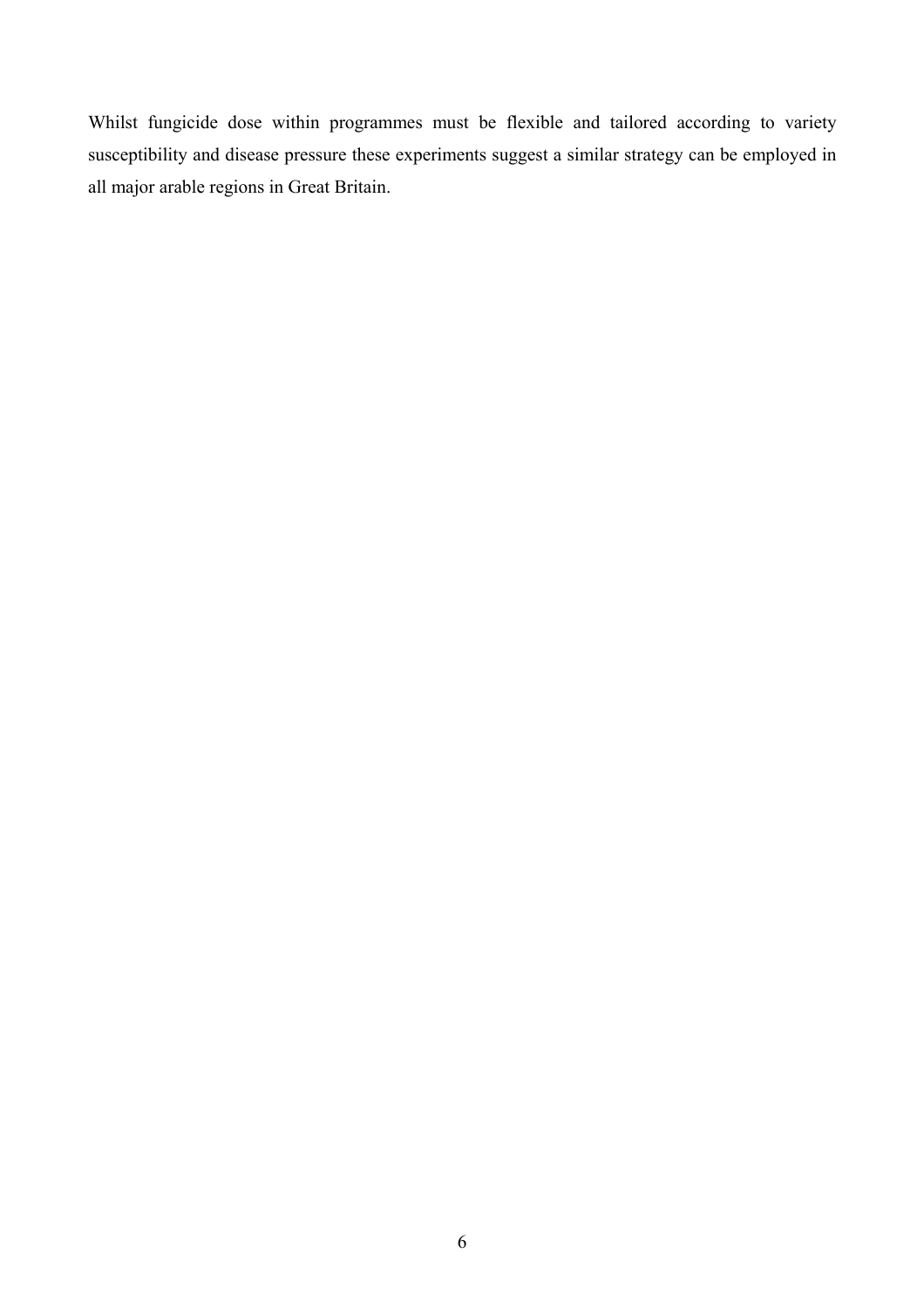Whilst fungicide dose within programmes must be flexible and tailored according to variety susceptibility and disease pressure these experiments suggest a similar strategy can be employed in all major arable regions in Great Britain.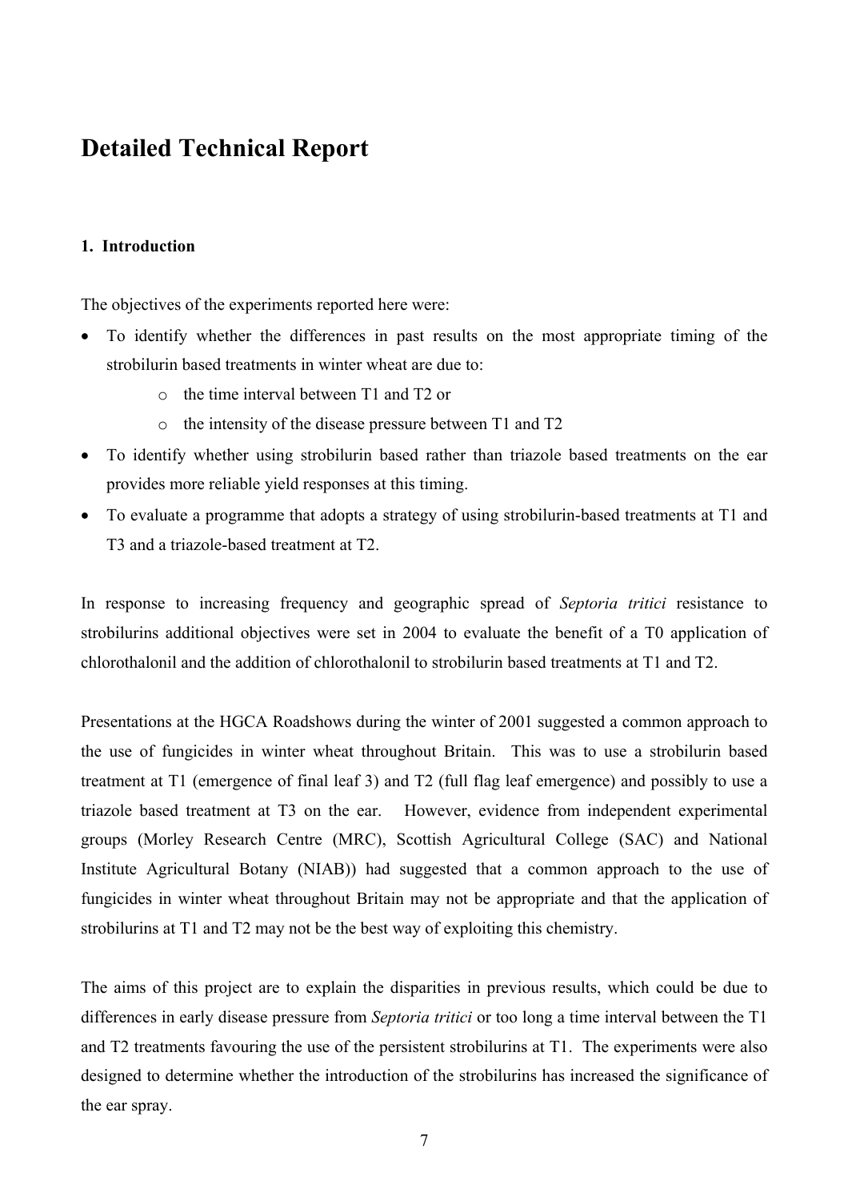# Detailed Technical Report

### 1. Introduction

The objectives of the experiments reported here were:

- To identify whether the differences in past results on the most appropriate timing of the strobilurin based treatments in winter wheat are due to:
  - the time interval between T1 and T2 or
  - the intensity of the disease pressure between T1 and T2
- To identify whether using strobilurin based rather than triazole based treatments on the ear provides more reliable yield responses at this timing.
- To evaluate a programme that adopts a strategy of using strobilurin-based treatments at T1 and T3 and a triazole-based treatment at T2.

In response to increasing frequency and geographic spread of *Septoria tritici* resistance to strobilurins additional objectives were set in 2004 to evaluate the benefit of a T0 application of chlorothalonil and the addition of chlorothalonil to strobilurin based treatments at T1 and T2.

Presentations at the HGCA Roadshows during the winter of 2001 suggested a common approach to the use of fungicides in winter wheat throughout Britain. This was to use a strobilurin based treatment at T1 (emergence of final leaf 3) and T2 (full flag leaf emergence) and possibly to use a triazole based treatment at T3 on the ear. However, evidence from independent experimental groups (Morley Research Centre (MRC), Scottish Agricultural College (SAC) and National Institute Agricultural Botany (NIAB)) had suggested that a common approach to the use of fungicides in winter wheat throughout Britain may not be appropriate and that the application of strobilurins at T1 and T2 may not be the best way of exploiting this chemistry.

The aims of this project are to explain the disparities in previous results, which could be due to differences in early disease pressure from *Septoria tritici* or too long a time interval between the T1 and T2 treatments favouring the use of the persistent strobilurins at T1. The experiments were also designed to determine whether the introduction of the strobilurins has increased the significance of the ear spray.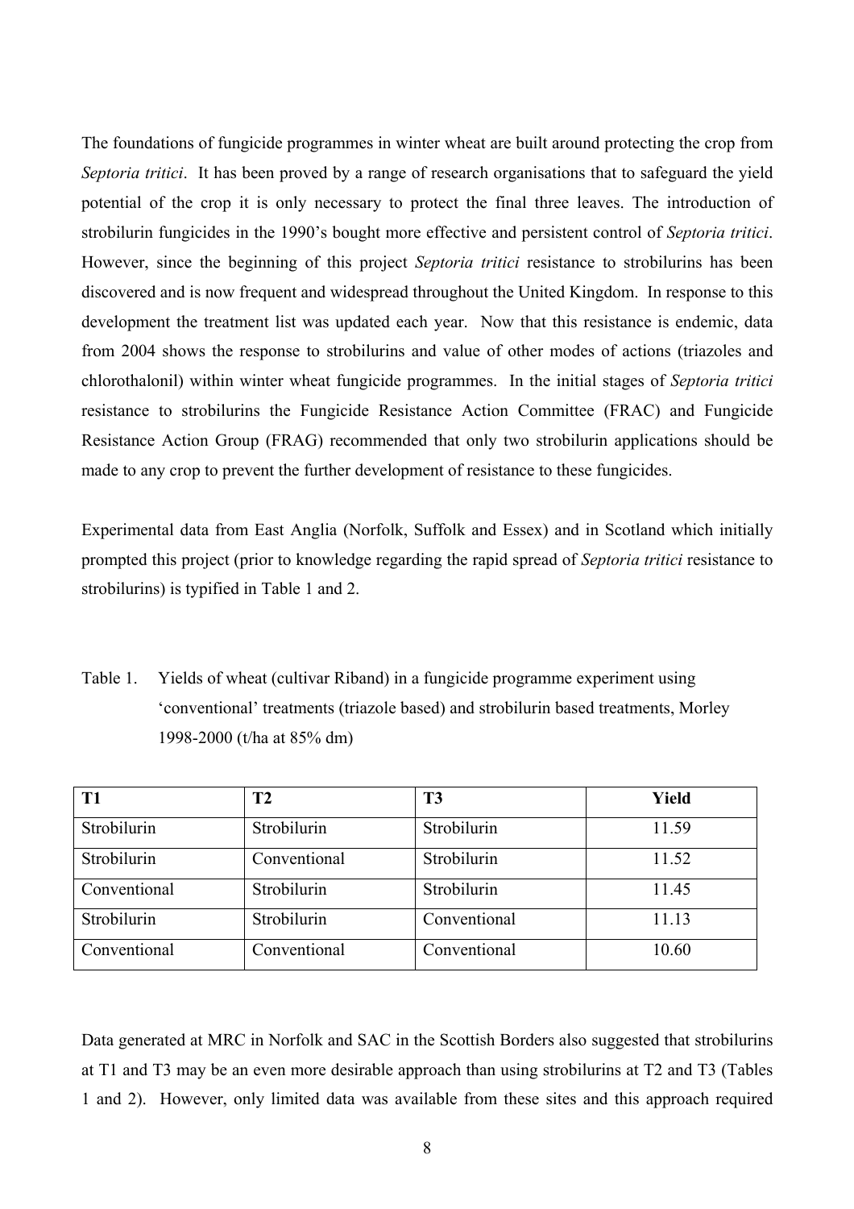The foundations of fungicide programmes in winter wheat are built around protecting the crop from *Septoria tritici*. It has been proved by a range of research organisations that to safeguard the yield potential of the crop it is only necessary to protect the final three leaves. The introduction of strobilurin fungicides in the 1990's bought more effective and persistent control of *Septoria tritici*. However, since the beginning of this project *Septoria tritici* resistance to strobilurins has been discovered and is now frequent and widespread throughout the United Kingdom. In response to this development the treatment list was updated each year. Now that this resistance is endemic, data from 2004 shows the response to strobilurins and value of other modes of actions (triazoles and chlorothalonil) within winter wheat fungicide programmes. In the initial stages of *Septoria tritici* resistance to strobilurins the Fungicide Resistance Action Committee (FRAC) and Fungicide Resistance Action Group (FRAG) recommended that only two strobilurin applications should be made to any crop to prevent the further development of resistance to these fungicides.

Experimental data from East Anglia (Norfolk, Suffolk and Essex) and in Scotland which initially prompted this project (prior to knowledge regarding the rapid spread of *Septoria tritici* resistance to strobilurins) is typified in Table 1 and 2.

Table 1. Yields of wheat (cultivar Riband) in a fungicide programme experiment using 'conventional' treatments (triazole based) and strobilurin based treatments, Morley 1998-2000 (t/ha at 85% dm)

| T1 | T2 | T3 | Yield |
|---|---|---|---|
| Strobilurin | Strobilurin | Strobilurin | 11.59 |
| Strobilurin | Conventional | Strobilurin | 11.52 |
| Conventional | Strobilurin | Strobilurin | 11.45 |
| Strobilurin | Strobilurin | Conventional | 11.13 |
| Conventional | Conventional | Conventional | 10.60 |

Data generated at MRC in Norfolk and SAC in the Scottish Borders also suggested that strobilurins at T1 and T3 may be an even more desirable approach than using strobilurins at T2 and T3 (Tables 1 and 2). However, only limited data was available from these sites and this approach required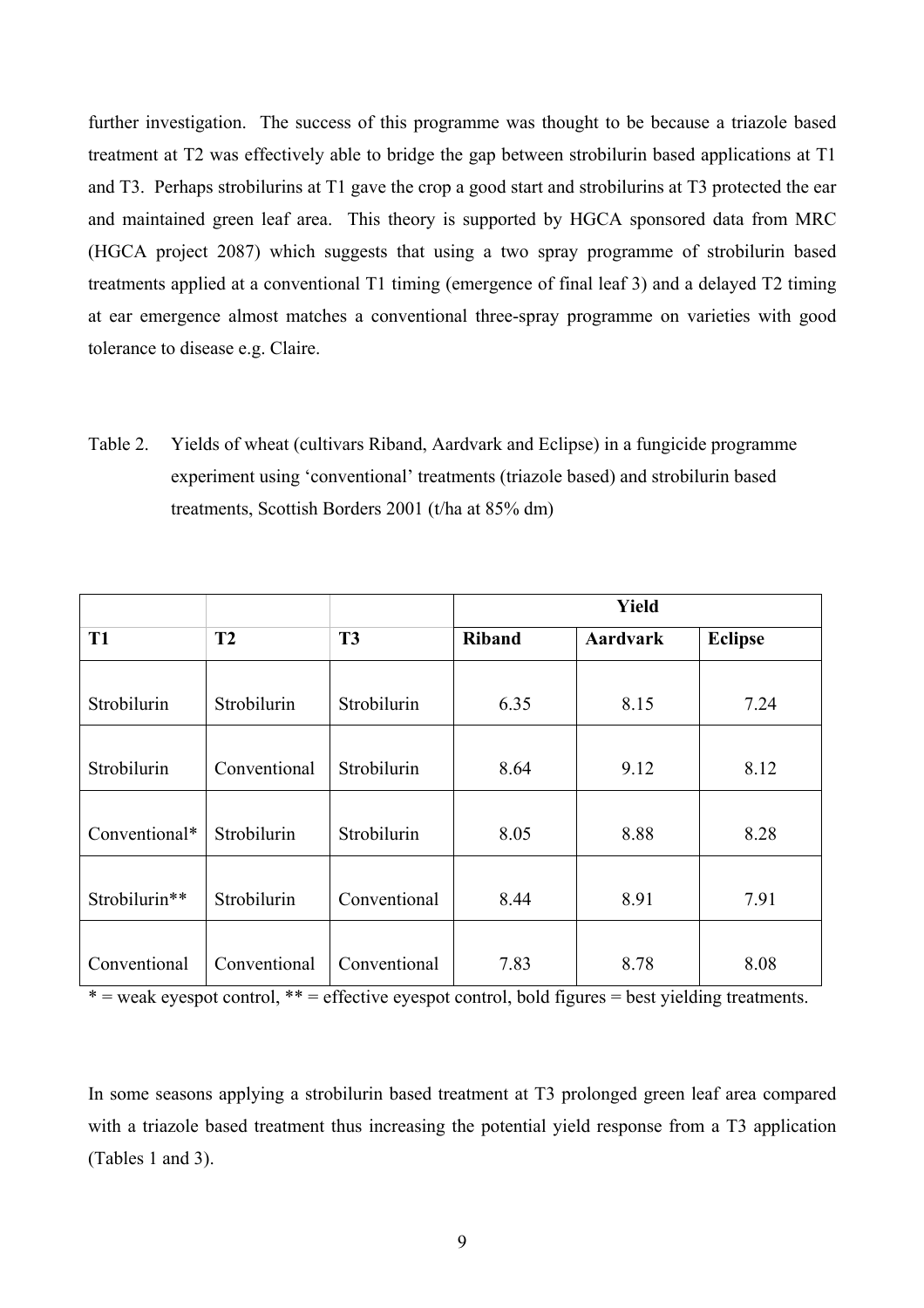further investigation. The success of this programme was thought to be because a triazole based treatment at T2 was effectively able to bridge the gap between strobilurin based applications at T1 and T3. Perhaps strobilurins at T1 gave the crop a good start and strobilurins at T3 protected the ear and maintained green leaf area. This theory is supported by HGCA sponsored data from MRC (HGCA project 2087) which suggests that using a two spray programme of strobilurin based treatments applied at a conventional T1 timing (emergence of final leaf 3) and a delayed T2 timing at ear emergence almost matches a conventional three-spray programme on varieties with good tolerance to disease e.g. Claire.

Table 2. Yields of wheat (cultivars Riband, Aardvark and Eclipse) in a fungicide programme experiment using 'conventional' treatments (triazole based) and strobilurin based treatments, Scottish Borders 2001 (t/ha at 85% dm)

| | | | Yield | | |
|---|---|---|---|---|---|
| **T1** | **T2** | **T3** | **Riband** | **Aardvark** | **Eclipse** |
| Strobilurin | Strobilurin | Strobilurin | 6.35 | 8.15 | 7.24 |
| Strobilurin | Conventional | Strobilurin | 8.64 | 9.12 | 8.12 |
| Conventional* | Strobilurin | Strobilurin | 8.05 | 8.88 | 8.28 |
| Strobilurin** | Strobilurin | Conventional | 8.44 | 8.91 | 7.91 |
| Conventional | Conventional | Conventional | 7.83 | 8.78 | 8.08 |

* = weak eyespot control, ** = effective eyespot control, bold figures = best yielding treatments.

In some seasons applying a strobilurin based treatment at T3 prolonged green leaf area compared with a triazole based treatment thus increasing the potential yield response from a T3 application (Tables 1 and 3).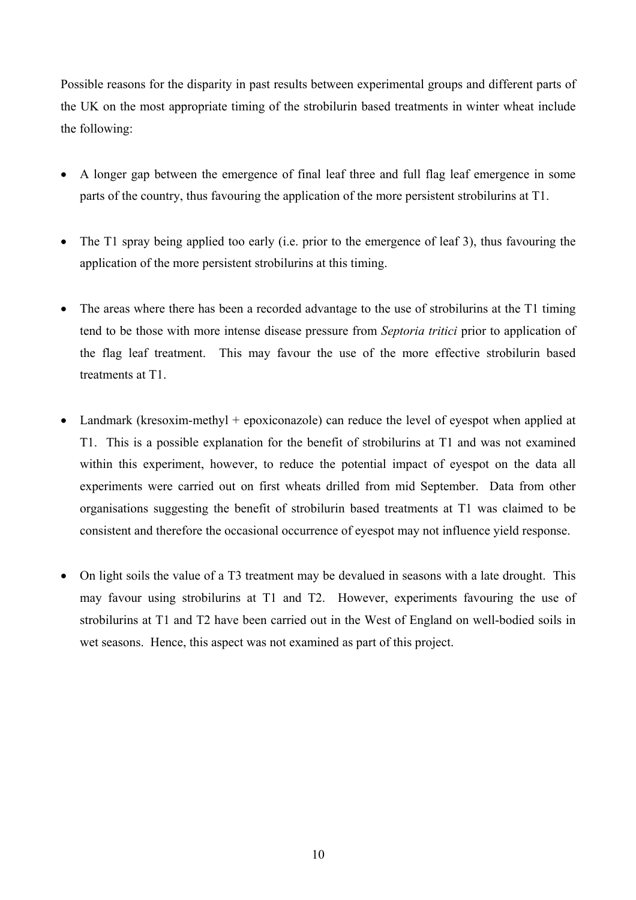Possible reasons for the disparity in past results between experimental groups and different parts of the UK on the most appropriate timing of the strobilurin based treatments in winter wheat include the following:

- A longer gap between the emergence of final leaf three and full flag leaf emergence in some parts of the country, thus favouring the application of the more persistent strobilurins at T1.

- The T1 spray being applied too early (i.e. prior to the emergence of leaf 3), thus favouring the application of the more persistent strobilurins at this timing.

- The areas where there has been a recorded advantage to the use of strobilurins at the T1 timing tend to be those with more intense disease pressure from *Septoria tritici* prior to application of the flag leaf treatment. This may favour the use of the more effective strobilurin based treatments at T1.

- Landmark (kresoxim-methyl + epoxiconazole) can reduce the level of eyespot when applied at T1. This is a possible explanation for the benefit of strobilurins at T1 and was not examined within this experiment, however, to reduce the potential impact of eyespot on the data all experiments were carried out on first wheats drilled from mid September. Data from other organisations suggesting the benefit of strobilurin based treatments at T1 was claimed to be consistent and therefore the occasional occurrence of eyespot may not influence yield response.

- On light soils the value of a T3 treatment may be devalued in seasons with a late drought. This may favour using strobilurins at T1 and T2. However, experiments favouring the use of strobilurins at T1 and T2 have been carried out in the West of England on well-bodied soils in wet seasons. Hence, this aspect was not examined as part of this project.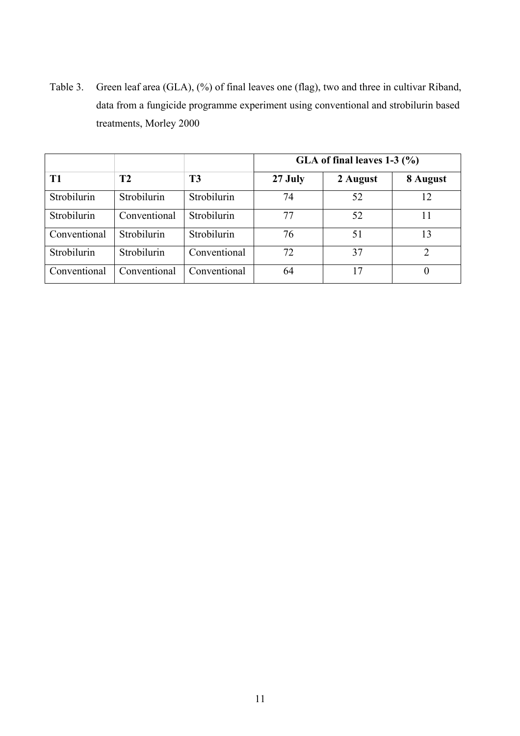Table 3. Green leaf area (GLA), (%) of final leaves one (flag), two and three in cultivar Riband, data from a fungicide programme experiment using conventional and strobilurin based treatments, Morley 2000

| | | | GLA of final leaves 1-3 (%) | | |
|---|---|---|---|---|---|
| **T1** | **T2** | **T3** | **27 July** | **2 August** | **8 August** |
| Strobilurin | Strobilurin | Strobilurin | 74 | 52 | 12 |
| Strobilurin | Conventional | Strobilurin | 77 | 52 | 11 |
| Conventional | Strobilurin | Strobilurin | 76 | 51 | 13 |
| Strobilurin | Strobilurin | Conventional | 72 | 37 | 2 |
| Conventional | Conventional | Conventional | 64 | 17 | 0 |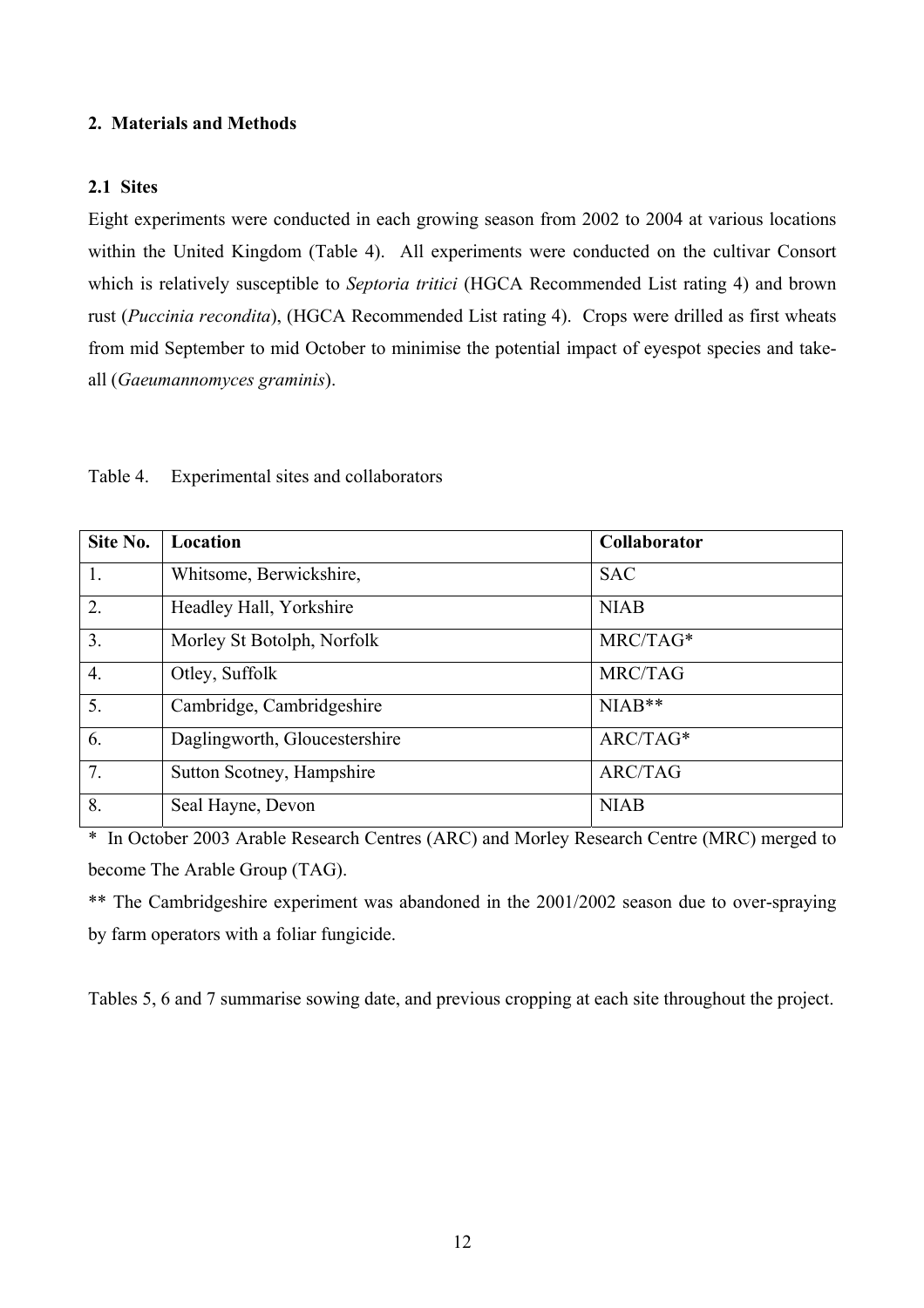## 2. Materials and Methods

### 2.1 Sites

Eight experiments were conducted in each growing season from 2002 to 2004 at various locations within the United Kingdom (Table 4). All experiments were conducted on the cultivar Consort which is relatively susceptible to *Septoria tritici* (HGCA Recommended List rating 4) and brown rust (*Puccinia recondita*), (HGCA Recommended List rating 4). Crops were drilled as first wheats from mid September to mid October to minimise the potential impact of eyespot species and take-all (*Gaeumannomyces graminis*).

Table 4. Experimental sites and collaborators

| Site No. | Location | Collaborator |
|---|---|---|
| 1. | Whitsome, Berwickshire, | SAC |
| 2. | Headley Hall, Yorkshire | NIAB |
| 3. | Morley St Botolph, Norfolk | MRC/TAG* |
| 4. | Otley, Suffolk | MRC/TAG |
| 5. | Cambridge, Cambridgeshire | NIAB** |
| 6. | Daglingworth, Gloucestershire | ARC/TAG* |
| 7. | Sutton Scotney, Hampshire | ARC/TAG |
| 8. | Seal Hayne, Devon | NIAB |

\* In October 2003 Arable Research Centres (ARC) and Morley Research Centre (MRC) merged to become The Arable Group (TAG).

** The Cambridgeshire experiment was abandoned in the 2001/2002 season due to over-spraying by farm operators with a foliar fungicide.

Tables 5, 6 and 7 summarise sowing date, and previous cropping at each site throughout the project.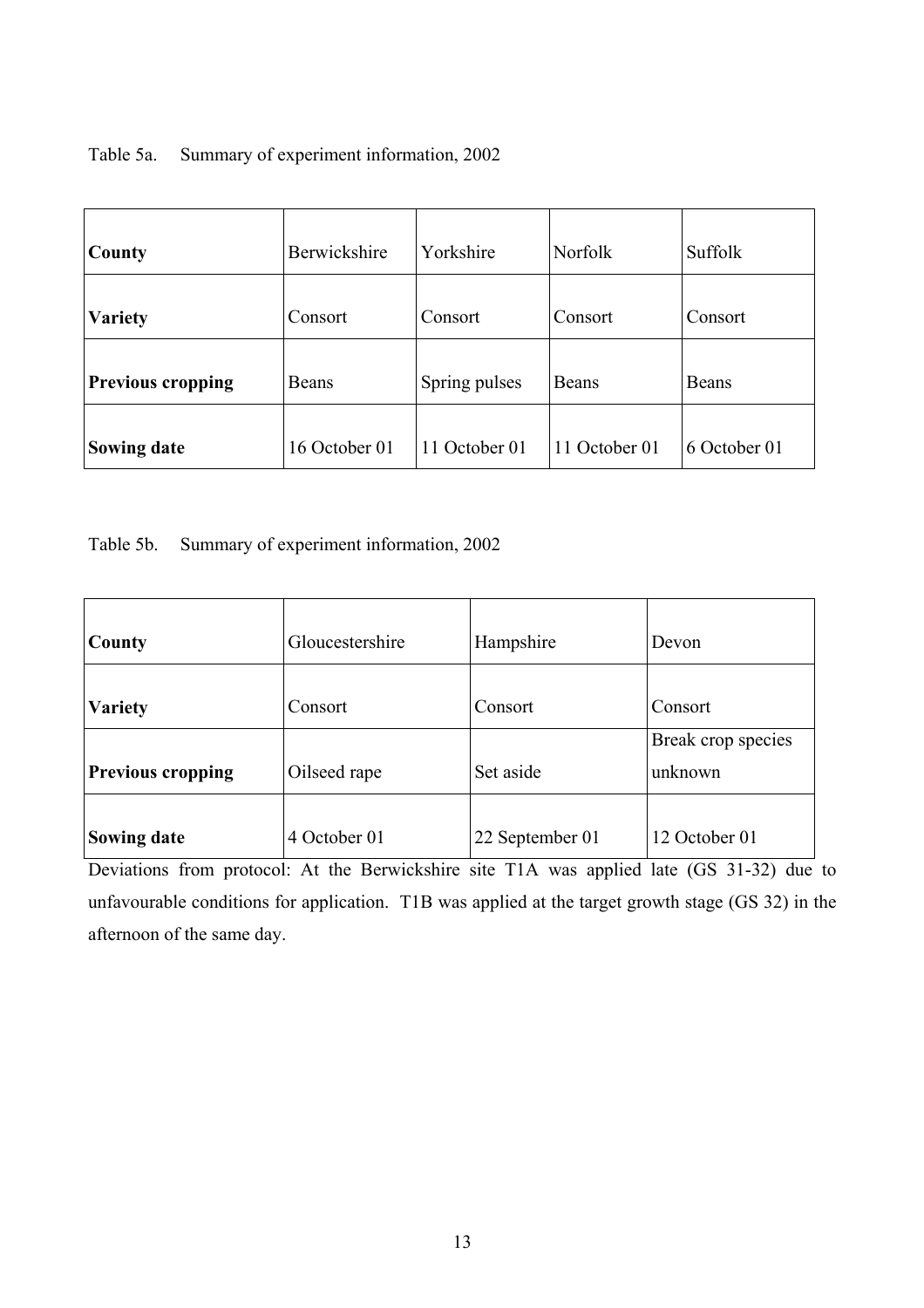Table 5a. Summary of experiment information, 2002

| County | Berwickshire | Yorkshire | Norfolk | Suffolk |
|---|---|---|---|---|
| Variety | Consort | Consort | Consort | Consort |
| Previous cropping | Beans | Spring pulses | Beans | Beans |
| Sowing date | 16 October 01 | 11 October 01 | 11 October 01 | 6 October 01 |

Table 5b. Summary of experiment information, 2002

| County | Gloucestershire | Hampshire | Devon |
|---|---|---|---|
| Variety | Consort | Consort | Consort |
| Previous cropping | Oilseed rape | Set aside | Break crop species unknown |
| Sowing date | 4 October 01 | 22 September 01 | 12 October 01 |

Deviations from protocol: At the Berwickshire site T1A was applied late (GS 31-32) due to unfavourable conditions for application. T1B was applied at the target growth stage (GS 32) in the afternoon of the same day.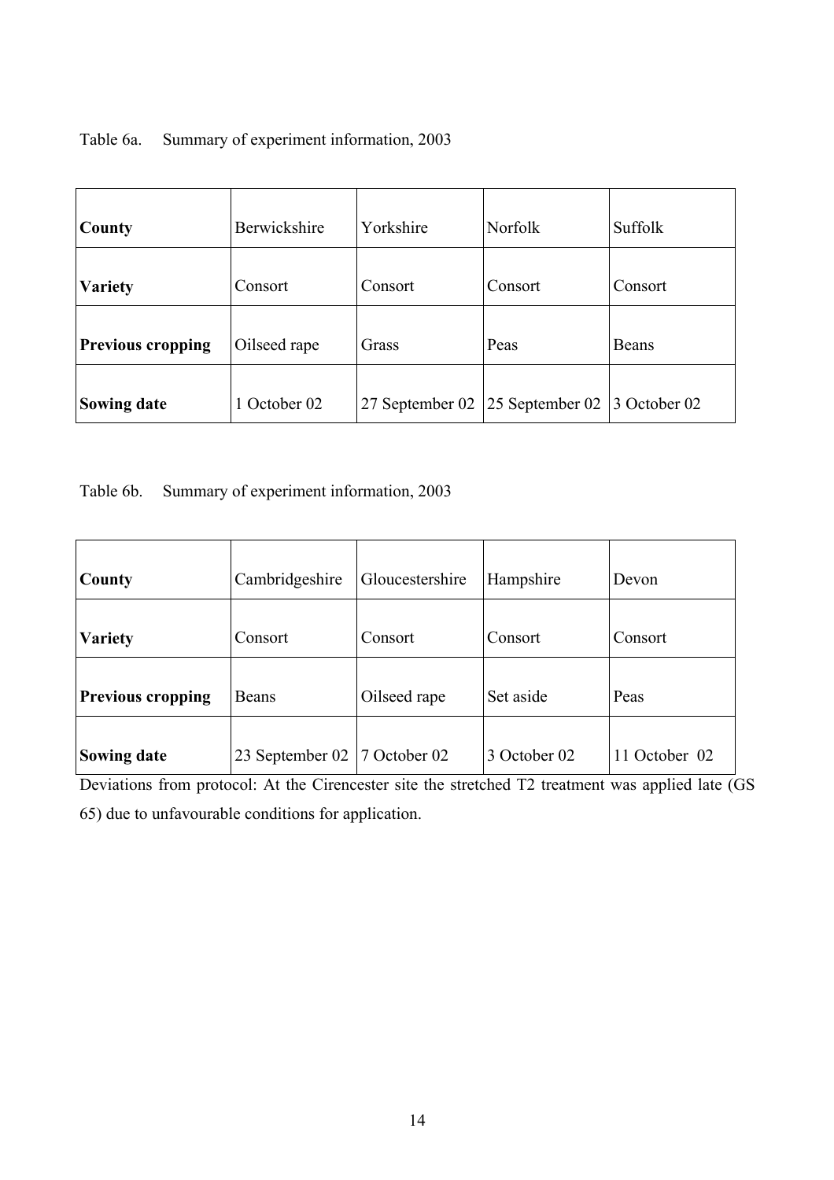Table 6a. Summary of experiment information, 2003

| **County** | Berwickshire | Yorkshire | Norfolk | Suffolk |
| --- | --- | --- | --- | --- |
| **Variety** | Consort | Consort | Consort | Consort |
| **Previous cropping** | Oilseed rape | Grass | Peas | Beans |
| **Sowing date** | 1 October 02 | 27 September 02 | 25 September 02 | 3 October 02 |

Table 6b. Summary of experiment information, 2003

| **County** | Cambridgeshire | Gloucestershire | Hampshire | Devon |
| --- | --- | --- | --- | --- |
| **Variety** | Consort | Consort | Consort | Consort |
| **Previous cropping** | Beans | Oilseed rape | Set aside | Peas |
| **Sowing date** | 23 September 02 | 7 October 02 | 3 October 02 | 11 October 02 |

Deviations from protocol: At the Cirencester site the stretched T2 treatment was applied late (GS 65) due to unfavourable conditions for application.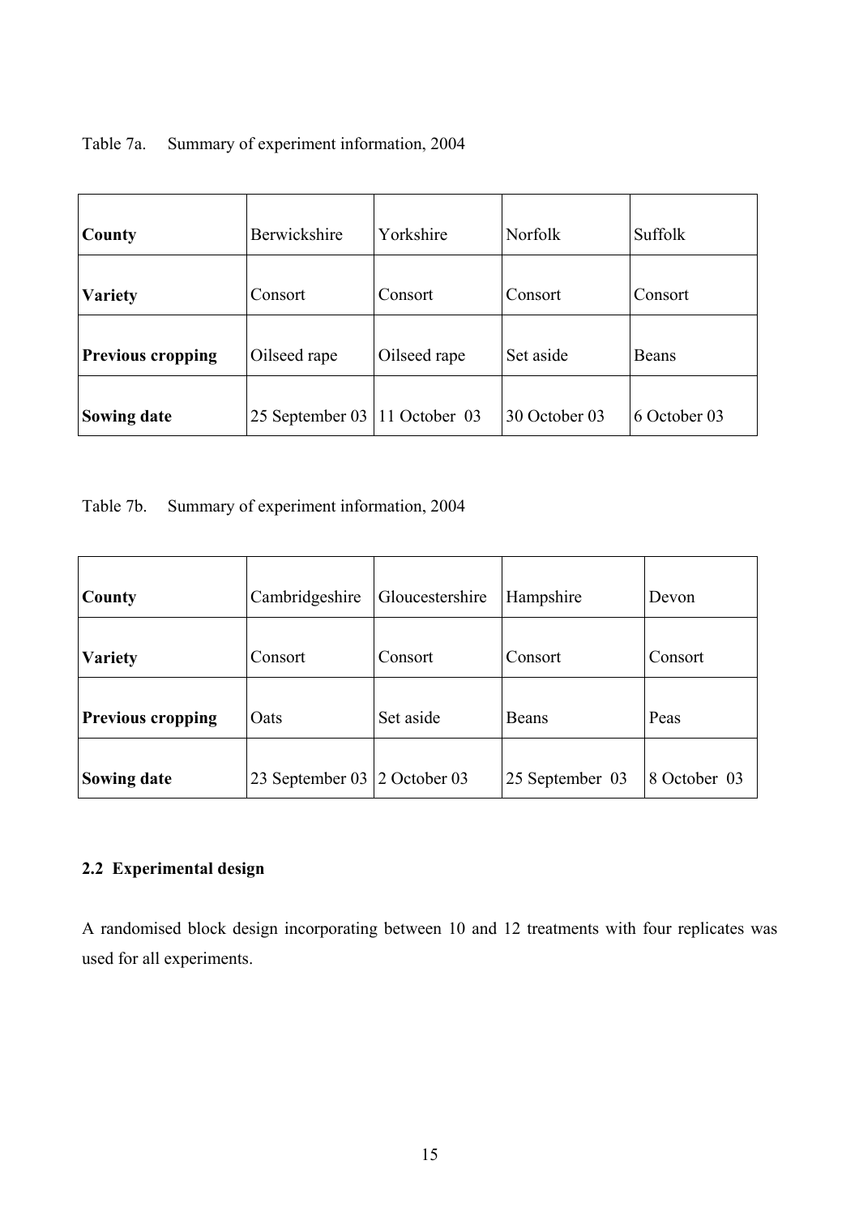Table 7a. Summary of experiment information, 2004

| County | Berwickshire | Yorkshire | Norfolk | Suffolk |
|---|---|---|---|---|
| **Variety** | Consort | Consort | Consort | Consort |
| **Previous cropping** | Oilseed rape | Oilseed rape | Set aside | Beans |
| **Sowing date** | 25 September 03 | 11 October 03 | 30 October 03 | 6 October 03 |

Table 7b. Summary of experiment information, 2004

| County | Cambridgeshire | Gloucestershire | Hampshire | Devon |
|---|---|---|---|---|
| **Variety** | Consort | Consort | Consort | Consort |
| **Previous cropping** | Oats | Set aside | Beans | Peas |
| **Sowing date** | 23 September 03 | 2 October 03 | 25 September 03 | 8 October 03 |

### 2.2 Experimental design

A randomised block design incorporating between 10 and 12 treatments with four replicates was used for all experiments.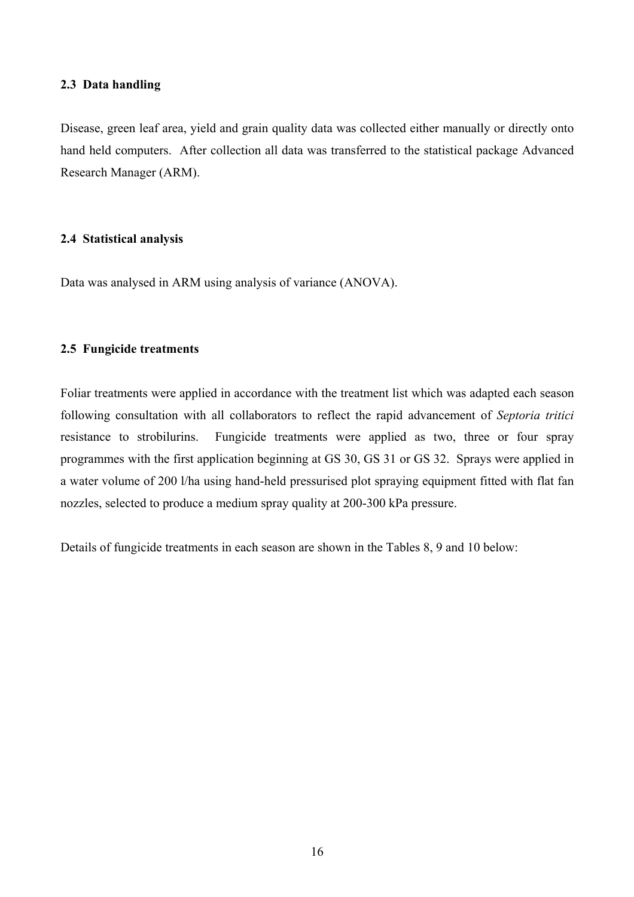### 2.3 Data handling

Disease, green leaf area, yield and grain quality data was collected either manually or directly onto hand held computers. After collection all data was transferred to the statistical package Advanced Research Manager (ARM).

### 2.4 Statistical analysis

Data was analysed in ARM using analysis of variance (ANOVA).

### 2.5 Fungicide treatments

Foliar treatments were applied in accordance with the treatment list which was adapted each season following consultation with all collaborators to reflect the rapid advancement of *Septoria tritici* resistance to strobilurins. Fungicide treatments were applied as two, three or four spray programmes with the first application beginning at GS 30, GS 31 or GS 32. Sprays were applied in a water volume of 200 l/ha using hand-held pressurised plot spraying equipment fitted with flat fan nozzles, selected to produce a medium spray quality at 200-300 kPa pressure.

Details of fungicide treatments in each season are shown in the Tables 8, 9 and 10 below: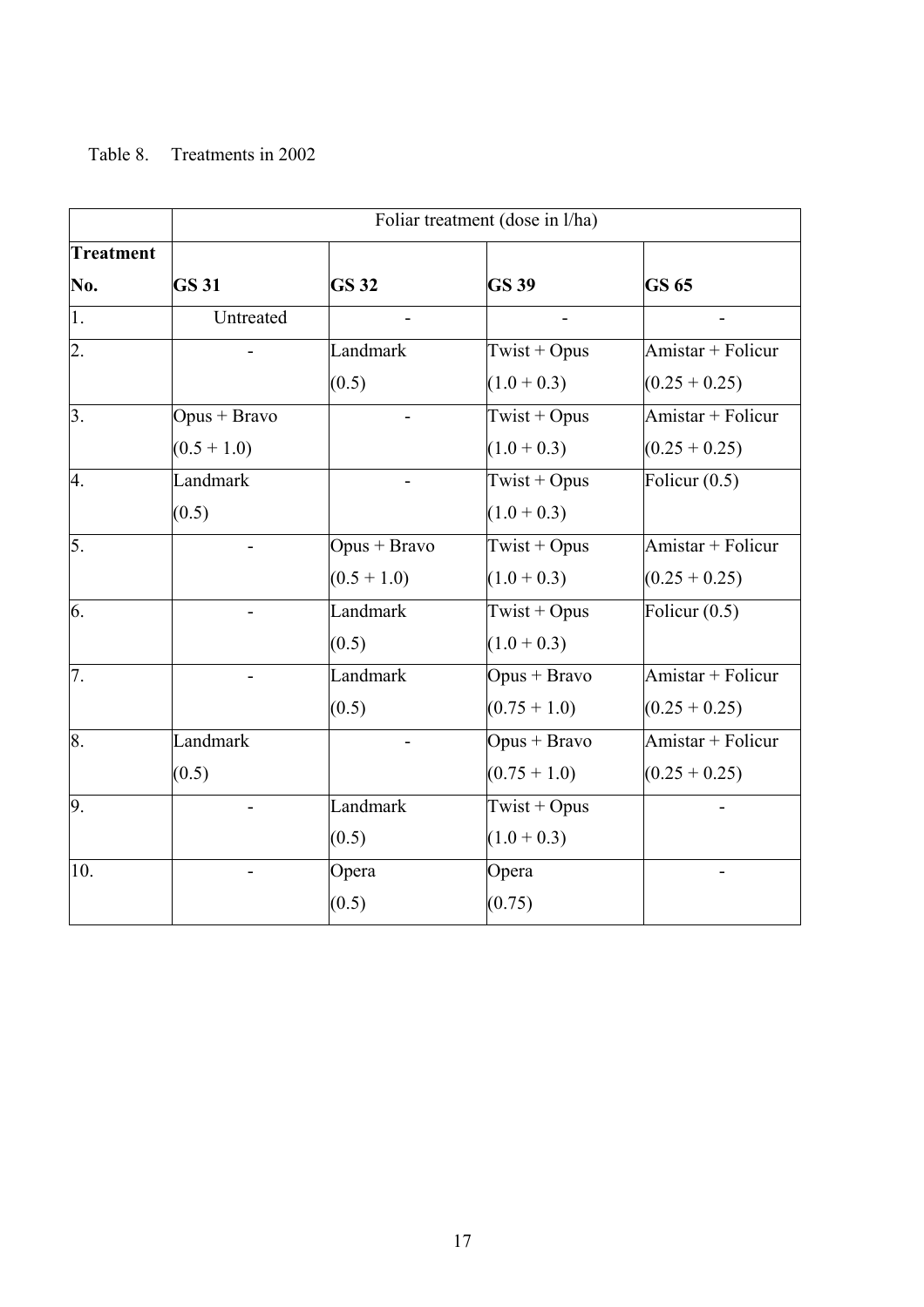Table 8. Treatments in 2002

| | Foliar treatment (dose in l/ha) | | | |
|---|---|---|---|---|
| **Treatment No.** | **GS 31** | **GS 32** | **GS 39** | **GS 65** |
| 1. | Untreated | - | - | - |
| 2. | - | Landmark (0.5) | Twist + Opus (1.0 + 0.3) | Amistar + Folicur (0.25 + 0.25) |
| 3. | Opus + Bravo (0.5 + 1.0) | - | Twist + Opus (1.0 + 0.3) | Amistar + Folicur (0.25 + 0.25) |
| 4. | Landmark (0.5) | - | Twist + Opus (1.0 + 0.3) | Folicur (0.5) |
| 5. | - | Opus + Bravo (0.5 + 1.0) | Twist + Opus (1.0 + 0.3) | Amistar + Folicur (0.25 + 0.25) |
| 6. | - | Landmark (0.5) | Twist + Opus (1.0 + 0.3) | Folicur (0.5) |
| 7. | - | Landmark (0.5) | Opus + Bravo (0.75 + 1.0) | Amistar + Folicur (0.25 + 0.25) |
| 8. | Landmark (0.5) | - | Opus + Bravo (0.75 + 1.0) | Amistar + Folicur (0.25 + 0.25) |
| 9. | - | Landmark (0.5) | Twist + Opus (1.0 + 0.3) | - |
| 10. | - | Opera (0.5) | Opera (0.75) | - |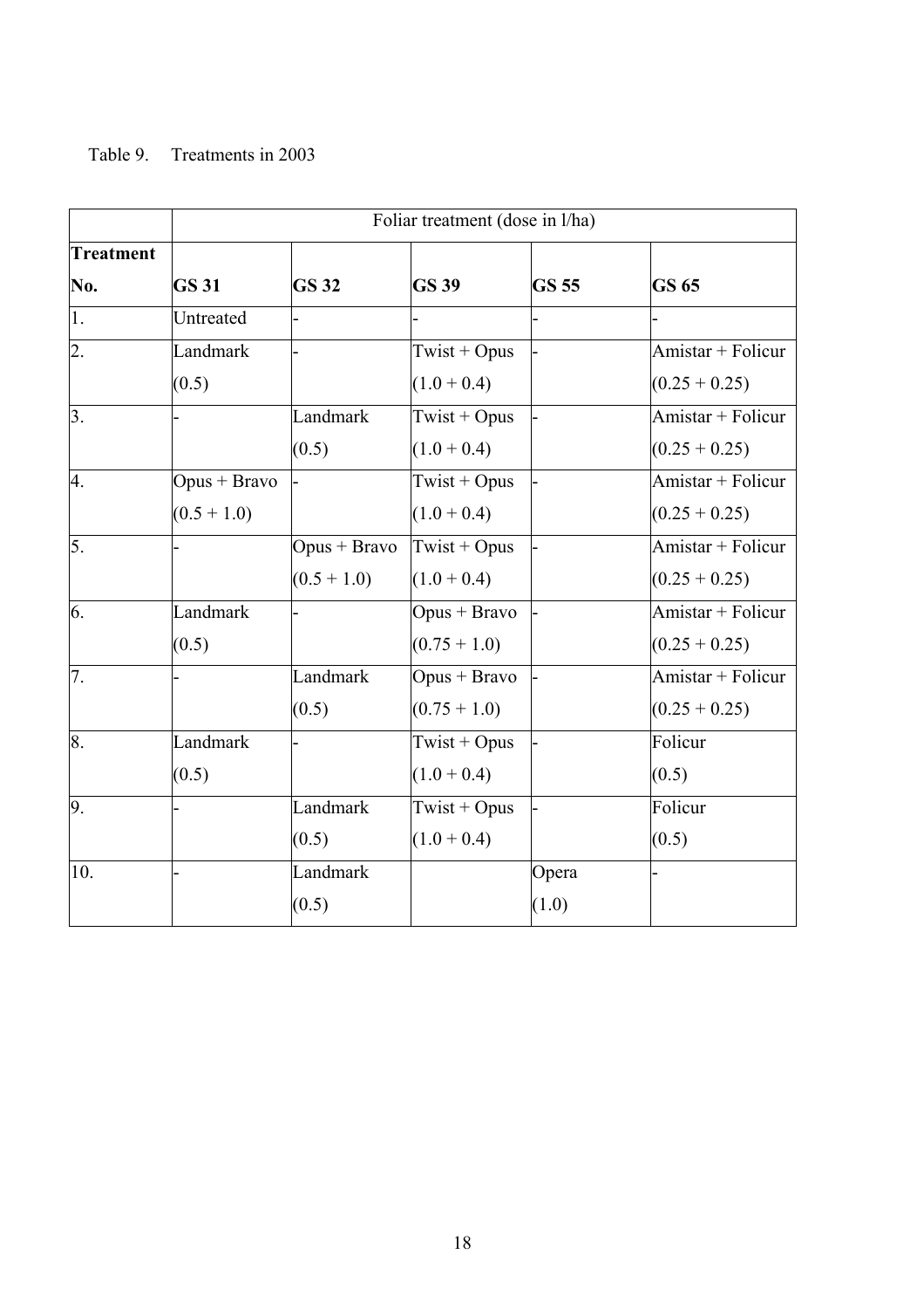Table 9. Treatments in 2003

| | Foliar treatment (dose in l/ha) | | | | |
|---|---|---|---|---|---|
| **Treatment No.** | **GS 31** | **GS 32** | **GS 39** | **GS 55** | **GS 65** |
| 1. | Untreated | - | - | - | - |
| 2. | Landmark (0.5) | - | Twist + Opus (1.0 + 0.4) | - | Amistar + Folicur (0.25 + 0.25) |
| 3. | - | Landmark (0.5) | Twist + Opus (1.0 + 0.4) | - | Amistar + Folicur (0.25 + 0.25) |
| 4. | Opus + Bravo (0.5 + 1.0) | - | Twist + Opus (1.0 + 0.4) | - | Amistar + Folicur (0.25 + 0.25) |
| 5. | - | Opus + Bravo (0.5 + 1.0) | Twist + Opus (1.0 + 0.4) | - | Amistar + Folicur (0.25 + 0.25) |
| 6. | Landmark (0.5) | - | Opus + Bravo (0.75 + 1.0) | - | Amistar + Folicur (0.25 + 0.25) |
| 7. | - | Landmark (0.5) | Opus + Bravo (0.75 + 1.0) | - | Amistar + Folicur (0.25 + 0.25) |
| 8. | Landmark (0.5) | - | Twist + Opus (1.0 + 0.4) | - | Folicur (0.5) |
| 9. | - | Landmark (0.5) | Twist + Opus (1.0 + 0.4) | - | Folicur (0.5) |
| 10. | - | Landmark (0.5) | | Opera (1.0) | - |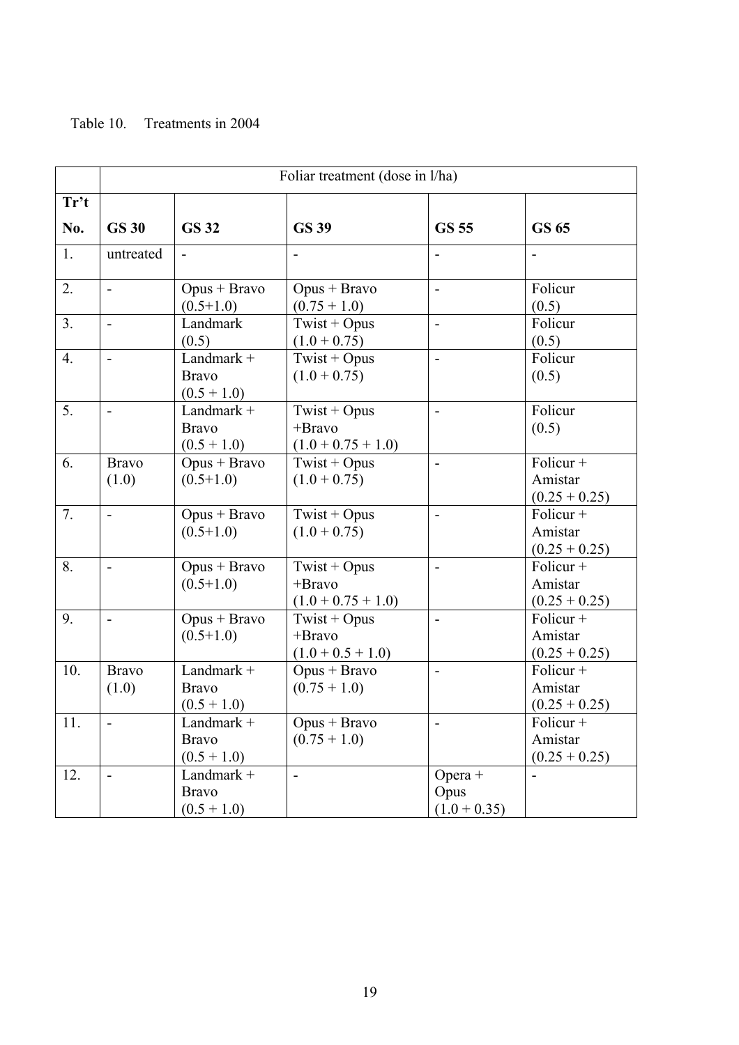Table 10. Treatments in 2004

| Tr't No. | Foliar treatment (dose in l/ha) | | | | |
|---|---|---|---|---|---|
| | GS 30 | GS 32 | GS 39 | GS 55 | GS 65 |
| 1. | untreated | - | - | - | - |
| 2. | - | Opus + Bravo (0.5+1.0) | Opus + Bravo (0.75 + 1.0) | - | Folicur (0.5) |
| 3. | - | Landmark (0.5) | Twist + Opus (1.0 + 0.75) | - | Folicur (0.5) |
| 4. | - | Landmark + Bravo (0.5 + 1.0) | Twist + Opus (1.0 + 0.75) | - | Folicur (0.5) |
| 5. | - | Landmark + Bravo (0.5 + 1.0) | Twist + Opus +Bravo (1.0 + 0.75 + 1.0) | - | Folicur (0.5) |
| 6. | Bravo (1.0) | Opus + Bravo (0.5+1.0) | Twist + Opus (1.0 + 0.75) | - | Folicur + Amistar (0.25 + 0.25) |
| 7. | - | Opus + Bravo (0.5+1.0) | Twist + Opus (1.0 + 0.75) | - | Folicur + Amistar (0.25 + 0.25) |
| 8. | - | Opus + Bravo (0.5+1.0) | Twist + Opus +Bravo (1.0 + 0.75 + 1.0) | - | Folicur + Amistar (0.25 + 0.25) |
| 9. | - | Opus + Bravo (0.5+1.0) | Twist + Opus +Bravo (1.0 + 0.5 + 1.0) | - | Folicur + Amistar (0.25 + 0.25) |
| 10. | Bravo (1.0) | Landmark + Bravo (0.5 + 1.0) | Opus + Bravo (0.75 + 1.0) | - | Folicur + Amistar (0.25 + 0.25) |
| 11. | - | Landmark + Bravo (0.5 + 1.0) | Opus + Bravo (0.75 + 1.0) | - | Folicur + Amistar (0.25 + 0.25) |
| 12. | - | Landmark + Bravo (0.5 + 1.0) | - | Opera + Opus (1.0 + 0.35) | - |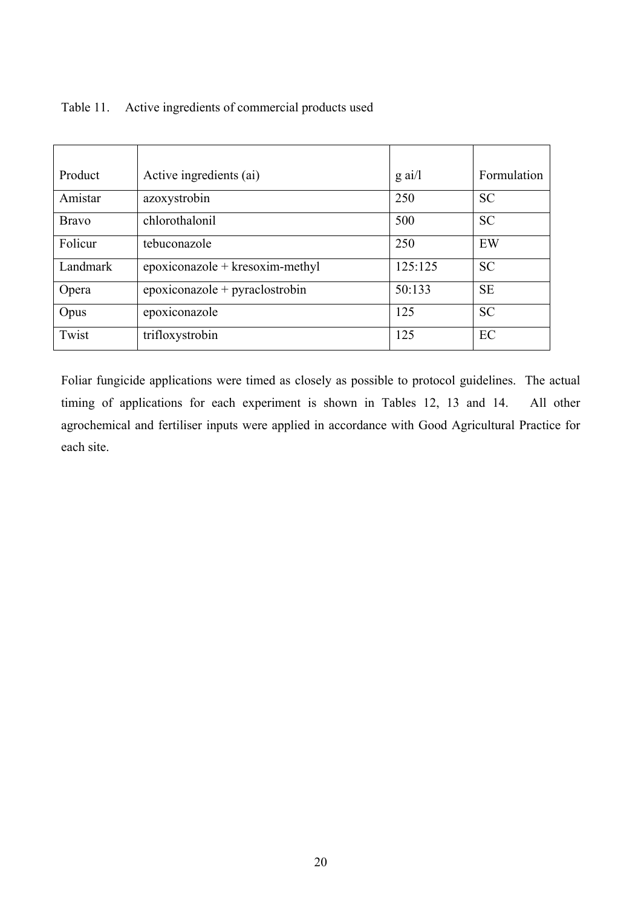Table 11. Active ingredients of commercial products used

| Product | Active ingredients (ai) | g ai/l | Formulation |
|---|---|---|---|
| Amistar | azoxystrobin | 250 | SC |
| Bravo | chlorothalonil | 500 | SC |
| Folicur | tebuconazole | 250 | EW |
| Landmark | epoxiconazole + kresoxim-methyl | 125:125 | SC |
| Opera | epoxiconazole + pyraclostrobin | 50:133 | SE |
| Opus | epoxiconazole | 125 | SC |
| Twist | trifloxystrobin | 125 | EC |

Foliar fungicide applications were timed as closely as possible to protocol guidelines. The actual timing of applications for each experiment is shown in Tables 12, 13 and 14. All other agrochemical and fertiliser inputs were applied in accordance with Good Agricultural Practice for each site.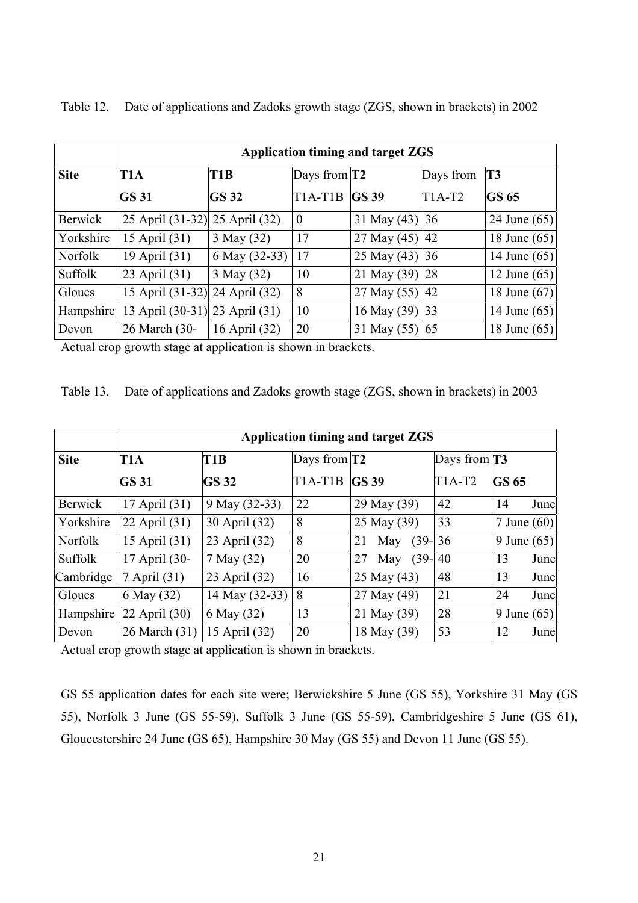Table 12. Date of applications and Zadoks growth stage (ZGS, shown in brackets) in 2002

| | Application timing and target ZGS | | | | | |
|---|---|---|---|---|---|---|
| **Site** | **T1A GS 31** | **T1B GS 32** | Days from T1A-T1B | **T2 GS 39** | Days from T1A-T2 | **T3 GS 65** |
| Berwick | 25 April (31-32) | 25 April (32) | 0 | 31 May (43) | 36 | 24 June (65) |
| Yorkshire | 15 April (31) | 3 May (32) | 17 | 27 May (45) | 42 | 18 June (65) |
| Norfolk | 19 April (31) | 6 May (32-33) | 17 | 25 May (43) | 36 | 14 June (65) |
| Suffolk | 23 April (31) | 3 May (32) | 10 | 21 May (39) | 28 | 12 June (65) |
| Gloucs | 15 April (31-32) | 24 April (32) | 8 | 27 May (55) | 42 | 18 June (67) |
| Hampshire | 13 April (30-31) | 23 April (31) | 10 | 16 May (39) | 33 | 14 June (65) |
| Devon | 26 March (30- | 16 April (32) | 20 | 31 May (55) | 65 | 18 June (65) |

Actual crop growth stage at application is shown in brackets.

Table 13. Date of applications and Zadoks growth stage (ZGS, shown in brackets) in 2003

| | Application timing and target ZGS | | | | | |
|---|---|---|---|---|---|---|
| **Site** | **T1A GS 31** | **T1B GS 32** | Days from T1A-T1B | **T2 GS 39** | Days from T1A-T2 | **T3 GS 65** |
| Berwick | 17 April (31) | 9 May (32-33) | 22 | 29 May (39) | 42 | 14 June |
| Yorkshire | 22 April (31) | 30 April (32) | 8 | 25 May (39) | 33 | 7 June (60) |
| Norfolk | 15 April (31) | 23 April (32) | 8 | 21 May (39- | 36 | 9 June (65) |
| Suffolk | 17 April (30- | 7 May (32) | 20 | 27 May (39- | 40 | 13 June |
| Cambridge | 7 April (31) | 23 April (32) | 16 | 25 May (43) | 48 | 13 June |
| Gloucs | 6 May (32) | 14 May (32-33) | 8 | 27 May (49) | 21 | 24 June |
| Hampshire | 22 April (30) | 6 May (32) | 13 | 21 May (39) | 28 | 9 June (65) |
| Devon | 26 March (31) | 15 April (32) | 20 | 18 May (39) | 53 | 12 June |

Actual crop growth stage at application is shown in brackets.

GS 55 application dates for each site were; Berwickshire 5 June (GS 55), Yorkshire 31 May (GS 55), Norfolk 3 June (GS 55-59), Suffolk 3 June (GS 55-59), Cambridgeshire 5 June (GS 61), Gloucestershire 24 June (GS 65), Hampshire 30 May (GS 55) and Devon 11 June (GS 55).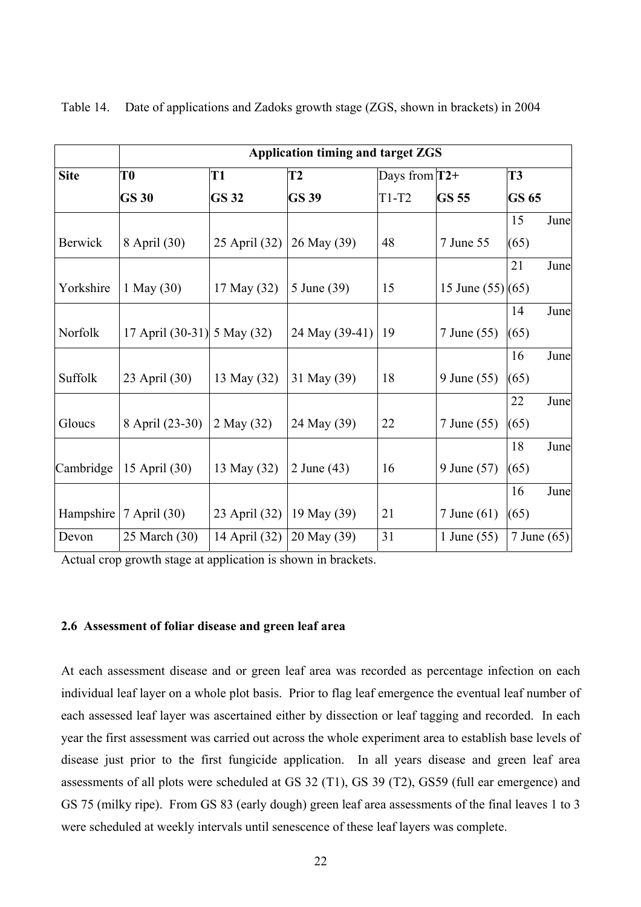Table 14. Date of applications and Zadoks growth stage (ZGS, shown in brackets) in 2004

| | Application timing and target ZGS | | | | | |
|---|---|---|---|---|---|---|
| **Site** | **T0** **GS 30** | **T1** **GS 32** | **T2** **GS 39** | Days from T1-T2 | **T2+** **GS 55** | **T3** **GS 65** |
| Berwick | 8 April (30) | 25 April (32) | 26 May (39) | 48 | 7 June 55 | 15 June (65) |
| Yorkshire | 1 May (30) | 17 May (32) | 5 June (39) | 15 | 15 June (55) | 21 June (65) |
| Norfolk | 17 April (30-31) | 5 May (32) | 24 May (39-41) | 19 | 7 June (55) | 14 June (65) |
| Suffolk | 23 April (30) | 13 May (32) | 31 May (39) | 18 | 9 June (55) | 16 June (65) |
| Gloucs | 8 April (23-30) | 2 May (32) | 24 May (39) | 22 | 7 June (55) | 22 June (65) |
| Cambridge | 15 April (30) | 13 May (32) | 2 June (43) | 16 | 9 June (57) | 18 June (65) |
| Hampshire | 7 April (30) | 23 April (32) | 19 May (39) | 21 | 7 June (61) | 16 June (65) |
| Devon | 25 March (30) | 14 April (32) | 20 May (39) | 31 | 1 June (55) | 7 June (65) |

Actual crop growth stage at application is shown in brackets.

### 2.6 Assessment of foliar disease and green leaf area

At each assessment disease and or green leaf area was recorded as percentage infection on each individual leaf layer on a whole plot basis. Prior to flag leaf emergence the eventual leaf number of each assessed leaf layer was ascertained either by dissection or leaf tagging and recorded. In each year the first assessment was carried out across the whole experiment area to establish base levels of disease just prior to the first fungicide application. In all years disease and green leaf area assessments of all plots were scheduled at GS 32 (T1), GS 39 (T2), GS59 (full ear emergence) and GS 75 (milky ripe). From GS 83 (early dough) green leaf area assessments of the final leaves 1 to 3 were scheduled at weekly intervals until senescence of these leaf layers was complete.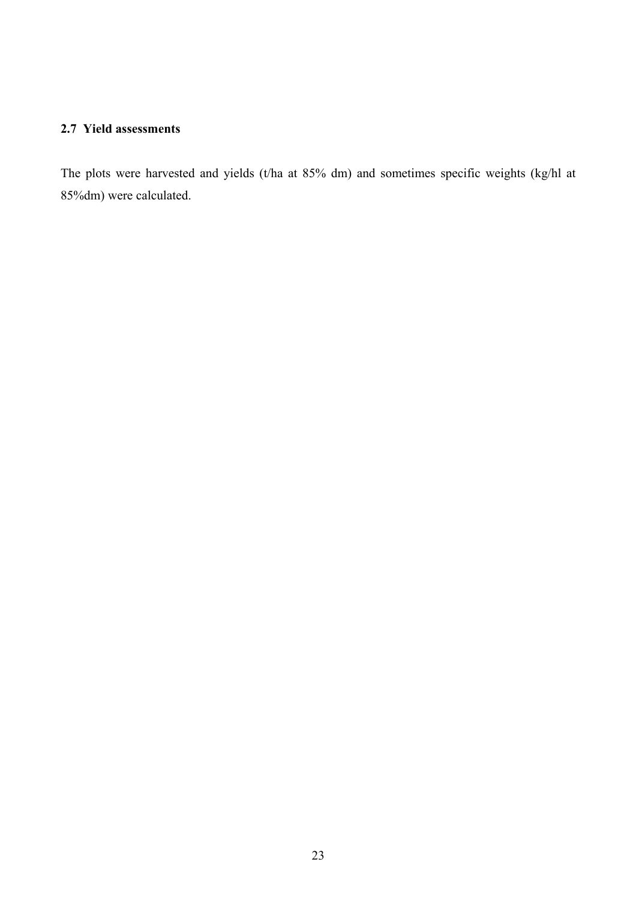### 2.7 Yield assessments

The plots were harvested and yields (t/ha at 85% dm) and sometimes specific weights (kg/hl at 85%dm) were calculated.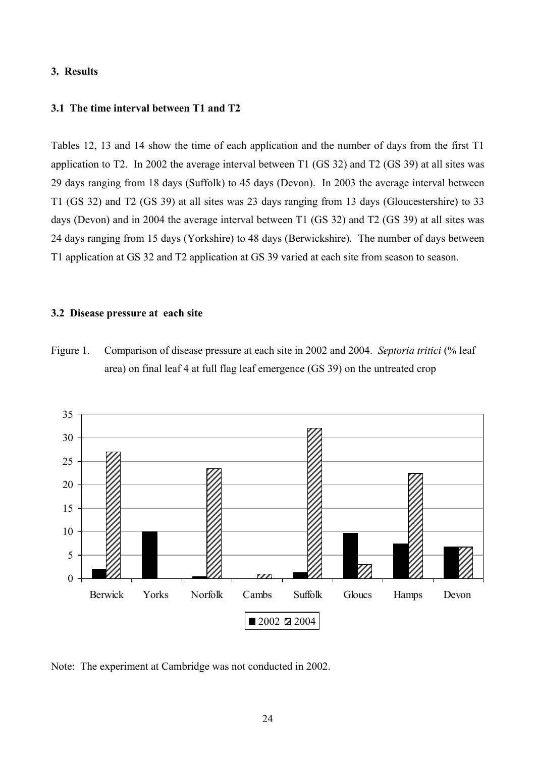### 3. Results

### 3.1 The time interval between T1 and T2

Tables 12, 13 and 14 show the time of each application and the number of days from the first T1 application to T2. In 2002 the average interval between T1 (GS 32) and T2 (GS 39) at all sites was 29 days ranging from 18 days (Suffolk) to 45 days (Devon). In 2003 the average interval between T1 (GS 32) and T2 (GS 39) at all sites was 23 days ranging from 13 days (Gloucestershire) to 33 days (Devon) and in 2004 the average interval between T1 (GS 32) and T2 (GS 39) at all sites was 24 days ranging from 15 days (Yorkshire) to 48 days (Berwickshire). The number of days between T1 application at GS 32 and T2 application at GS 39 varied at each site from season to season.

### 3.2 Disease pressure at each site

Figure 1. Comparison of disease pressure at each site in 2002 and 2004. *Septoria tritici* (% leaf area) on final leaf 4 at full flag leaf emergence (GS 39) on the untreated crop

Note: The experiment at Cambridge was not conducted in 2002.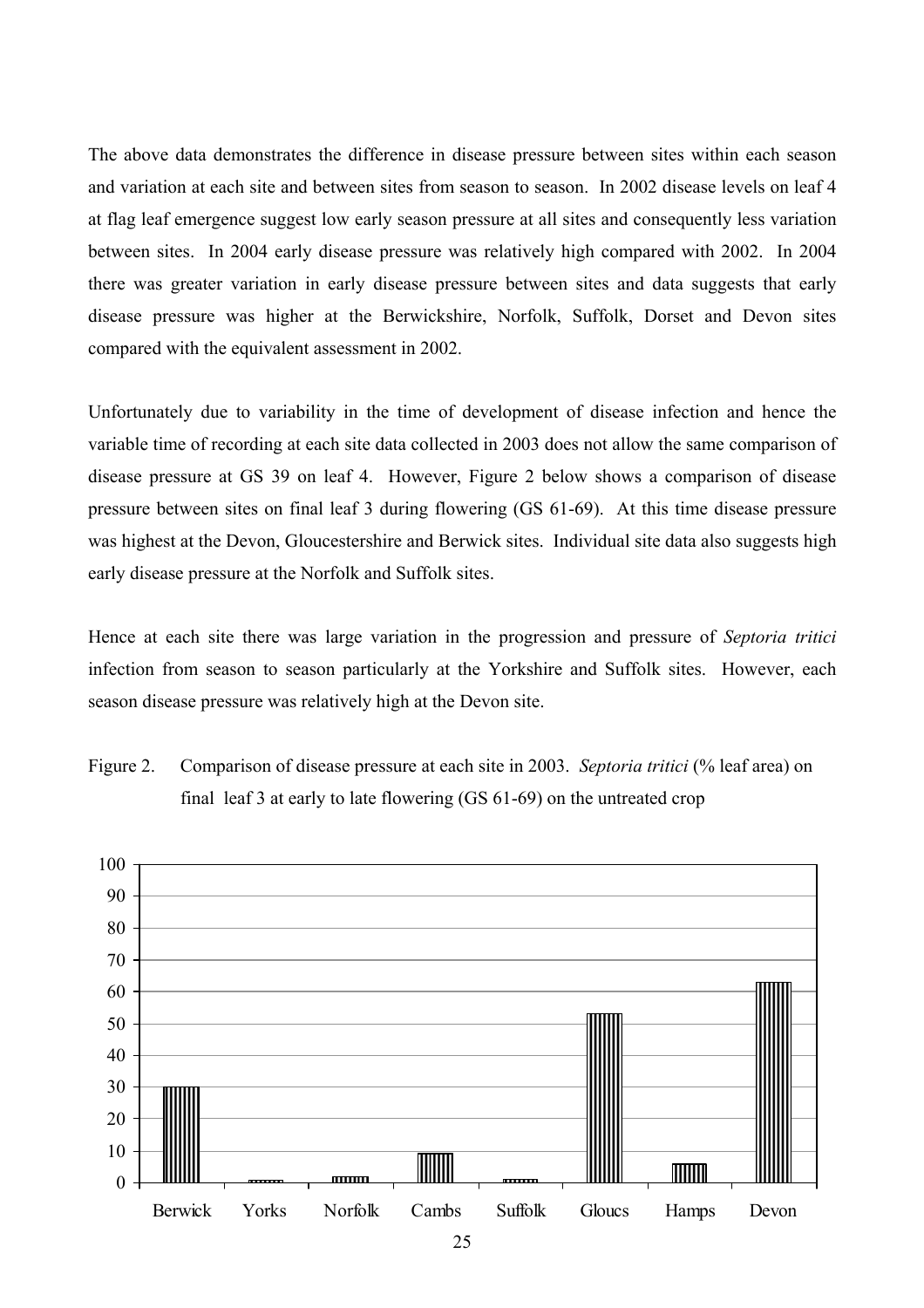The above data demonstrates the difference in disease pressure between sites within each season and variation at each site and between sites from season to season. In 2002 disease levels on leaf 4 at flag leaf emergence suggest low early season pressure at all sites and consequently less variation between sites. In 2004 early disease pressure was relatively high compared with 2002. In 2004 there was greater variation in early disease pressure between sites and data suggests that early disease pressure was higher at the Berwickshire, Norfolk, Suffolk, Dorset and Devon sites compared with the equivalent assessment in 2002.

Unfortunately due to variability in the time of development of disease infection and hence the variable time of recording at each site data collected in 2003 does not allow the same comparison of disease pressure at GS 39 on leaf 4. However, Figure 2 below shows a comparison of disease pressure between sites on final leaf 3 during flowering (GS 61-69). At this time disease pressure was highest at the Devon, Gloucestershire and Berwick sites. Individual site data also suggests high early disease pressure at the Norfolk and Suffolk sites.

Hence at each site there was large variation in the progression and pressure of *Septoria tritici* infection from season to season particularly at the Yorkshire and Suffolk sites. However, each season disease pressure was relatively high at the Devon site.

Figure 2. Comparison of disease pressure at each site in 2003. *Septoria tritici* (% leaf area) on final leaf 3 at early to late flowering (GS 61-69) on the untreated crop

| Site | *Septoria tritici* (% leaf area) |
|---|---|
| Berwick | 30 |
| Yorks | 1 |
| Norfolk | 2 |
| Cambs | 9 |
| Suffolk | 1 |
| Gloucs | 53 |
| Hamps | 6 |
| Devon | 63 |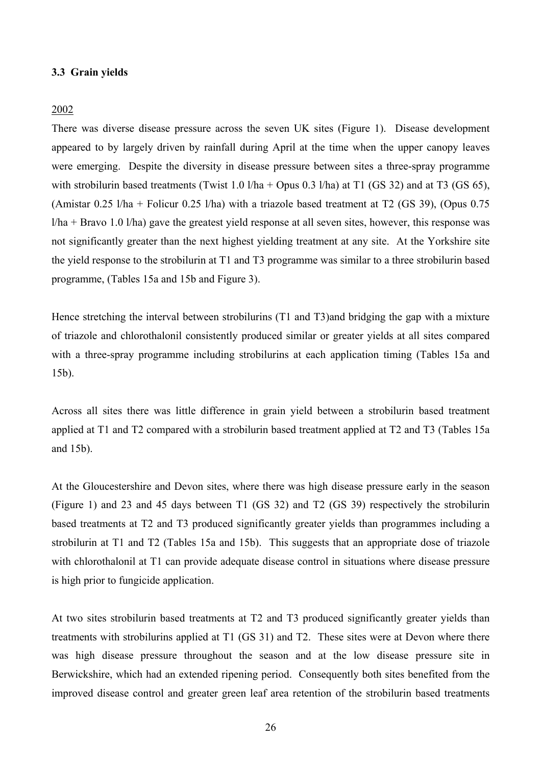### 3.3 Grain yields

2002

There was diverse disease pressure across the seven UK sites (Figure 1). Disease development appeared to by largely driven by rainfall during April at the time when the upper canopy leaves were emerging. Despite the diversity in disease pressure between sites a three-spray programme with strobilurin based treatments (Twist 1.0 l/ha + Opus 0.3 l/ha) at T1 (GS 32) and at T3 (GS 65), (Amistar 0.25 l/ha + Folicur 0.25 l/ha) with a triazole based treatment at T2 (GS 39), (Opus 0.75 l/ha + Bravo 1.0 l/ha) gave the greatest yield response at all seven sites, however, this response was not significantly greater than the next highest yielding treatment at any site. At the Yorkshire site the yield response to the strobilurin at T1 and T3 programme was similar to a three strobilurin based programme, (Tables 15a and 15b and Figure 3).

Hence stretching the interval between strobilurins (T1 and T3)and bridging the gap with a mixture of triazole and chlorothalonil consistently produced similar or greater yields at all sites compared with a three-spray programme including strobilurins at each application timing (Tables 15a and 15b).

Across all sites there was little difference in grain yield between a strobilurin based treatment applied at T1 and T2 compared with a strobilurin based treatment applied at T2 and T3 (Tables 15a and 15b).

At the Gloucestershire and Devon sites, where there was high disease pressure early in the season (Figure 1) and 23 and 45 days between T1 (GS 32) and T2 (GS 39) respectively the strobilurin based treatments at T2 and T3 produced significantly greater yields than programmes including a strobilurin at T1 and T2 (Tables 15a and 15b). This suggests that an appropriate dose of triazole with chlorothalonil at T1 can provide adequate disease control in situations where disease pressure is high prior to fungicide application.

At two sites strobilurin based treatments at T2 and T3 produced significantly greater yields than treatments with strobilurins applied at T1 (GS 31) and T2. These sites were at Devon where there was high disease pressure throughout the season and at the low disease pressure site in Berwickshire, which had an extended ripening period. Consequently both sites benefited from the improved disease control and greater green leaf area retention of the strobilurin based treatments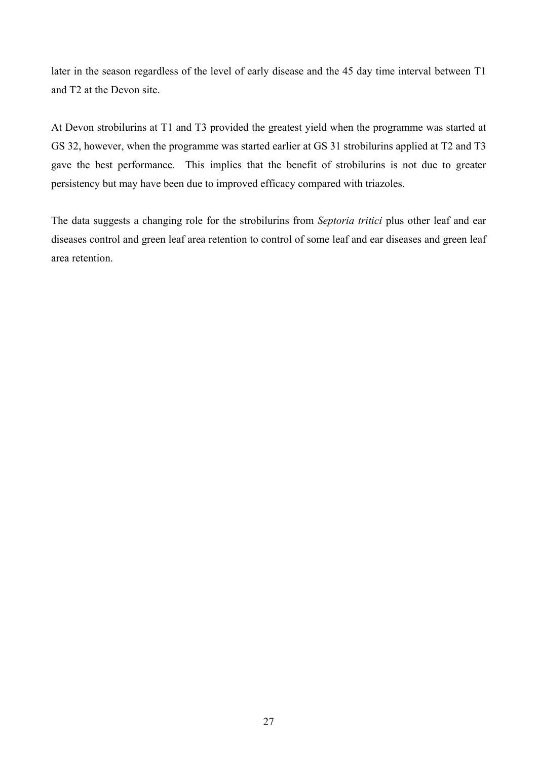later in the season regardless of the level of early disease and the 45 day time interval between T1 and T2 at the Devon site.

At Devon strobilurins at T1 and T3 provided the greatest yield when the programme was started at GS 32, however, when the programme was started earlier at GS 31 strobilurins applied at T2 and T3 gave the best performance. This implies that the benefit of strobilurins is not due to greater persistency but may have been due to improved efficacy compared with triazoles.

The data suggests a changing role for the strobilurins from *Septoria tritici* plus other leaf and ear diseases control and green leaf area retention to control of some leaf and ear diseases and green leaf area retention.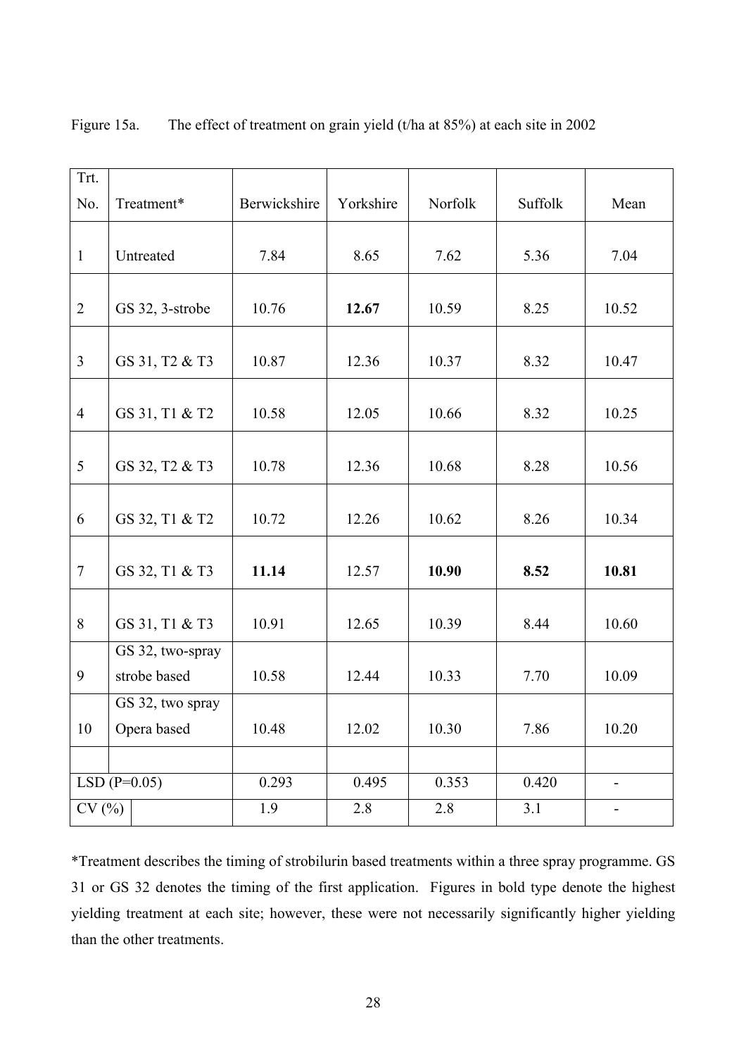Figure 15a. The effect of treatment on grain yield (t/ha at 85%) at each site in 2002

| Trt. No. | Treatment* | Berwickshire | Yorkshire | Norfolk | Suffolk | Mean |
|---|---|---|---|---|---|---|
| 1 | Untreated | 7.84 | 8.65 | 7.62 | 5.36 | 7.04 |
| 2 | GS 32, 3-strobe | 10.76 | **12.67** | 10.59 | 8.25 | 10.52 |
| 3 | GS 31, T2 & T3 | 10.87 | 12.36 | 10.37 | 8.32 | 10.47 |
| 4 | GS 31, T1 & T2 | 10.58 | 12.05 | 10.66 | 8.32 | 10.25 |
| 5 | GS 32, T2 & T3 | 10.78 | 12.36 | 10.68 | 8.28 | 10.56 |
| 6 | GS 32, T1 & T2 | 10.72 | 12.26 | 10.62 | 8.26 | 10.34 |
| 7 | GS 32, T1 & T3 | **11.14** | 12.57 | **10.90** | **8.52** | **10.81** |
| 8 | GS 31, T1 & T3 | 10.91 | 12.65 | 10.39 | 8.44 | 10.60 |
| 9 | GS 32, two-spray strobe based | 10.58 | 12.44 | 10.33 | 7.70 | 10.09 |
| 10 | GS 32, two spray Opera based | 10.48 | 12.02 | 10.30 | 7.86 | 10.20 |
| | | | | | | |
| LSD (P=0.05) | | 0.293 | 0.495 | 0.353 | 0.420 | - |
| CV (%) | | 1.9 | 2.8 | 2.8 | 3.1 | - |

*Treatment describes the timing of strobilurin based treatments within a three spray programme. GS 31 or GS 32 denotes the timing of the first application. Figures in bold type denote the highest yielding treatment at each site; however, these were not necessarily significantly higher yielding than the other treatments.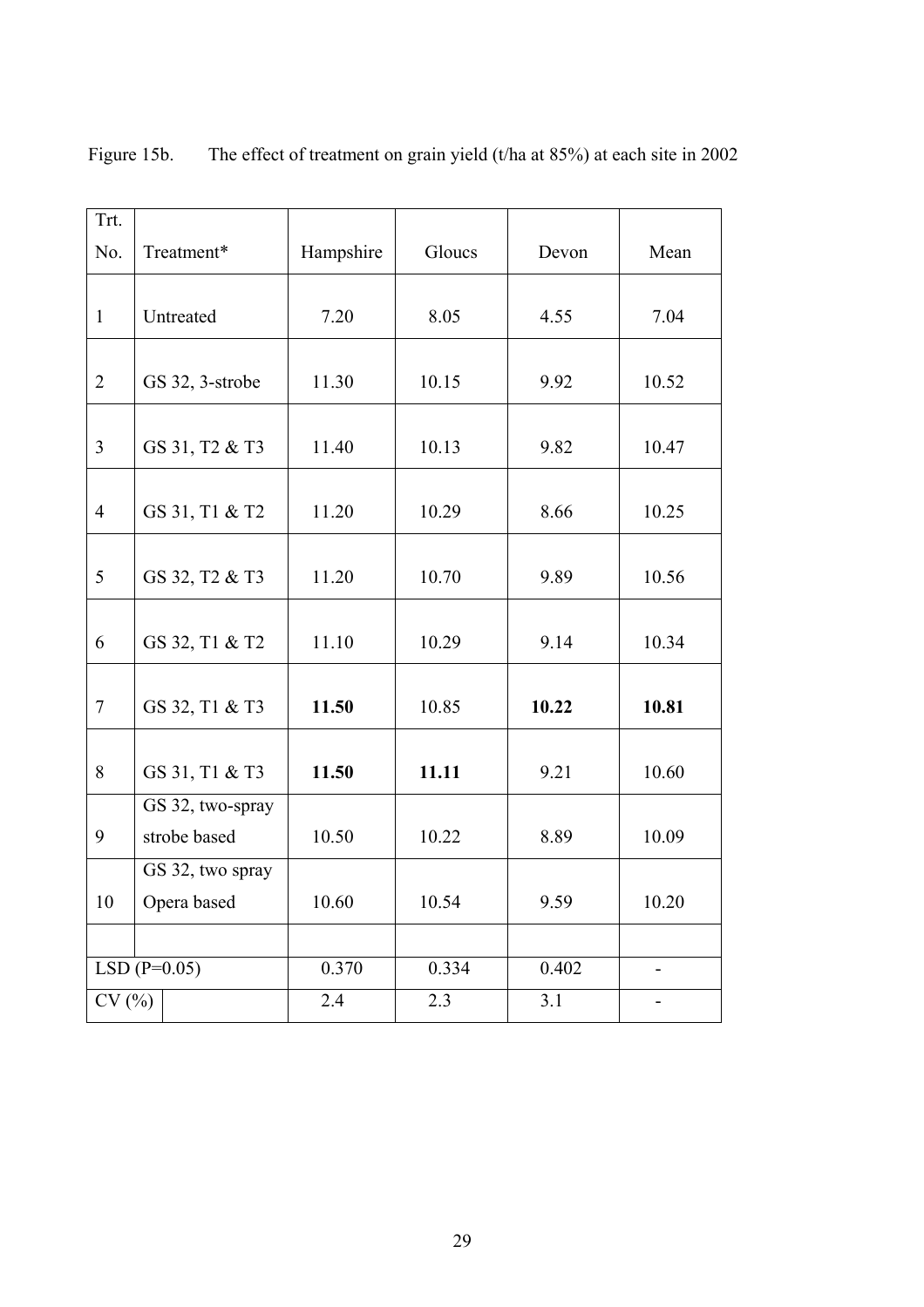Figure 15b. The effect of treatment on grain yield (t/ha at 85%) at each site in 2002

| Trt. No. | Treatment* | Hampshire | Gloucs | Devon | Mean |
|---|---|---|---|---|---|
| 1 | Untreated | 7.20 | 8.05 | 4.55 | 7.04 |
| 2 | GS 32, 3-strobe | 11.30 | 10.15 | 9.92 | 10.52 |
| 3 | GS 31, T2 & T3 | 11.40 | 10.13 | 9.82 | 10.47 |
| 4 | GS 31, T1 & T2 | 11.20 | 10.29 | 8.66 | 10.25 |
| 5 | GS 32, T2 & T3 | 11.20 | 10.70 | 9.89 | 10.56 |
| 6 | GS 32, T1 & T2 | 11.10 | 10.29 | 9.14 | 10.34 |
| 7 | GS 32, T1 & T3 | **11.50** | 10.85 | **10.22** | **10.81** |
| 8 | GS 31, T1 & T3 | **11.50** | **11.11** | 9.21 | 10.60 |
| 9 | GS 32, two-spray strobe based | 10.50 | 10.22 | 8.89 | 10.09 |
| 10 | GS 32, two spray Opera based | 10.60 | 10.54 | 9.59 | 10.20 |
| | | | | | |
| LSD (P=0.05) | | 0.370 | 0.334 | 0.402 | - |
| CV (%) | | 2.4 | 2.3 | 3.1 | - |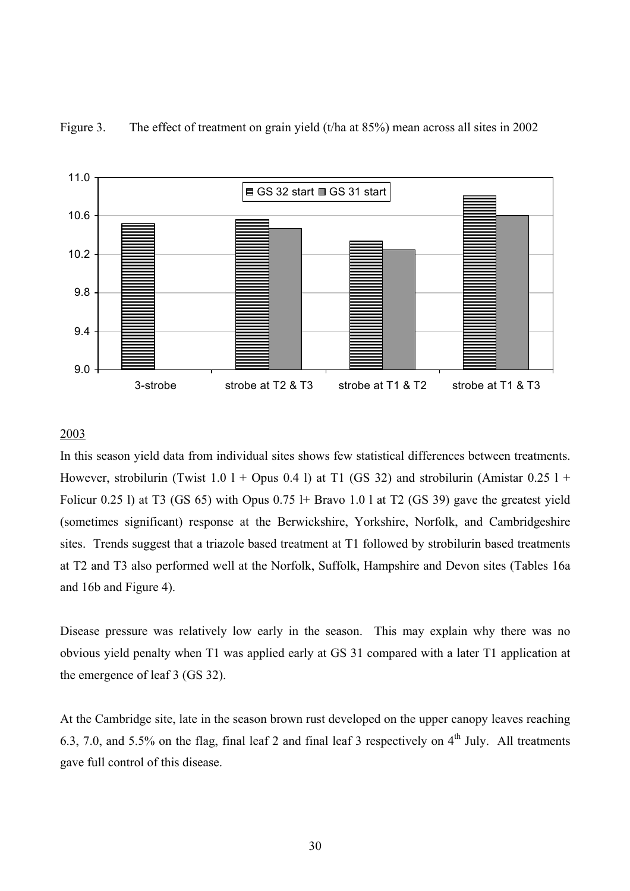Figure 3. The effect of treatment on grain yield (t/ha at 85%) mean across all sites in 2002

## 2003

In this season yield data from individual sites shows few statistical differences between treatments. However, strobilurin (Twist 1.0 l + Opus 0.4 l) at T1 (GS 32) and strobilurin (Amistar 0.25 l + Folicur 0.25 l) at T3 (GS 65) with Opus 0.75 l+ Bravo 1.0 l at T2 (GS 39) gave the greatest yield (sometimes significant) response at the Berwickshire, Yorkshire, Norfolk, and Cambridgeshire sites. Trends suggest that a triazole based treatment at T1 followed by strobilurin based treatments at T2 and T3 also performed well at the Norfolk, Suffolk, Hampshire and Devon sites (Tables 16a and 16b and Figure 4).

Disease pressure was relatively low early in the season. This may explain why there was no obvious yield penalty when T1 was applied early at GS 31 compared with a later T1 application at the emergence of leaf 3 (GS 32).

At the Cambridge site, late in the season brown rust developed on the upper canopy leaves reaching 6.3, 7.0, and 5.5% on the flag, final leaf 2 and final leaf 3 respectively on 4th July. All treatments gave full control of this disease.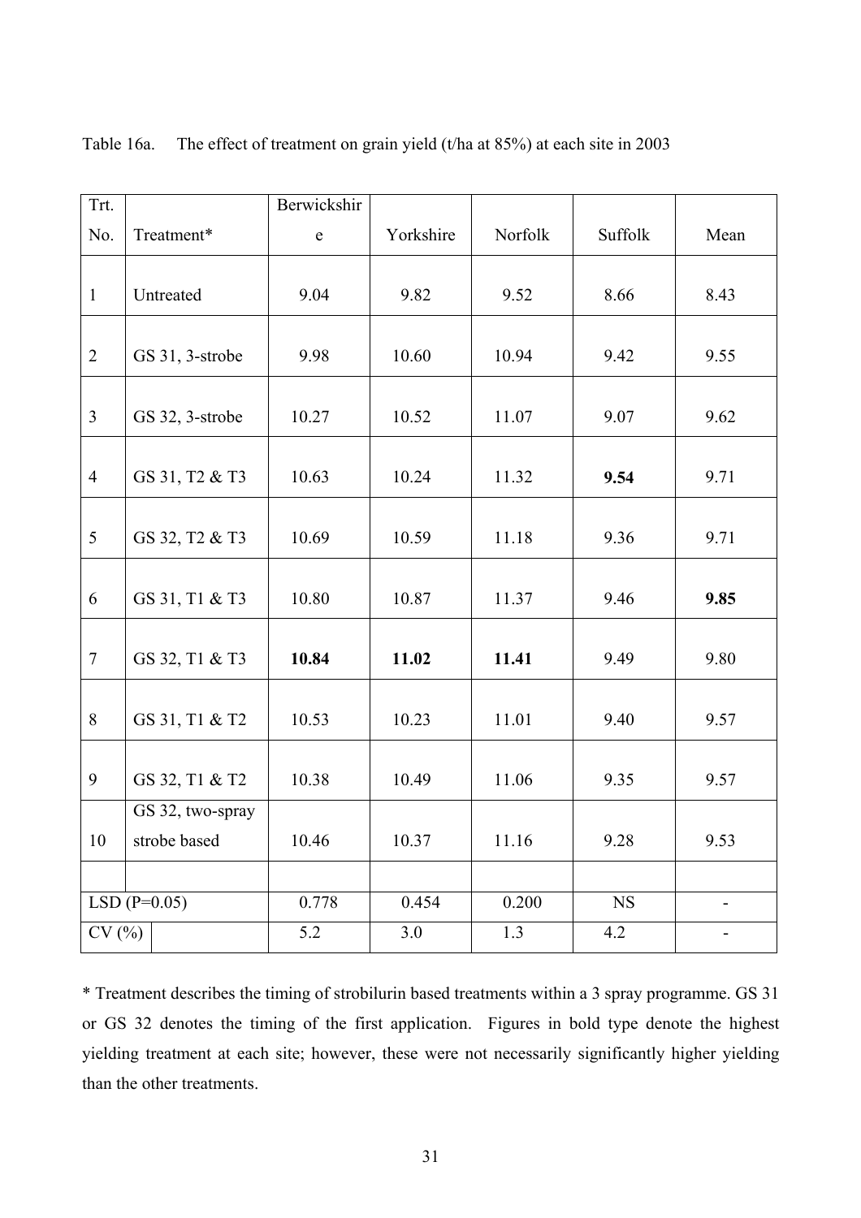Table 16a. The effect of treatment on grain yield (t/ha at 85%) at each site in 2003

| Trt. No. | Treatment* | Berwickshire | Yorkshire | Norfolk | Suffolk | Mean |
|---|---|---|---|---|---|---|
| 1 | Untreated | 9.04 | 9.82 | 9.52 | 8.66 | 8.43 |
| 2 | GS 31, 3-strobe | 9.98 | 10.60 | 10.94 | 9.42 | 9.55 |
| 3 | GS 32, 3-strobe | 10.27 | 10.52 | 11.07 | 9.07 | 9.62 |
| 4 | GS 31, T2 & T3 | 10.63 | 10.24 | 11.32 | **9.54** | 9.71 |
| 5 | GS 32, T2 & T3 | 10.69 | 10.59 | 11.18 | 9.36 | 9.71 |
| 6 | GS 31, T1 & T3 | 10.80 | 10.87 | 11.37 | 9.46 | **9.85** |
| 7 | GS 32, T1 & T3 | **10.84** | **11.02** | **11.41** | 9.49 | 9.80 |
| 8 | GS 31, T1 & T2 | 10.53 | 10.23 | 11.01 | 9.40 | 9.57 |
| 9 | GS 32, T1 & T2 | 10.38 | 10.49 | 11.06 | 9.35 | 9.57 |
| 10 | GS 32, two-spray strobe based | 10.46 | 10.37 | 11.16 | 9.28 | 9.53 |
| | | | | | | |
| LSD (P=0.05) | | 0.778 | 0.454 | 0.200 | NS | - |
| CV (%) | | 5.2 | 3.0 | 1.3 | 4.2 | - |

* Treatment describes the timing of strobilurin based treatments within a 3 spray programme. GS 31 or GS 32 denotes the timing of the first application. Figures in bold type denote the highest yielding treatment at each site; however, these were not necessarily significantly higher yielding than the other treatments.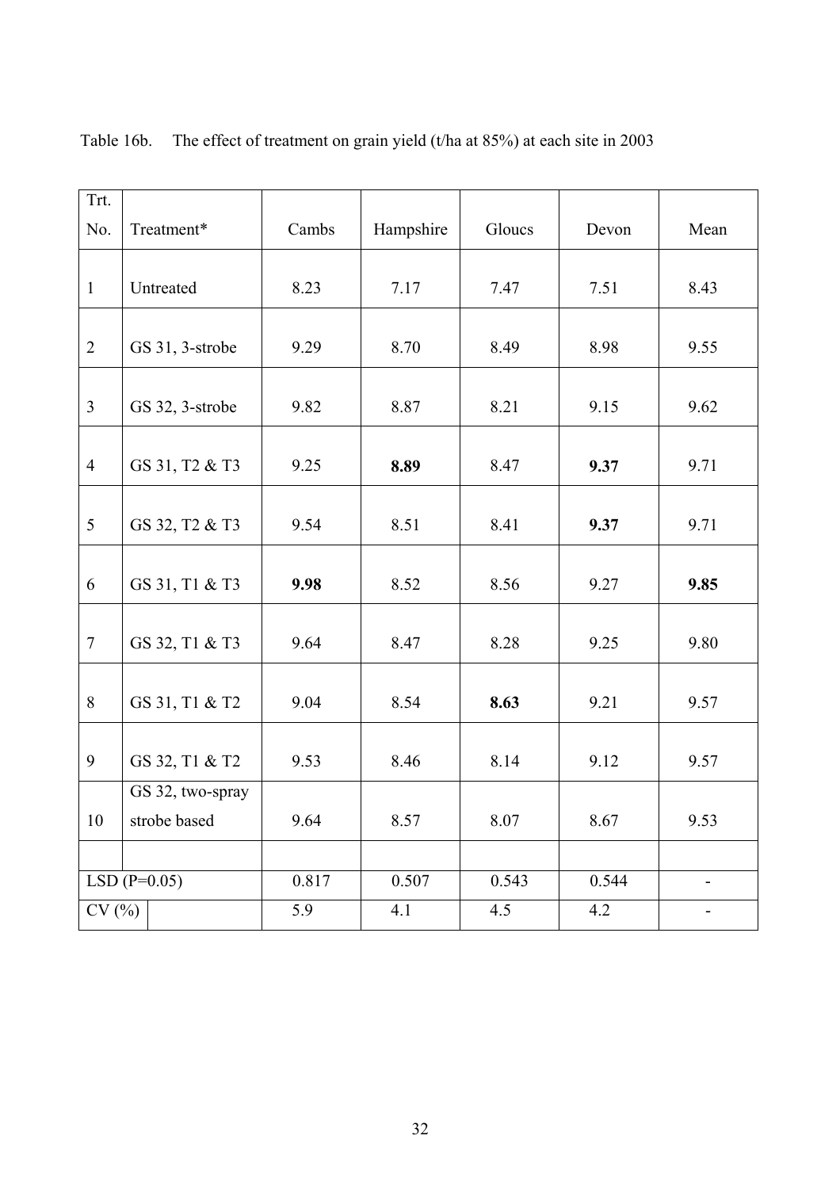Table 16b. The effect of treatment on grain yield (t/ha at 85%) at each site in 2003

| Trt. No. | Treatment* | Cambs | Hampshire | Gloucs | Devon | Mean |
|---|---|---|---|---|---|---|
| 1 | Untreated | 8.23 | 7.17 | 7.47 | 7.51 | 8.43 |
| 2 | GS 31, 3-strobe | 9.29 | 8.70 | 8.49 | 8.98 | 9.55 |
| 3 | GS 32, 3-strobe | 9.82 | 8.87 | 8.21 | 9.15 | 9.62 |
| 4 | GS 31, T2 & T3 | 9.25 | **8.89** | 8.47 | **9.37** | 9.71 |
| 5 | GS 32, T2 & T3 | 9.54 | 8.51 | 8.41 | **9.37** | 9.71 |
| 6 | GS 31, T1 & T3 | **9.98** | 8.52 | 8.56 | 9.27 | **9.85** |
| 7 | GS 32, T1 & T3 | 9.64 | 8.47 | 8.28 | 9.25 | 9.80 |
| 8 | GS 31, T1 & T2 | 9.04 | 8.54 | **8.63** | 9.21 | 9.57 |
| 9 | GS 32, T1 & T2 | 9.53 | 8.46 | 8.14 | 9.12 | 9.57 |
| 10 | GS 32, two-spray strobe based | 9.64 | 8.57 | 8.07 | 8.67 | 9.53 |
| | | | | | | |
| LSD (P=0.05) | | 0.817 | 0.507 | 0.543 | 0.544 | - |
| CV (%) | | 5.9 | 4.1 | 4.5 | 4.2 | - |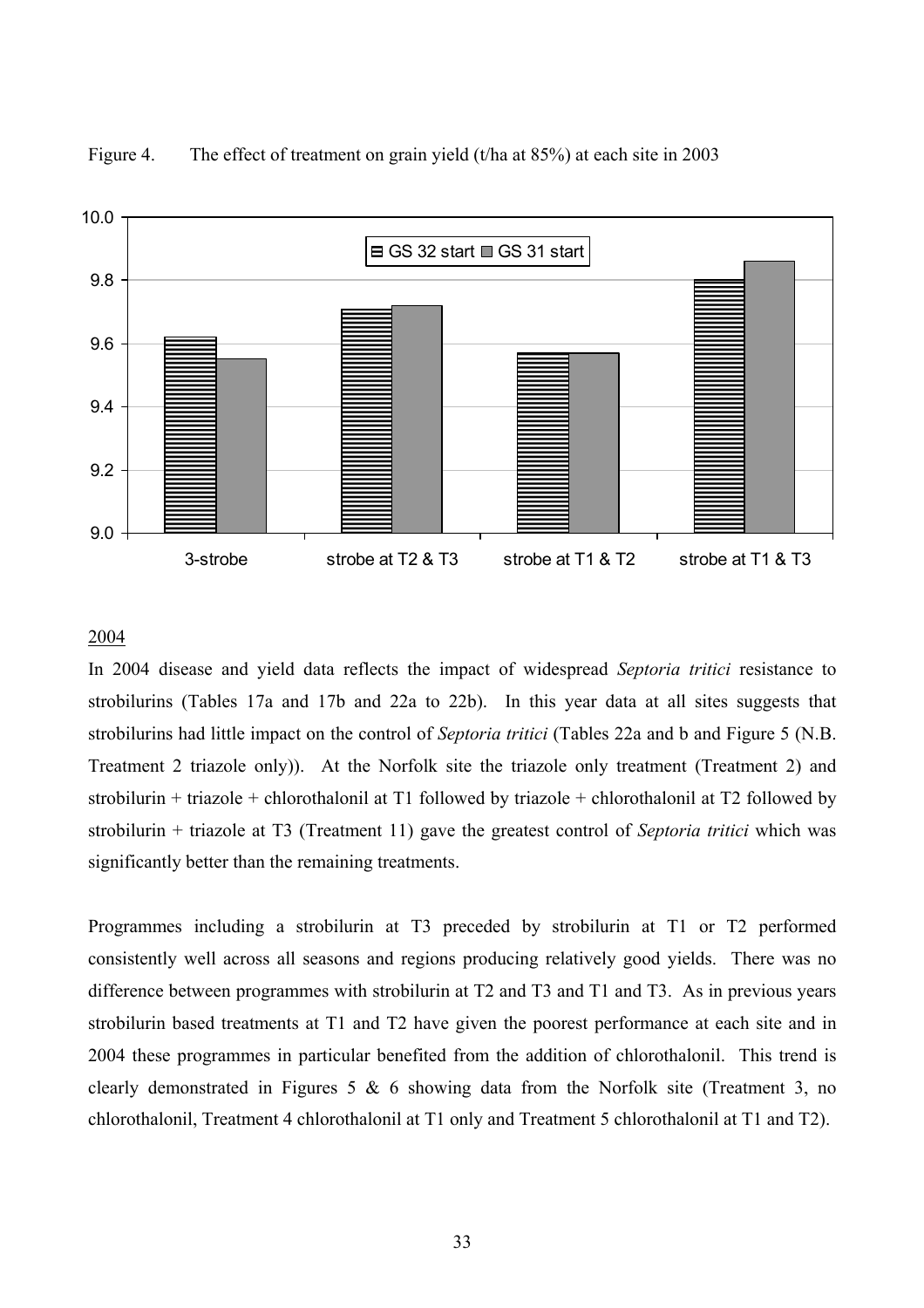Figure 4. The effect of treatment on grain yield (t/ha at 85%) at each site in 2003

2004

In 2004 disease and yield data reflects the impact of widespread *Septoria tritici* resistance to strobilurins (Tables 17a and 17b and 22a to 22b). In this year data at all sites suggests that strobilurins had little impact on the control of *Septoria tritici* (Tables 22a and b and Figure 5 (N.B. Treatment 2 triazole only)). At the Norfolk site the triazole only treatment (Treatment 2) and strobilurin + triazole + chlorothalonil at T1 followed by triazole + chlorothalonil at T2 followed by strobilurin + triazole at T3 (Treatment 11) gave the greatest control of *Septoria tritici* which was significantly better than the remaining treatments.

Programmes including a strobilurin at T3 preceded by strobilurin at T1 or T2 performed consistently well across all seasons and regions producing relatively good yields. There was no difference between programmes with strobilurin at T2 and T3 and T1 and T3. As in previous years strobilurin based treatments at T1 and T2 have given the poorest performance at each site and in 2004 these programmes in particular benefited from the addition of chlorothalonil. This trend is clearly demonstrated in Figures 5 & 6 showing data from the Norfolk site (Treatment 3, no chlorothalonil, Treatment 4 chlorothalonil at T1 only and Treatment 5 chlorothalonil at T1 and T2).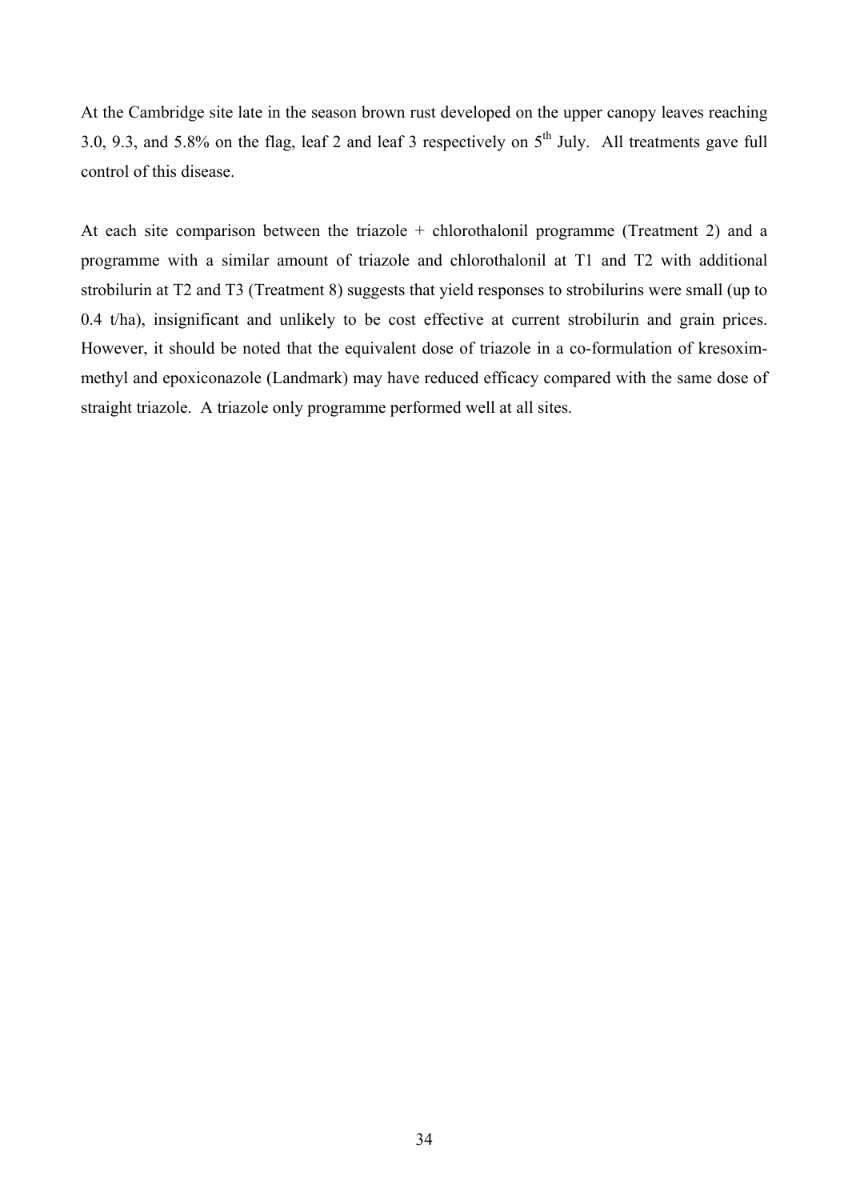At the Cambridge site late in the season brown rust developed on the upper canopy leaves reaching 3.0, 9.3, and 5.8% on the flag, leaf 2 and leaf 3 respectively on 5$^{th}$ July. All treatments gave full control of this disease.

At each site comparison between the triazole + chlorothalonil programme (Treatment 2) and a programme with a similar amount of triazole and chlorothalonil at T1 and T2 with additional strobilurin at T2 and T3 (Treatment 8) suggests that yield responses to strobilurins were small (up to 0.4 t/ha), insignificant and unlikely to be cost effective at current strobilurin and grain prices. However, it should be noted that the equivalent dose of triazole in a co-formulation of kresoxim-methyl and epoxiconazole (Landmark) may have reduced efficacy compared with the same dose of straight triazole. A triazole only programme performed well at all sites.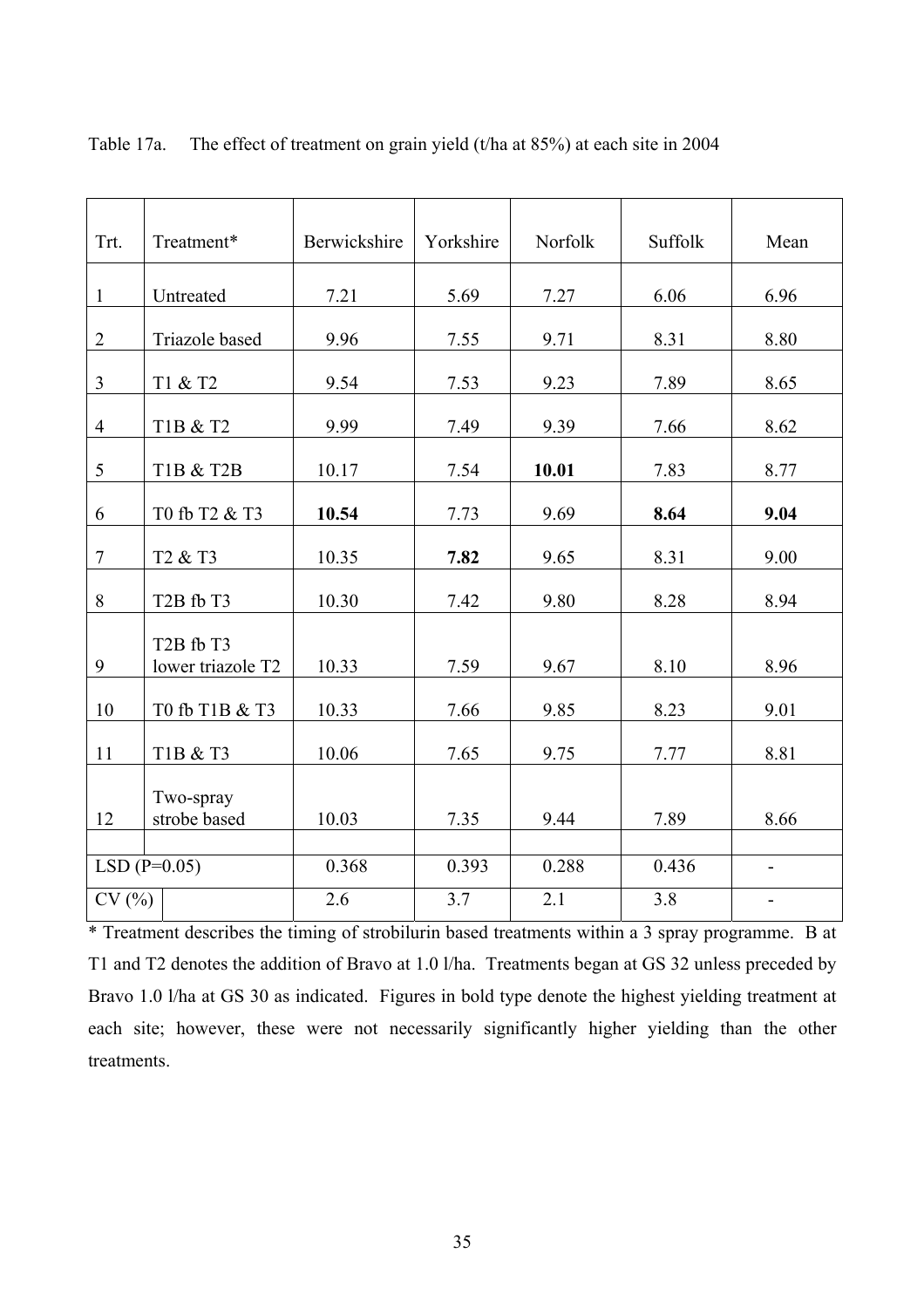Table 17a. The effect of treatment on grain yield (t/ha at 85%) at each site in 2004

| Trt. | Treatment* | Berwickshire | Yorkshire | Norfolk | Suffolk | Mean |
|---|---|---|---|---|---|---|
| 1 | Untreated | 7.21 | 5.69 | 7.27 | 6.06 | 6.96 |
| 2 | Triazole based | 9.96 | 7.55 | 9.71 | 8.31 | 8.80 |
| 3 | T1 & T2 | 9.54 | 7.53 | 9.23 | 7.89 | 8.65 |
| 4 | T1B & T2 | 9.99 | 7.49 | 9.39 | 7.66 | 8.62 |
| 5 | T1B & T2B | 10.17 | 7.54 | **10.01** | 7.83 | 8.77 |
| 6 | T0 fb T2 & T3 | **10.54** | 7.73 | 9.69 | **8.64** | **9.04** |
| 7 | T2 & T3 | 10.35 | **7.82** | 9.65 | 8.31 | 9.00 |
| 8 | T2B fb T3 | 10.30 | 7.42 | 9.80 | 8.28 | 8.94 |
| 9 | T2B fb T3 lower triazole T2 | 10.33 | 7.59 | 9.67 | 8.10 | 8.96 |
| 10 | T0 fb T1B & T3 | 10.33 | 7.66 | 9.85 | 8.23 | 9.01 |
| 11 | T1B & T3 | 10.06 | 7.65 | 9.75 | 7.77 | 8.81 |
| 12 | Two-spray strobe based | 10.03 | 7.35 | 9.44 | 7.89 | 8.66 |
| | | | | | | |
| LSD (P=0.05) | | 0.368 | 0.393 | 0.288 | 0.436 | - |
| CV (%) | | 2.6 | 3.7 | 2.1 | 3.8 | - |

* Treatment describes the timing of strobilurin based treatments within a 3 spray programme. B at T1 and T2 denotes the addition of Bravo at 1.0 l/ha. Treatments began at GS 32 unless preceded by Bravo 1.0 l/ha at GS 30 as indicated. Figures in bold type denote the highest yielding treatment at each site; however, these were not necessarily significantly higher yielding than the other treatments.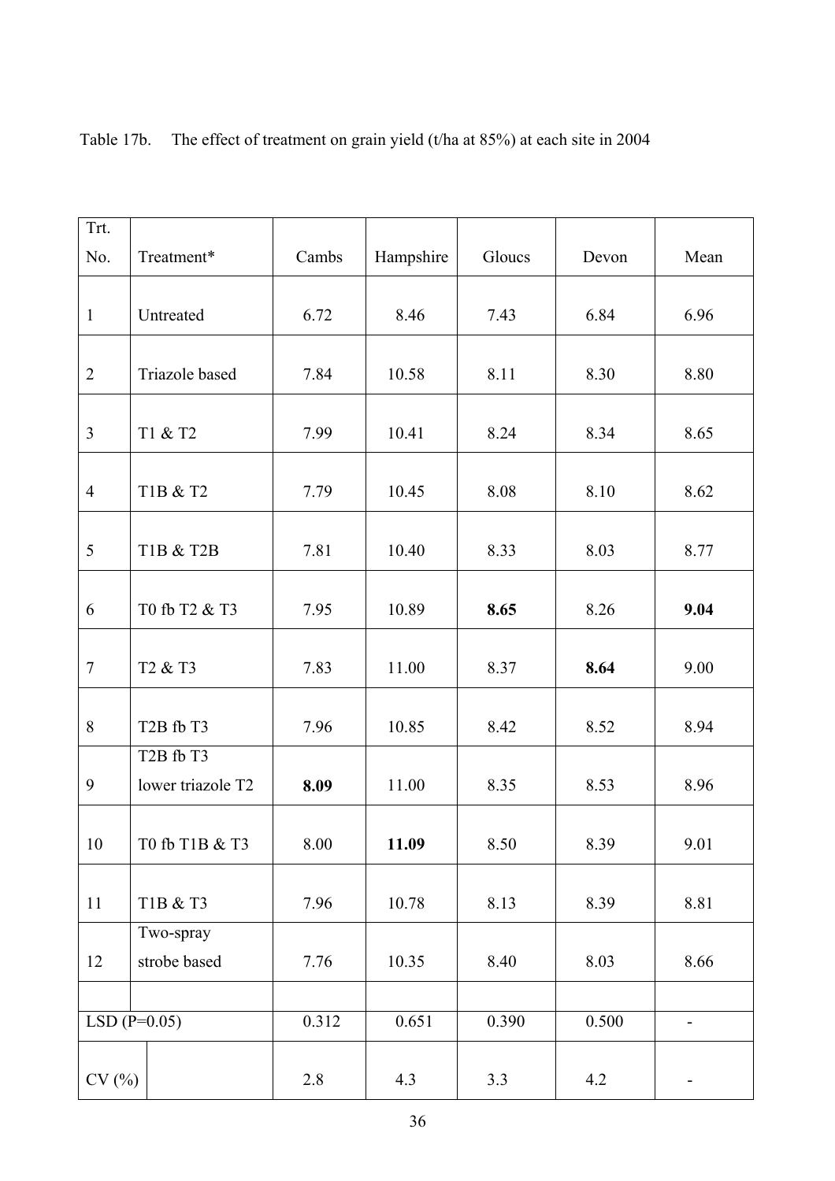Table 17b. The effect of treatment on grain yield (t/ha at 85%) at each site in 2004

| Trt. No. | Treatment* | Cambs | Hampshire | Gloucs | Devon | Mean |
|---|---|---|---|---|---|---|
| 1 | Untreated | 6.72 | 8.46 | 7.43 | 6.84 | 6.96 |
| 2 | Triazole based | 7.84 | 10.58 | 8.11 | 8.30 | 8.80 |
| 3 | T1 & T2 | 7.99 | 10.41 | 8.24 | 8.34 | 8.65 |
| 4 | T1B & T2 | 7.79 | 10.45 | 8.08 | 8.10 | 8.62 |
| 5 | T1B & T2B | 7.81 | 10.40 | 8.33 | 8.03 | 8.77 |
| 6 | T0 fb T2 & T3 | 7.95 | 10.89 | **8.65** | 8.26 | **9.04** |
| 7 | T2 & T3 | 7.83 | 11.00 | 8.37 | **8.64** | 9.00 |
| 8 | T2B fb T3 | 7.96 | 10.85 | 8.42 | 8.52 | 8.94 |
| 9 | T2B fb T3 lower triazole T2 | **8.09** | 11.00 | 8.35 | 8.53 | 8.96 |
| 10 | T0 fb T1B & T3 | 8.00 | **11.09** | 8.50 | 8.39 | 9.01 |
| 11 | T1B & T3 | 7.96 | 10.78 | 8.13 | 8.39 | 8.81 |
| 12 | Two-spray strobe based | 7.76 | 10.35 | 8.40 | 8.03 | 8.66 |
| | | | | | | |
| LSD (P=0.05) | | 0.312 | 0.651 | 0.390 | 0.500 | - |
| CV (%) | | 2.8 | 4.3 | 3.3 | 4.2 | - |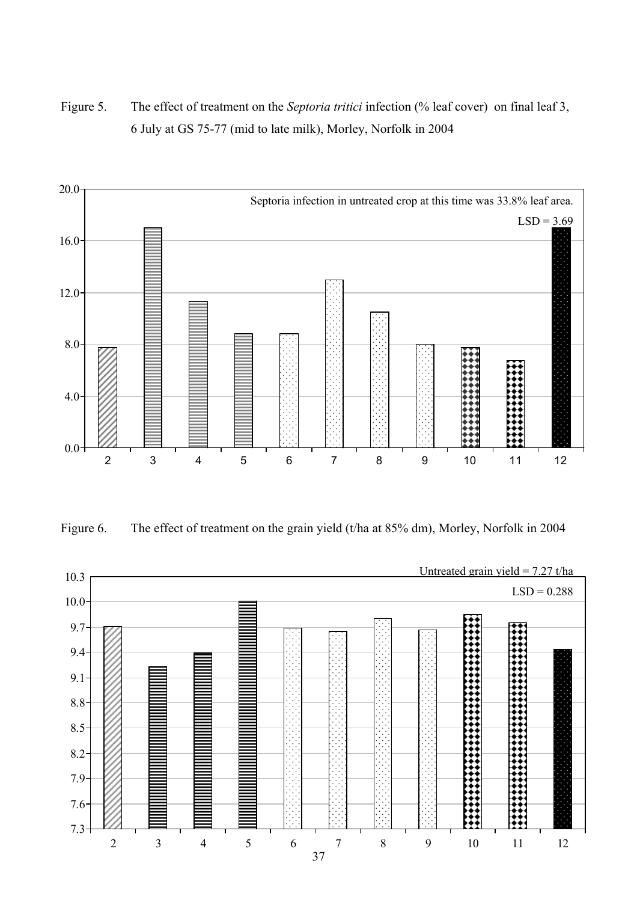Figure 5. The effect of treatment on the *Septoria tritici* infection (% leaf cover) on final leaf 3, 6 July at GS 75-77 (mid to late milk), Morley, Norfolk in 2004

Septoria infection in untreated crop at this time was 33.8% leaf area.

LSD = 3.69

Figure 6. The effect of treatment on the grain yield (t/ha at 85% dm), Morley, Norfolk in 2004

Untreated grain yield = 7.27 t/ha

LSD = 0.288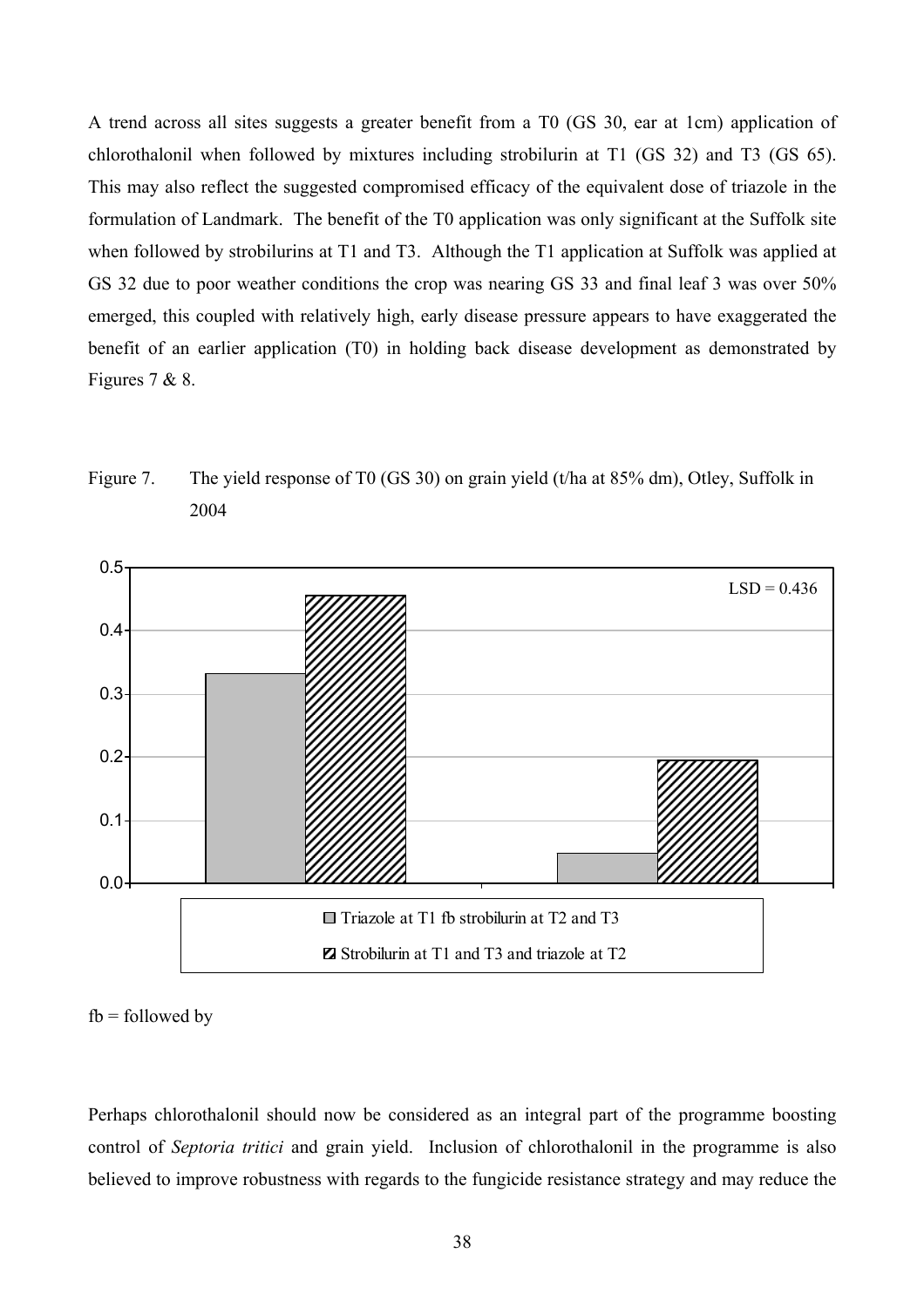A trend across all sites suggests a greater benefit from a T0 (GS 30, ear at 1cm) application of chlorothalonil when followed by mixtures including strobilurin at T1 (GS 32) and T3 (GS 65). This may also reflect the suggested compromised efficacy of the equivalent dose of triazole in the formulation of Landmark. The benefit of the T0 application was only significant at the Suffolk site when followed by strobilurins at T1 and T3. Although the T1 application at Suffolk was applied at GS 32 due to poor weather conditions the crop was nearing GS 33 and final leaf 3 was over 50% emerged, this coupled with relatively high, early disease pressure appears to have exaggerated the benefit of an earlier application (T0) in holding back disease development as demonstrated by Figures 7 & 8.

Figure 7. The yield response of T0 (GS 30) on grain yield (t/ha at 85% dm), Otley, Suffolk in 2004

LSD = 0.436

Triazole at T1 fb strobilurin at T2 and T3

Strobilurin at T1 and T3 and triazole at T2

fb = followed by

Perhaps chlorothalonil should now be considered as an integral part of the programme boosting control of *Septoria tritici* and grain yield. Inclusion of chlorothalonil in the programme is also believed to improve robustness with regards to the fungicide resistance strategy and may reduce the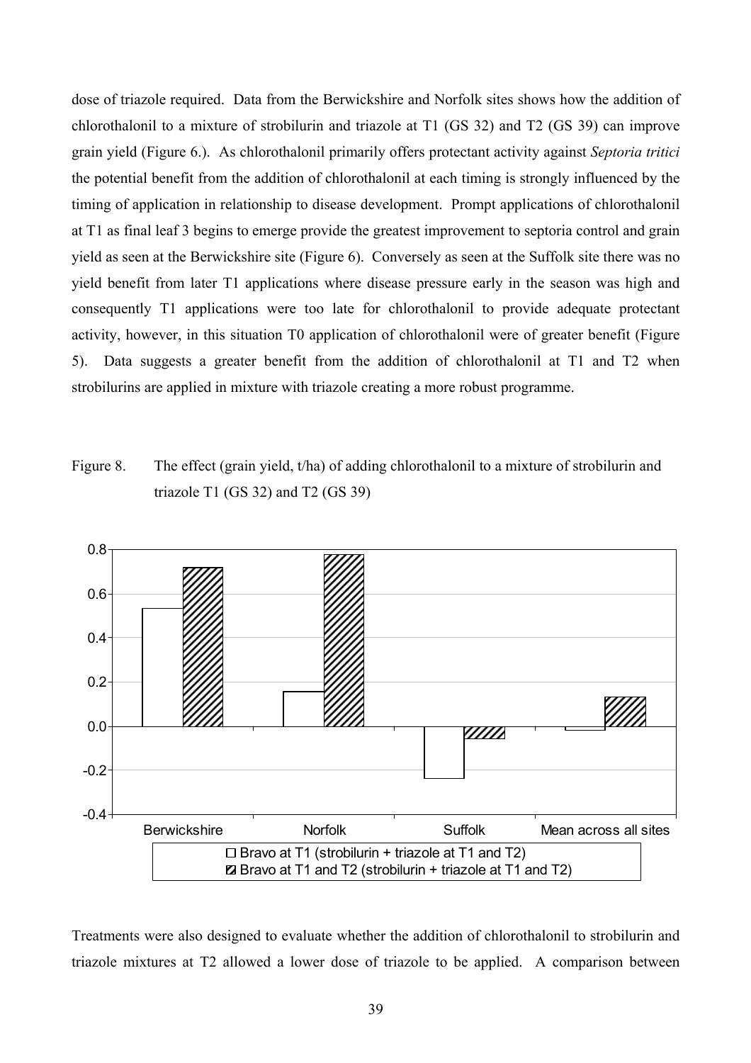dose of triazole required. Data from the Berwickshire and Norfolk sites shows how the addition of chlorothalonil to a mixture of strobilurin and triazole at T1 (GS 32) and T2 (GS 39) can improve grain yield (Figure 6.). As chlorothalonil primarily offers protectant activity against *Septoria tritici* the potential benefit from the addition of chlorothalonil at each timing is strongly influenced by the timing of application in relationship to disease development. Prompt applications of chlorothalonil at T1 as final leaf 3 begins to emerge provide the greatest improvement to septoria control and grain yield as seen at the Berwickshire site (Figure 6). Conversely as seen at the Suffolk site there was no yield benefit from later T1 applications where disease pressure early in the season was high and consequently T1 applications were too late for chlorothalonil to provide adequate protectant activity, however, in this situation T0 application of chlorothalonil were of greater benefit (Figure 5). Data suggests a greater benefit from the addition of chlorothalonil at T1 and T2 when strobilurins are applied in mixture with triazole creating a more robust programme.

Figure 8. The effect (grain yield, t/ha) of adding chlorothalonil to a mixture of strobilurin and triazole T1 (GS 32) and T2 (GS 39)

Treatments were also designed to evaluate whether the addition of chlorothalonil to strobilurin and triazole mixtures at T2 allowed a lower dose of triazole to be applied. A comparison between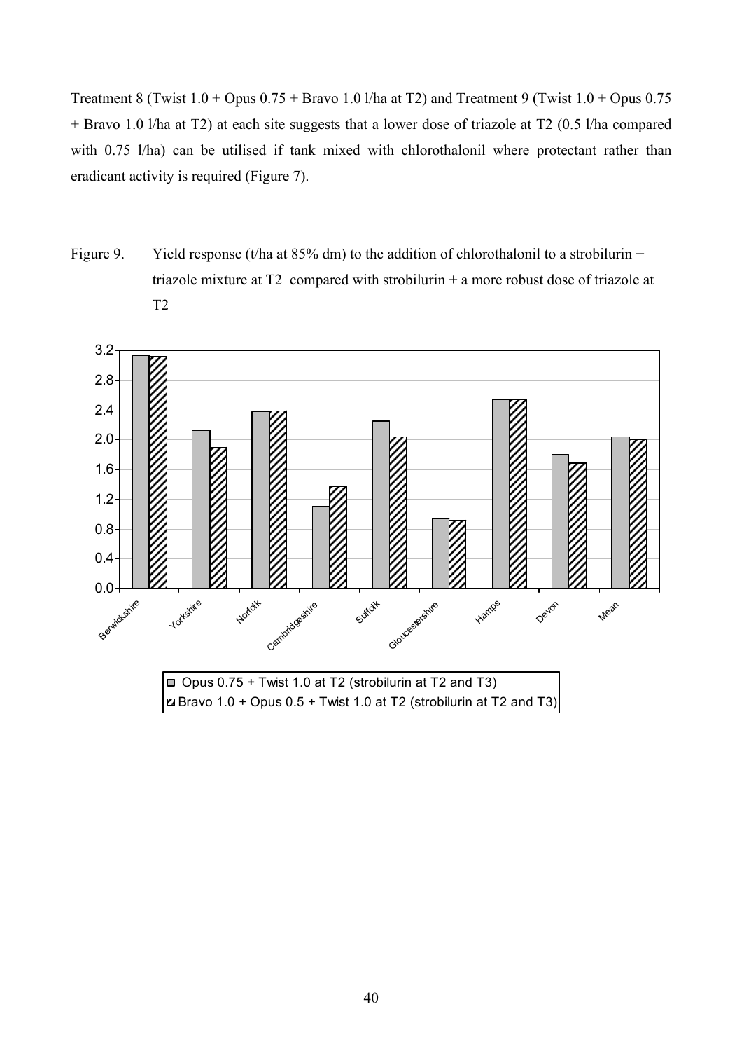Treatment 8 (Twist 1.0 + Opus 0.75 + Bravo 1.0 l/ha at T2) and Treatment 9 (Twist 1.0 + Opus 0.75 + Bravo 1.0 l/ha at T2) at each site suggests that a lower dose of triazole at T2 (0.5 l/ha compared with 0.75 l/ha) can be utilised if tank mixed with chlorothalonil where protectant rather than eradicant activity is required (Figure 7).

Figure 9. Yield response (t/ha at 85% dm) to the addition of chlorothalonil to a strobilurin + triazole mixture at T2 compared with strobilurin + a more robust dose of triazole at T2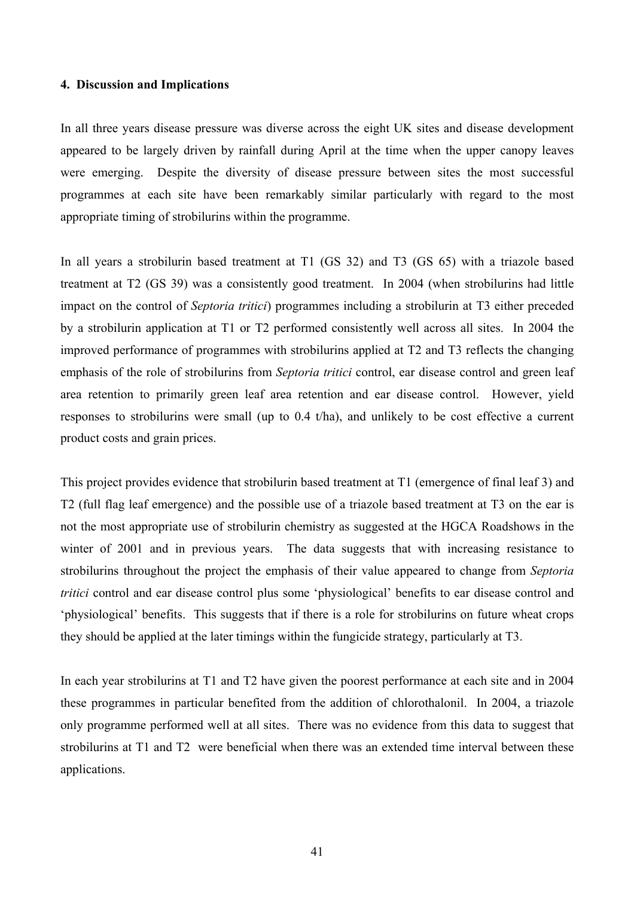## 4. Discussion and Implications

In all three years disease pressure was diverse across the eight UK sites and disease development appeared to be largely driven by rainfall during April at the time when the upper canopy leaves were emerging. Despite the diversity of disease pressure between sites the most successful programmes at each site have been remarkably similar particularly with regard to the most appropriate timing of strobilurins within the programme.

In all years a strobilurin based treatment at T1 (GS 32) and T3 (GS 65) with a triazole based treatment at T2 (GS 39) was a consistently good treatment. In 2004 (when strobilurins had little impact on the control of *Septoria tritici*) programmes including a strobilurin at T3 either preceded by a strobilurin application at T1 or T2 performed consistently well across all sites. In 2004 the improved performance of programmes with strobilurins applied at T2 and T3 reflects the changing emphasis of the role of strobilurins from *Septoria tritici* control, ear disease control and green leaf area retention to primarily green leaf area retention and ear disease control. However, yield responses to strobilurins were small (up to 0.4 t/ha), and unlikely to be cost effective a current product costs and grain prices.

This project provides evidence that strobilurin based treatment at T1 (emergence of final leaf 3) and T2 (full flag leaf emergence) and the possible use of a triazole based treatment at T3 on the ear is not the most appropriate use of strobilurin chemistry as suggested at the HGCA Roadshows in the winter of 2001 and in previous years. The data suggests that with increasing resistance to strobilurins throughout the project the emphasis of their value appeared to change from *Septoria tritici* control and ear disease control plus some 'physiological' benefits to ear disease control and 'physiological' benefits. This suggests that if there is a role for strobilurins on future wheat crops they should be applied at the later timings within the fungicide strategy, particularly at T3.

In each year strobilurins at T1 and T2 have given the poorest performance at each site and in 2004 these programmes in particular benefited from the addition of chlorothalonil. In 2004, a triazole only programme performed well at all sites. There was no evidence from this data to suggest that strobilurins at T1 and T2 were beneficial when there was an extended time interval between these applications.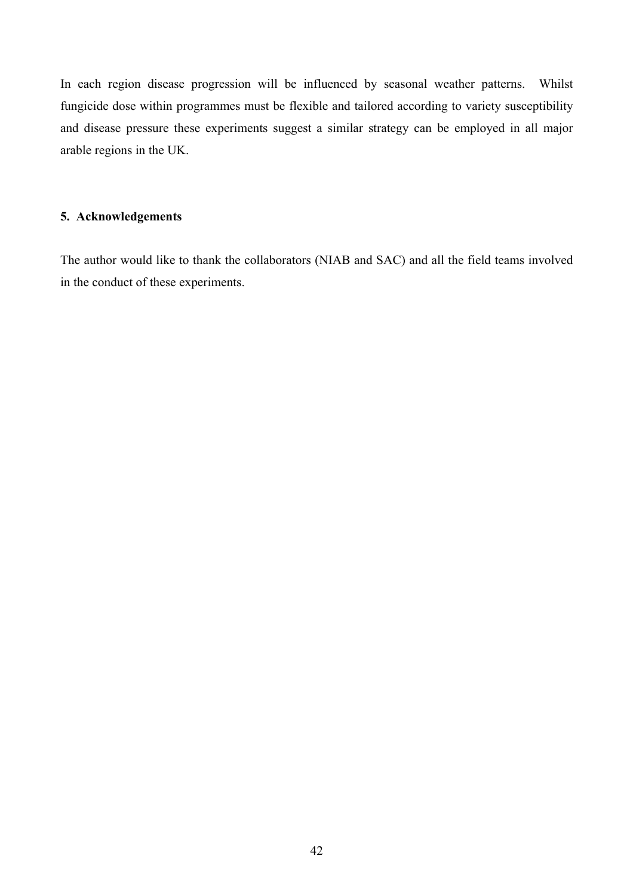In each region disease progression will be influenced by seasonal weather patterns. Whilst fungicide dose within programmes must be flexible and tailored according to variety susceptibility and disease pressure these experiments suggest a similar strategy can be employed in all major arable regions in the UK.

## 5. Acknowledgements

The author would like to thank the collaborators (NIAB and SAC) and all the field teams involved in the conduct of these experiments.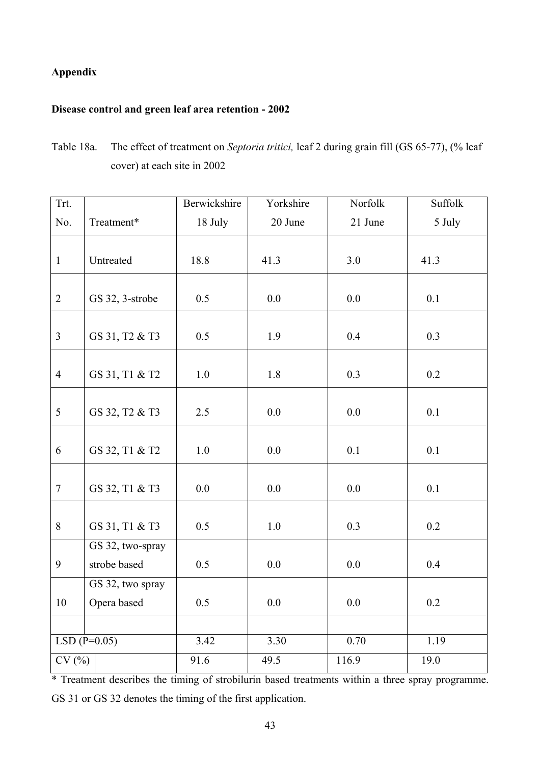**Appendix**

**Disease control and green leaf area retention - 2002**

Table 18a. The effect of treatment on *Septoria tritici,* leaf 2 during grain fill (GS 65-77), (% leaf cover) at each site in 2002

| Trt. No. | Treatment* | Berwickshire 18 July | Yorkshire 20 June | Norfolk 21 June | Suffolk 5 July |
|---|---|---|---|---|---|
| 1 | Untreated | 18.8 | 41.3 | 3.0 | 41.3 |
| 2 | GS 32, 3-strobe | 0.5 | 0.0 | 0.0 | 0.1 |
| 3 | GS 31, T2 & T3 | 0.5 | 1.9 | 0.4 | 0.3 |
| 4 | GS 31, T1 & T2 | 1.0 | 1.8 | 0.3 | 0.2 |
| 5 | GS 32, T2 & T3 | 2.5 | 0.0 | 0.0 | 0.1 |
| 6 | GS 32, T1 & T2 | 1.0 | 0.0 | 0.1 | 0.1 |
| 7 | GS 32, T1 & T3 | 0.0 | 0.0 | 0.0 | 0.1 |
| 8 | GS 31, T1 & T3 | 0.5 | 1.0 | 0.3 | 0.2 |
| 9 | GS 32, two-spray strobe based | 0.5 | 0.0 | 0.0 | 0.4 |
| 10 | GS 32, two spray Opera based | 0.5 | 0.0 | 0.0 | 0.2 |
| | | | | | |
| LSD (P=0.05) | | 3.42 | 3.30 | 0.70 | 1.19 |
| CV (%) | | 91.6 | 49.5 | 116.9 | 19.0 |

\* Treatment describes the timing of strobilurin based treatments within a three spray programme. GS 31 or GS 32 denotes the timing of the first application.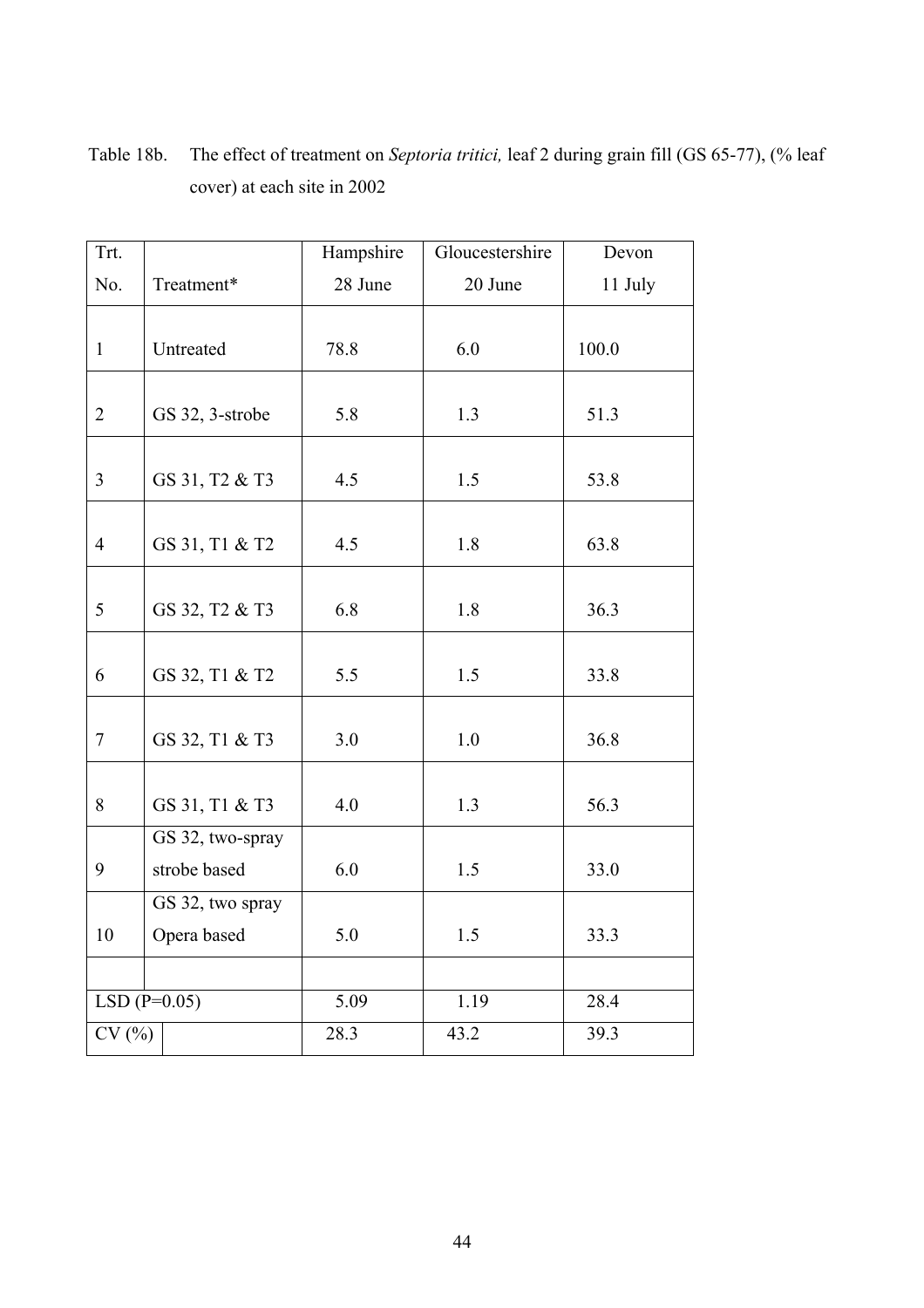Table 18b. The effect of treatment on *Septoria tritici,* leaf 2 during grain fill (GS 65-77), (% leaf cover) at each site in 2002

| Trt. No. | Treatment* | Hampshire 28 June | Gloucestershire 20 June | Devon 11 July |
|---|---|---|---|---|
| 1 | Untreated | 78.8 | 6.0 | 100.0 |
| 2 | GS 32, 3-strobe | 5.8 | 1.3 | 51.3 |
| 3 | GS 31, T2 & T3 | 4.5 | 1.5 | 53.8 |
| 4 | GS 31, T1 & T2 | 4.5 | 1.8 | 63.8 |
| 5 | GS 32, T2 & T3 | 6.8 | 1.8 | 36.3 |
| 6 | GS 32, T1 & T2 | 5.5 | 1.5 | 33.8 |
| 7 | GS 32, T1 & T3 | 3.0 | 1.0 | 36.8 |
| 8 | GS 31, T1 & T3 | 4.0 | 1.3 | 56.3 |
| 9 | GS 32, two-spray strobe based | 6.0 | 1.5 | 33.0 |
| 10 | GS 32, two spray Opera based | 5.0 | 1.5 | 33.3 |
| | | | | |
| LSD (P=0.05) | | 5.09 | 1.19 | 28.4 |
| CV (%) | | 28.3 | 43.2 | 39.3 |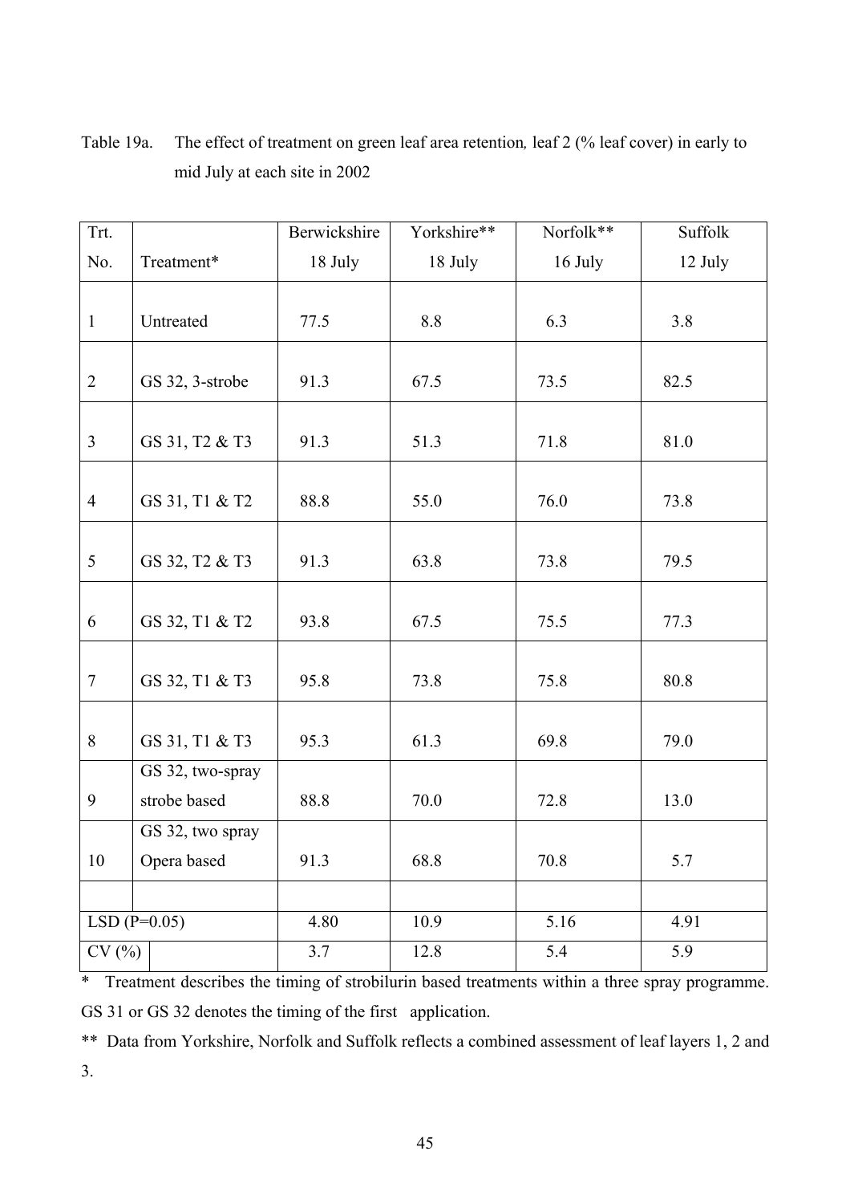Table 19a. The effect of treatment on green leaf area retention, leaf 2 (% leaf cover) in early to mid July at each site in 2002

| Trt. No. | Treatment* | Berwickshire 18 July | Yorkshire** 18 July | Norfolk** 16 July | Suffolk 12 July |
|---|---|---|---|---|---|
| 1 | Untreated | 77.5 | 8.8 | 6.3 | 3.8 |
| 2 | GS 32, 3-strobe | 91.3 | 67.5 | 73.5 | 82.5 |
| 3 | GS 31, T2 & T3 | 91.3 | 51.3 | 71.8 | 81.0 |
| 4 | GS 31, T1 & T2 | 88.8 | 55.0 | 76.0 | 73.8 |
| 5 | GS 32, T2 & T3 | 91.3 | 63.8 | 73.8 | 79.5 |
| 6 | GS 32, T1 & T2 | 93.8 | 67.5 | 75.5 | 77.3 |
| 7 | GS 32, T1 & T3 | 95.8 | 73.8 | 75.8 | 80.8 |
| 8 | GS 31, T1 & T3 | 95.3 | 61.3 | 69.8 | 79.0 |
| 9 | GS 32, two-spray strobe based | 88.8 | 70.0 | 72.8 | 13.0 |
| 10 | GS 32, two spray Opera based | 91.3 | 68.8 | 70.8 | 5.7 |
| | | | | | |
| LSD (P=0.05) | | 4.80 | 10.9 | 5.16 | 4.91 |
| CV (%) | | 3.7 | 12.8 | 5.4 | 5.9 |

* Treatment describes the timing of strobilurin based treatments within a three spray programme. GS 31 or GS 32 denotes the timing of the first application.

** Data from Yorkshire, Norfolk and Suffolk reflects a combined assessment of leaf layers 1, 2 and 3.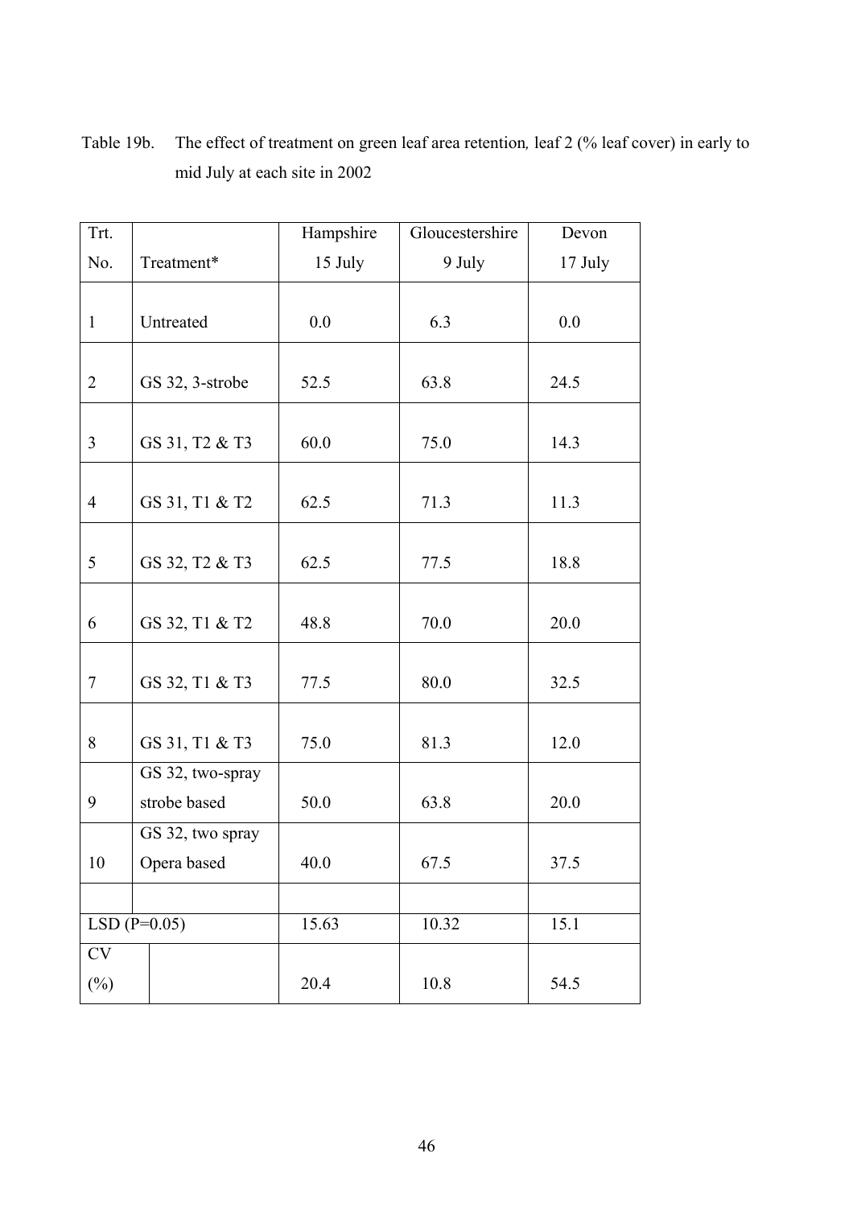Table 19b. The effect of treatment on green leaf area retention, leaf 2 (% leaf cover) in early to mid July at each site in 2002

| Trt. No. | Treatment* | Hampshire 15 July | Gloucestershire 9 July | Devon 17 July |
|---|---|---|---|---|
| 1 | Untreated | 0.0 | 6.3 | 0.0 |
| 2 | GS 32, 3-strobe | 52.5 | 63.8 | 24.5 |
| 3 | GS 31, T2 & T3 | 60.0 | 75.0 | 14.3 |
| 4 | GS 31, T1 & T2 | 62.5 | 71.3 | 11.3 |
| 5 | GS 32, T2 & T3 | 62.5 | 77.5 | 18.8 |
| 6 | GS 32, T1 & T2 | 48.8 | 70.0 | 20.0 |
| 7 | GS 32, T1 & T3 | 77.5 | 80.0 | 32.5 |
| 8 | GS 31, T1 & T3 | 75.0 | 81.3 | 12.0 |
| 9 | GS 32, two-spray strobe based | 50.0 | 63.8 | 20.0 |
| 10 | GS 32, two spray Opera based | 40.0 | 67.5 | 37.5 |
| | | | | |
| LSD (P=0.05) | | 15.63 | 10.32 | 15.1 |
| CV (%) | | 20.4 | 10.8 | 54.5 |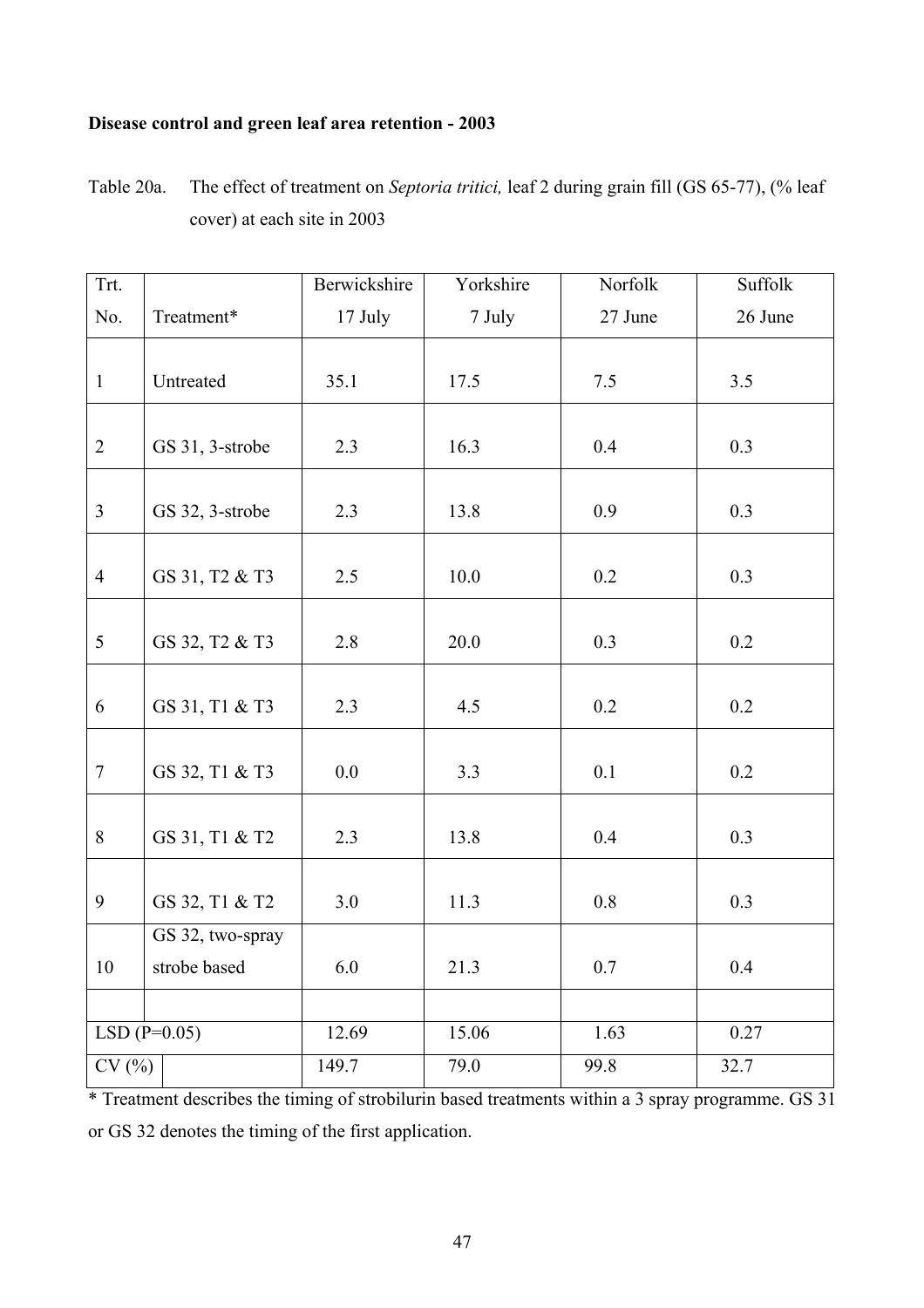**Disease control and green leaf area retention - 2003**

Table 20a. The effect of treatment on *Septoria tritici,* leaf 2 during grain fill (GS 65-77), (% leaf cover) at each site in 2003

| Trt. No. | Treatment* | Berwickshire 17 July | Yorkshire 7 July | Norfolk 27 June | Suffolk 26 June |
|---|---|---|---|---|---|
| 1 | Untreated | 35.1 | 17.5 | 7.5 | 3.5 |
| 2 | GS 31, 3-strobe | 2.3 | 16.3 | 0.4 | 0.3 |
| 3 | GS 32, 3-strobe | 2.3 | 13.8 | 0.9 | 0.3 |
| 4 | GS 31, T2 & T3 | 2.5 | 10.0 | 0.2 | 0.3 |
| 5 | GS 32, T2 & T3 | 2.8 | 20.0 | 0.3 | 0.2 |
| 6 | GS 31, T1 & T3 | 2.3 | 4.5 | 0.2 | 0.2 |
| 7 | GS 32, T1 & T3 | 0.0 | 3.3 | 0.1 | 0.2 |
| 8 | GS 31, T1 & T2 | 2.3 | 13.8 | 0.4 | 0.3 |
| 9 | GS 32, T1 & T2 | 3.0 | 11.3 | 0.8 | 0.3 |
| 10 | GS 32, two-spray strobe based | 6.0 | 21.3 | 0.7 | 0.4 |
| | | | | | |
| LSD (P=0.05) | | 12.69 | 15.06 | 1.63 | 0.27 |
| CV (%) | | 149.7 | 79.0 | 99.8 | 32.7 |

* Treatment describes the timing of strobilurin based treatments within a 3 spray programme. GS 31 or GS 32 denotes the timing of the first application.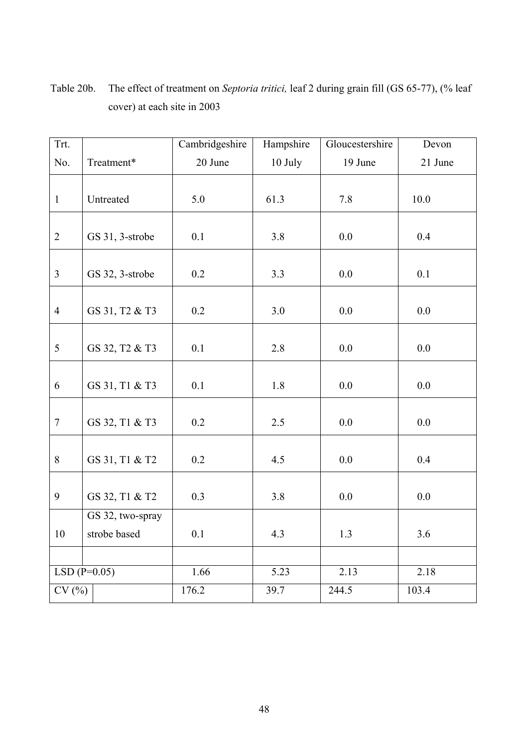Table 20b. The effect of treatment on *Septoria tritici,* leaf 2 during grain fill (GS 65-77), (% leaf cover) at each site in 2003

| Trt. No. | Treatment* | Cambridgeshire 20 June | Hampshire 10 July | Gloucestershire 19 June | Devon 21 June |
|---|---|---|---|---|---|
| 1 | Untreated | 5.0 | 61.3 | 7.8 | 10.0 |
| 2 | GS 31, 3-strobe | 0.1 | 3.8 | 0.0 | 0.4 |
| 3 | GS 32, 3-strobe | 0.2 | 3.3 | 0.0 | 0.1 |
| 4 | GS 31, T2 & T3 | 0.2 | 3.0 | 0.0 | 0.0 |
| 5 | GS 32, T2 & T3 | 0.1 | 2.8 | 0.0 | 0.0 |
| 6 | GS 31, T1 & T3 | 0.1 | 1.8 | 0.0 | 0.0 |
| 7 | GS 32, T1 & T3 | 0.2 | 2.5 | 0.0 | 0.0 |
| 8 | GS 31, T1 & T2 | 0.2 | 4.5 | 0.0 | 0.4 |
| 9 | GS 32, T1 & T2 | 0.3 | 3.8 | 0.0 | 0.0 |
| 10 | GS 32, two-spray strobe based | 0.1 | 4.3 | 1.3 | 3.6 |
| | | | | | |
| LSD (P=0.05) | | 1.66 | 5.23 | 2.13 | 2.18 |
| CV (%) | | 176.2 | 39.7 | 244.5 | 103.4 |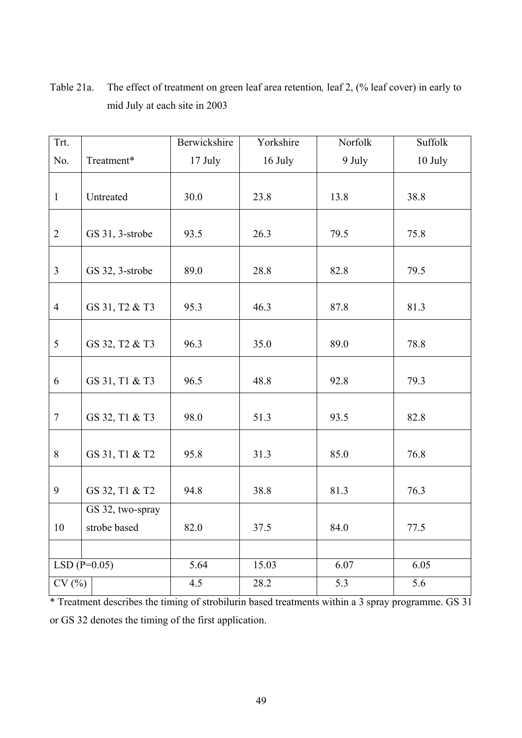Table 21a. The effect of treatment on green leaf area retention, leaf 2, (% leaf cover) in early to mid July at each site in 2003

| Trt. No. | Treatment* | Berwickshire 17 July | Yorkshire 16 July | Norfolk 9 July | Suffolk 10 July |
|---|---|---|---|---|---|
| 1 | Untreated | 30.0 | 23.8 | 13.8 | 38.8 |
| 2 | GS 31, 3-strobe | 93.5 | 26.3 | 79.5 | 75.8 |
| 3 | GS 32, 3-strobe | 89.0 | 28.8 | 82.8 | 79.5 |
| 4 | GS 31, T2 & T3 | 95.3 | 46.3 | 87.8 | 81.3 |
| 5 | GS 32, T2 & T3 | 96.3 | 35.0 | 89.0 | 78.8 |
| 6 | GS 31, T1 & T3 | 96.5 | 48.8 | 92.8 | 79.3 |
| 7 | GS 32, T1 & T3 | 98.0 | 51.3 | 93.5 | 82.8 |
| 8 | GS 31, T1 & T2 | 95.8 | 31.3 | 85.0 | 76.8 |
| 9 | GS 32, T1 & T2 | 94.8 | 38.8 | 81.3 | 76.3 |
| 10 | GS 32, two-spray strobe based | 82.0 | 37.5 | 84.0 | 77.5 |
| | | | | | |
| LSD (P=0.05) | | 5.64 | 15.03 | 6.07 | 6.05 |
| CV (%) | | 4.5 | 28.2 | 5.3 | 5.6 |

* Treatment describes the timing of strobilurin based treatments within a 3 spray programme. GS 31 or GS 32 denotes the timing of the first application.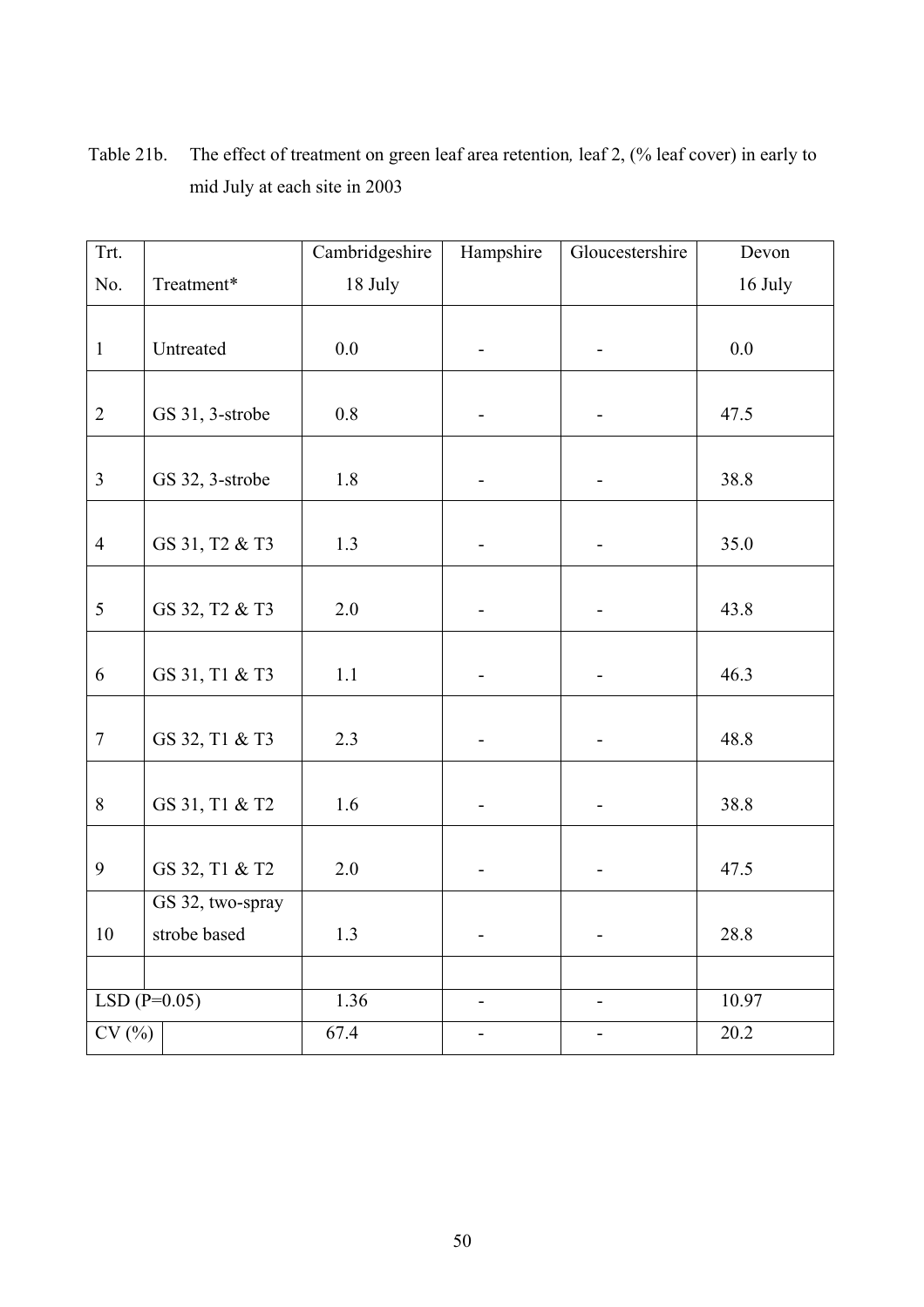Table 21b. The effect of treatment on green leaf area retention, leaf 2, (% leaf cover) in early to mid July at each site in 2003

| Trt. No. | Treatment* | Cambridgeshire 18 July | Hampshire | Gloucestershire | Devon 16 July |
|---|---|---|---|---|---|
| 1 | Untreated | 0.0 | - | - | 0.0 |
| 2 | GS 31, 3-strobe | 0.8 | - | - | 47.5 |
| 3 | GS 32, 3-strobe | 1.8 | - | - | 38.8 |
| 4 | GS 31, T2 & T3 | 1.3 | - | - | 35.0 |
| 5 | GS 32, T2 & T3 | 2.0 | - | - | 43.8 |
| 6 | GS 31, T1 & T3 | 1.1 | - | - | 46.3 |
| 7 | GS 32, T1 & T3 | 2.3 | - | - | 48.8 |
| 8 | GS 31, T1 & T2 | 1.6 | - | - | 38.8 |
| 9 | GS 32, T1 & T2 | 2.0 | - | - | 47.5 |
| 10 | GS 32, two-spray strobe based | 1.3 | - | - | 28.8 |
| | | | | | |
| LSD (P=0.05) | | 1.36 | - | - | 10.97 |
| CV (%) | | 67.4 | - | - | 20.2 |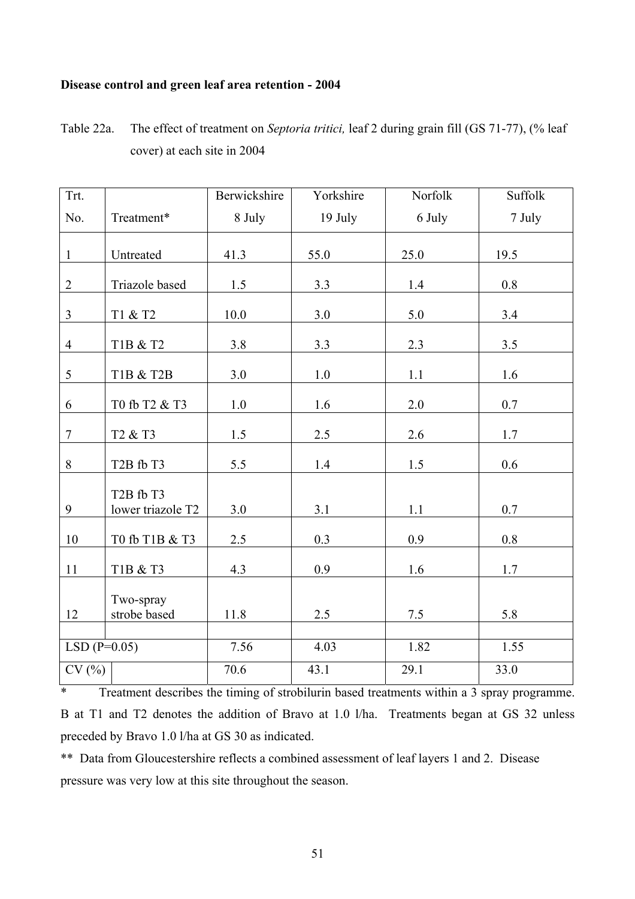**Disease control and green leaf area retention - 2004**

Table 22a. The effect of treatment on *Septoria tritici,* leaf 2 during grain fill (GS 71-77), (% leaf cover) at each site in 2004

| Trt. No. | Treatment* | Berwickshire 8 July | Yorkshire 19 July | Norfolk 6 July | Suffolk 7 July |
|---|---|---|---|---|---|
| 1 | Untreated | 41.3 | 55.0 | 25.0 | 19.5 |
| 2 | Triazole based | 1.5 | 3.3 | 1.4 | 0.8 |
| 3 | T1 & T2 | 10.0 | 3.0 | 5.0 | 3.4 |
| 4 | T1B & T2 | 3.8 | 3.3 | 2.3 | 3.5 |
| 5 | T1B & T2B | 3.0 | 1.0 | 1.1 | 1.6 |
| 6 | T0 fb T2 & T3 | 1.0 | 1.6 | 2.0 | 0.7 |
| 7 | T2 & T3 | 1.5 | 2.5 | 2.6 | 1.7 |
| 8 | T2B fb T3 | 5.5 | 1.4 | 1.5 | 0.6 |
| 9 | T2B fb T3 lower triazole T2 | 3.0 | 3.1 | 1.1 | 0.7 |
| 10 | T0 fb T1B & T3 | 2.5 | 0.3 | 0.9 | 0.8 |
| 11 | T1B & T3 | 4.3 | 0.9 | 1.6 | 1.7 |
| 12 | Two-spray strobe based | 11.8 | 2.5 | 7.5 | 5.8 |
| | | | | | |
| LSD (P=0.05) | | 7.56 | 4.03 | 1.82 | 1.55 |
| CV (%) | | 70.6 | 43.1 | 29.1 | 33.0 |

\* Treatment describes the timing of strobilurin based treatments within a 3 spray programme. B at T1 and T2 denotes the addition of Bravo at 1.0 l/ha. Treatments began at GS 32 unless preceded by Bravo 1.0 l/ha at GS 30 as indicated.

\*\* Data from Gloucestershire reflects a combined assessment of leaf layers 1 and 2. Disease pressure was very low at this site throughout the season.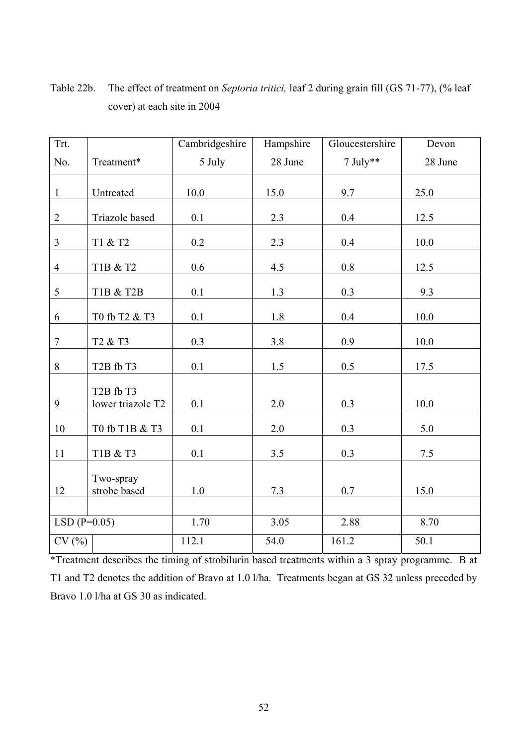Table 22b. The effect of treatment on *Septoria tritici,* leaf 2 during grain fill (GS 71-77), (% leaf cover) at each site in 2004

| Trt. No. | Treatment* | Cambridgeshire 5 July | Hampshire 28 June | Gloucestershire 7 July** | Devon 28 June |
|---|---|---|---|---|---|
| 1 | Untreated | 10.0 | 15.0 | 9.7 | 25.0 |
| 2 | Triazole based | 0.1 | 2.3 | 0.4 | 12.5 |
| 3 | T1 & T2 | 0.2 | 2.3 | 0.4 | 10.0 |
| 4 | T1B & T2 | 0.6 | 4.5 | 0.8 | 12.5 |
| 5 | T1B & T2B | 0.1 | 1.3 | 0.3 | 9.3 |
| 6 | T0 fb T2 & T3 | 0.1 | 1.8 | 0.4 | 10.0 |
| 7 | T2 & T3 | 0.3 | 3.8 | 0.9 | 10.0 |
| 8 | T2B fb T3 | 0.1 | 1.5 | 0.5 | 17.5 |
| 9 | T2B fb T3 lower triazole T2 | 0.1 | 2.0 | 0.3 | 10.0 |
| 10 | T0 fb T1B & T3 | 0.1 | 2.0 | 0.3 | 5.0 |
| 11 | T1B & T3 | 0.1 | 3.5 | 0.3 | 7.5 |
| 12 | Two-spray strobe based | 1.0 | 7.3 | 0.7 | 15.0 |
| | | | | | |
| LSD (P=0.05) | | 1.70 | 3.05 | 2.88 | 8.70 |
| CV (%) | | 112.1 | 54.0 | 161.2 | 50.1 |

*Treatment describes the timing of strobilurin based treatments within a 3 spray programme. B at T1 and T2 denotes the addition of Bravo at 1.0 l/ha. Treatments began at GS 32 unless preceded by Bravo 1.0 l/ha at GS 30 as indicated.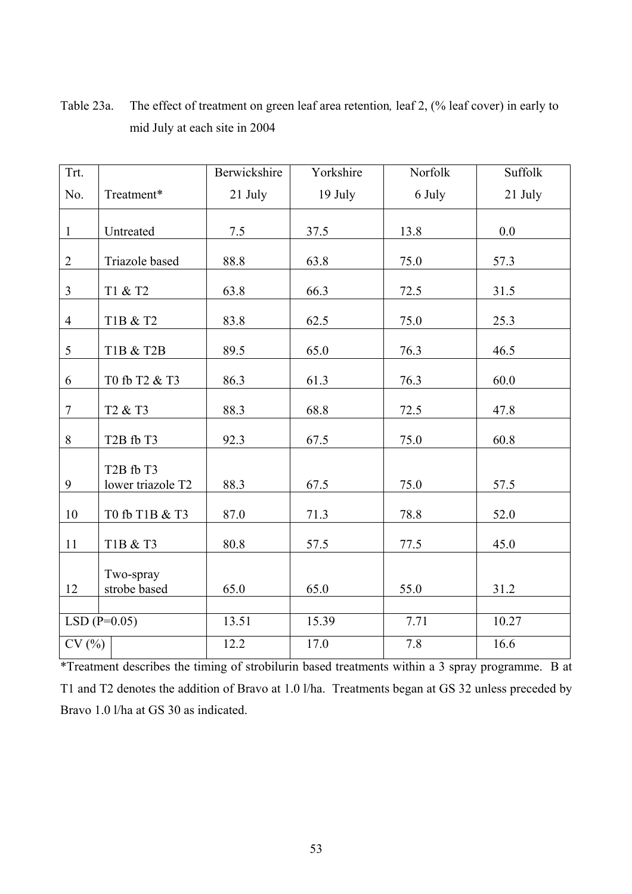Table 23a. The effect of treatment on green leaf area retention, leaf 2, (% leaf cover) in early to mid July at each site in 2004

| Trt. No. | Treatment* | Berwickshire 21 July | Yorkshire 19 July | Norfolk 6 July | Suffolk 21 July |
|---|---|---|---|---|---|
| 1 | Untreated | 7.5 | 37.5 | 13.8 | 0.0 |
| 2 | Triazole based | 88.8 | 63.8 | 75.0 | 57.3 |
| 3 | T1 & T2 | 63.8 | 66.3 | 72.5 | 31.5 |
| 4 | T1B & T2 | 83.8 | 62.5 | 75.0 | 25.3 |
| 5 | T1B & T2B | 89.5 | 65.0 | 76.3 | 46.5 |
| 6 | T0 fb T2 & T3 | 86.3 | 61.3 | 76.3 | 60.0 |
| 7 | T2 & T3 | 88.3 | 68.8 | 72.5 | 47.8 |
| 8 | T2B fb T3 | 92.3 | 67.5 | 75.0 | 60.8 |
| 9 | T2B fb T3 lower triazole T2 | 88.3 | 67.5 | 75.0 | 57.5 |
| 10 | T0 fb T1B & T3 | 87.0 | 71.3 | 78.8 | 52.0 |
| 11 | T1B & T3 | 80.8 | 57.5 | 77.5 | 45.0 |
| 12 | Two-spray strobe based | 65.0 | 65.0 | 55.0 | 31.2 |
| | | | | | |
| LSD (P=0.05) | | 13.51 | 15.39 | 7.71 | 10.27 |
| CV (%) | | 12.2 | 17.0 | 7.8 | 16.6 |

*Treatment describes the timing of strobilurin based treatments within a 3 spray programme. B at T1 and T2 denotes the addition of Bravo at 1.0 l/ha. Treatments began at GS 32 unless preceded by Bravo 1.0 l/ha at GS 30 as indicated.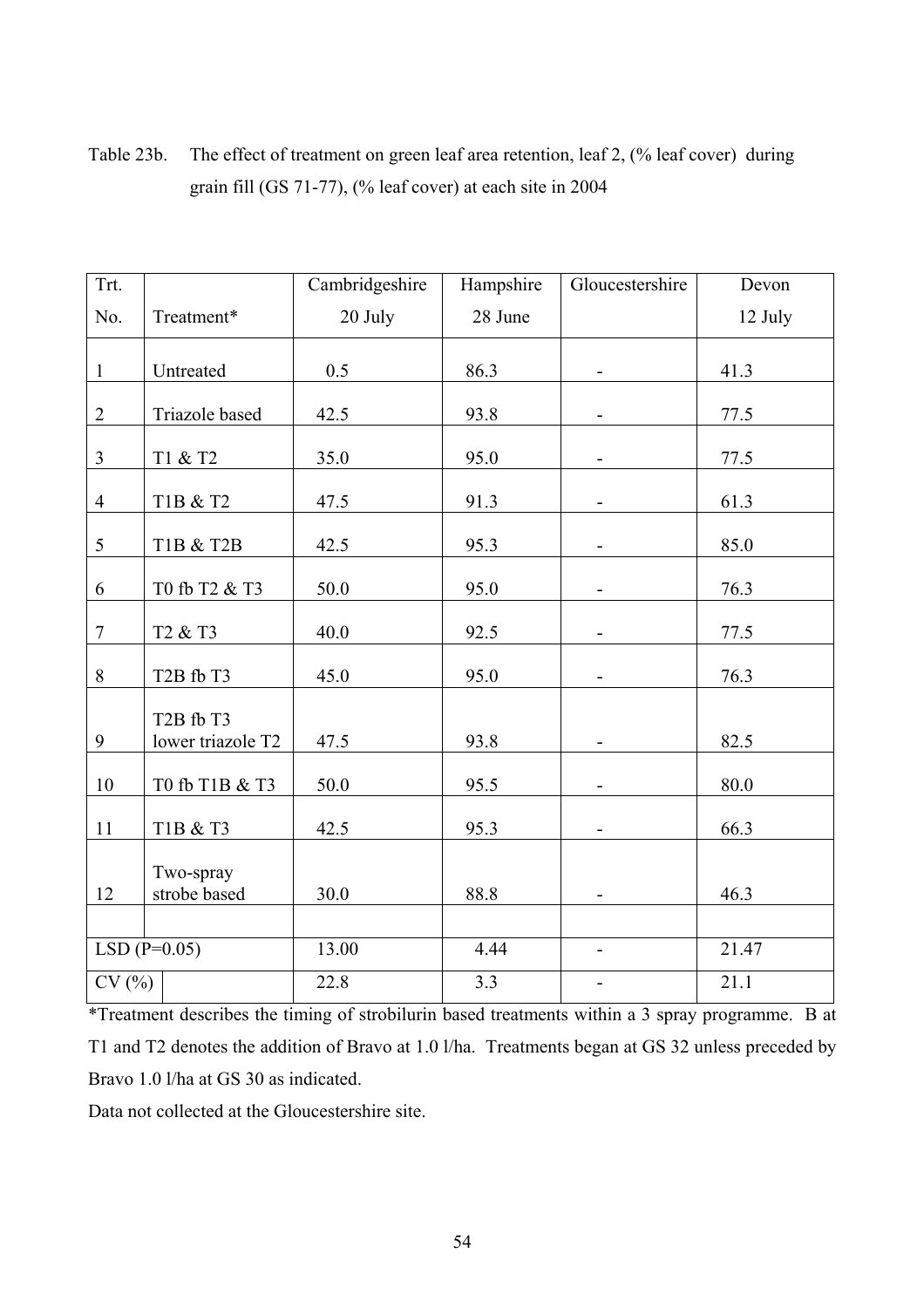Table 23b. The effect of treatment on green leaf area retention, leaf 2, (% leaf cover) during grain fill (GS 71-77), (% leaf cover) at each site in 2004

| Trt. No. | Treatment* | Cambridgeshire 20 July | Hampshire 28 June | Gloucestershire | Devon 12 July |
|---|---|---|---|---|---|
| 1 | Untreated | 0.5 | 86.3 | - | 41.3 |
| 2 | Triazole based | 42.5 | 93.8 | - | 77.5 |
| 3 | T1 & T2 | 35.0 | 95.0 | - | 77.5 |
| 4 | T1B & T2 | 47.5 | 91.3 | - | 61.3 |
| 5 | T1B & T2B | 42.5 | 95.3 | - | 85.0 |
| 6 | T0 fb T2 & T3 | 50.0 | 95.0 | - | 76.3 |
| 7 | T2 & T3 | 40.0 | 92.5 | - | 77.5 |
| 8 | T2B fb T3 | 45.0 | 95.0 | - | 76.3 |
| 9 | T2B fb T3 lower triazole T2 | 47.5 | 93.8 | - | 82.5 |
| 10 | T0 fb T1B & T3 | 50.0 | 95.5 | - | 80.0 |
| 11 | T1B & T3 | 42.5 | 95.3 | - | 66.3 |
| 12 | Two-spray strobe based | 30.0 | 88.8 | - | 46.3 |
| | | | | | |
| LSD (P=0.05) | | 13.00 | 4.44 | - | 21.47 |
| CV (%) | | 22.8 | 3.3 | - | 21.1 |

*Treatment describes the timing of strobilurin based treatments within a 3 spray programme. B at T1 and T2 denotes the addition of Bravo at 1.0 l/ha. Treatments began at GS 32 unless preceded by Bravo 1.0 l/ha at GS 30 as indicated.

Data not collected at the Gloucestershire site.